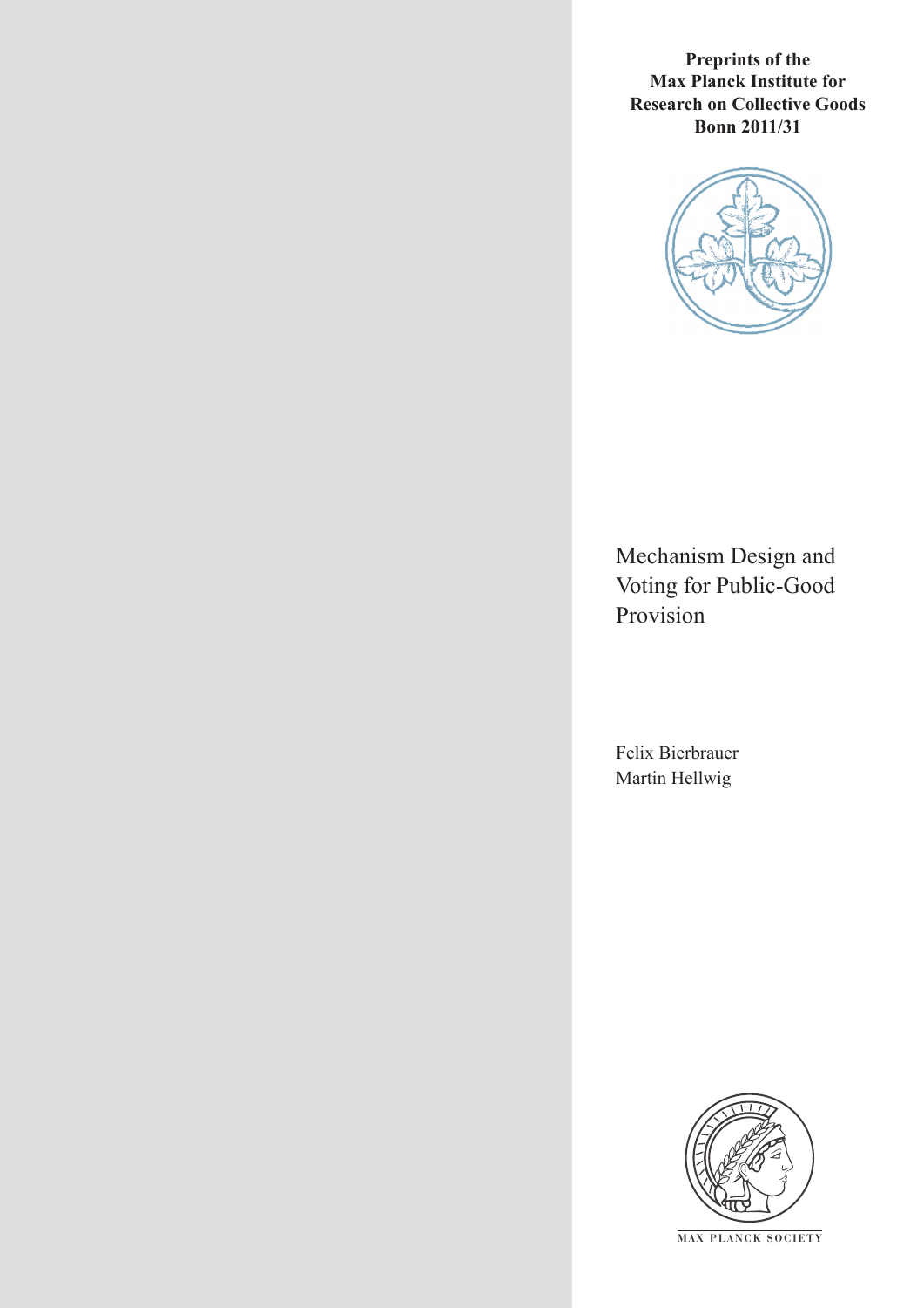**Preprints of the Max Planck Institute for Research on Collective Goods Bonn 2011/31**

# Mechanism Design and Voting for Public-Good Provision

Felix Bierbrauer
Martin Hellwig

MAX PLANCK SOCIETY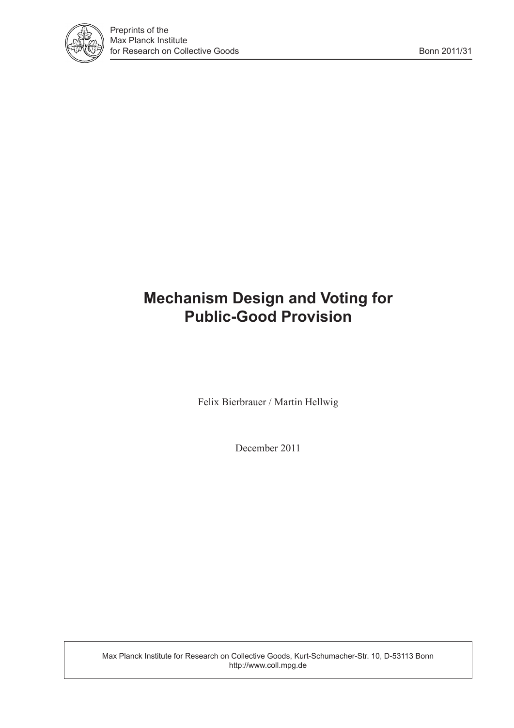Preprints of the
Max Planck Institute
for Research on Collective Goods

Bonn 2011/31

# Mechanism Design and Voting for Public-Good Provision

Felix Bierbrauer / Martin Hellwig

December 2011

Max Planck Institute for Research on Collective Goods, Kurt-Schumacher-Str. 10, D-53113 Bonn
http://www.coll.mpg.de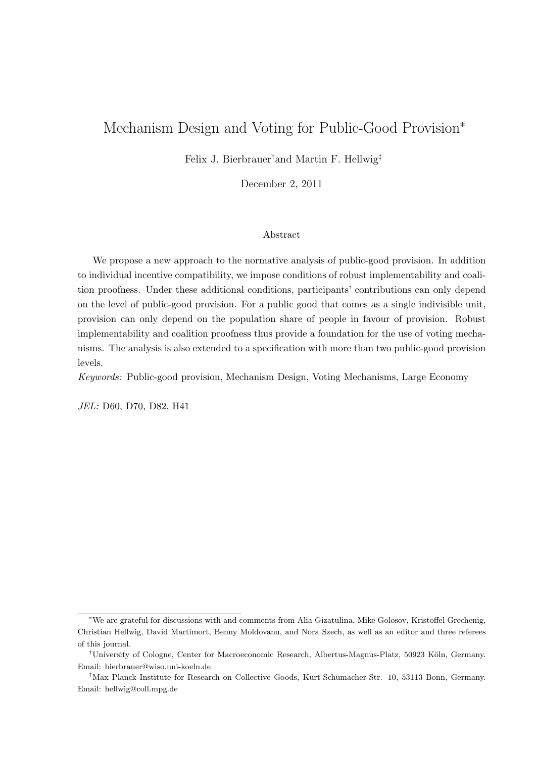# Mechanism Design and Voting for Public-Good Provision*

Felix J. Bierbrauer[†] and Martin F. Hellwig[‡]

December 2, 2011

## Abstract

We propose a new approach to the normative analysis of public-good provision. In addition to individual incentive compatibility, we impose conditions of robust implementability and coalition proofness. Under these additional conditions, participants' contributions can only depend on the level of public-good provision. For a public good that comes as a single indivisible unit, provision can only depend on the population share of people in favour of provision. Robust implementability and coalition proofness thus provide a foundation for the use of voting mechanisms. The analysis is also extended to a specification with more than two public-good provision levels.

*Keywords:* Public-good provision, Mechanism Design, Voting Mechanisms, Large Economy

*JEL:* D60, D70, D82, H41

---

*We are grateful for discussions with and comments from Alia Gizatulina, Mike Golosov, Kristoffel Grechenig, Christian Hellwig, David Martimort, Benny Moldovanu, and Nora Szech, as well as an editor and three referees of this journal.

[†]University of Cologne, Center for Macroeconomic Research, Albertus-Magnus-Platz, 50923 Köln, Germany. Email: bierbrauer@wiso.uni-koeln.de

[‡]Max Planck Institute for Research on Collective Goods, Kurt-Schumacher-Str. 10, 53113 Bonn, Germany. Email: hellwig@coll.mpg.de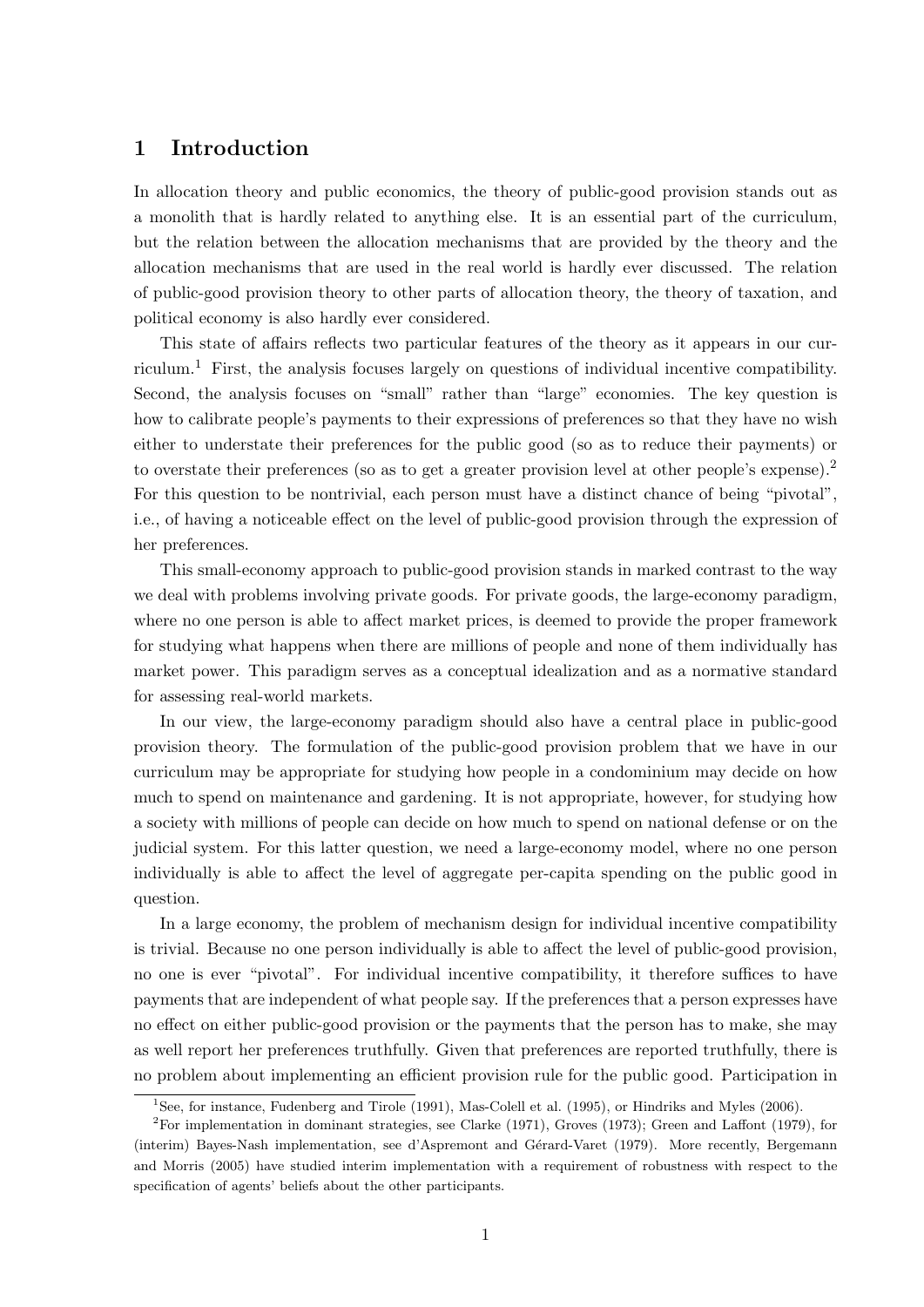# 1 Introduction

In allocation theory and public economics, the theory of public-good provision stands out as a monolith that is hardly related to anything else. It is an essential part of the curriculum, but the relation between the allocation mechanisms that are provided by the theory and the allocation mechanisms that are used in the real world is hardly ever discussed. The relation of public-good provision theory to other parts of allocation theory, the theory of taxation, and political economy is also hardly ever considered.

This state of affairs reflects two particular features of the theory as it appears in our curriculum.[1] First, the analysis focuses largely on questions of individual incentive compatibility. Second, the analysis focuses on "small" rather than "large" economies. The key question is how to calibrate people's payments to their expressions of preferences so that they have no wish either to understate their preferences for the public good (so as to reduce their payments) or to overstate their preferences (so as to get a greater provision level at other people's expense).[2] For this question to be nontrivial, each person must have a distinct chance of being "pivotal", i.e., of having a noticeable effect on the level of public-good provision through the expression of her preferences.

This small-economy approach to public-good provision stands in marked contrast to the way we deal with problems involving private goods. For private goods, the large-economy paradigm, where no one person is able to affect market prices, is deemed to provide the proper framework for studying what happens when there are millions of people and none of them individually has market power. This paradigm serves as a conceptual idealization and as a normative standard for assessing real-world markets.

In our view, the large-economy paradigm should also have a central place in public-good provision theory. The formulation of the public-good provision problem that we have in our curriculum may be appropriate for studying how people in a condominium may decide on how much to spend on maintenance and gardening. It is not appropriate, however, for studying how a society with millions of people can decide on how much to spend on national defense or on the judicial system. For this latter question, we need a large-economy model, where no one person individually is able to affect the level of aggregate per-capita spending on the public good in question.

In a large economy, the problem of mechanism design for individual incentive compatibility is trivial. Because no one person individually is able to affect the level of public-good provision, no one is ever "pivotal". For individual incentive compatibility, it therefore suffices to have payments that are independent of what people say. If the preferences that a person expresses have no effect on either public-good provision or the payments that the person has to make, she may as well report her preferences truthfully. Given that preferences are reported truthfully, there is no problem about implementing an efficient provision rule for the public good. Participation in

[1] See, for instance, Fudenberg and Tirole (1991), Mas-Colell et al. (1995), or Hindriks and Myles (2006).

[2] For implementation in dominant strategies, see Clarke (1971), Groves (1973); Green and Laffont (1979), for (interim) Bayes-Nash implementation, see d'Aspremont and Gérard-Varet (1979). More recently, Bergemann and Morris (2005) have studied interim implementation with a requirement of robustness with respect to the specification of agents' beliefs about the other participants.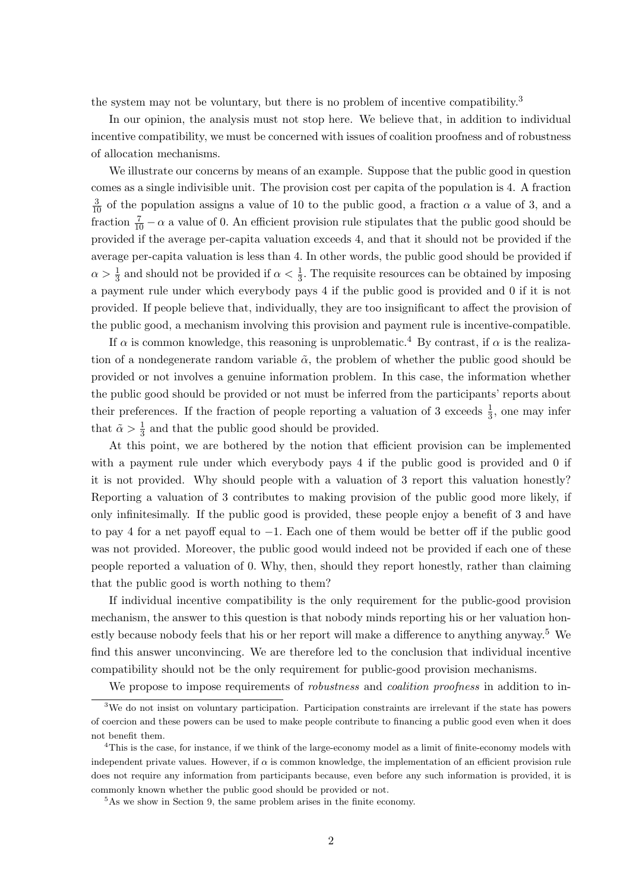the system may not be voluntary, but there is no problem of incentive compatibility.[3]

In our opinion, the analysis must not stop here. We believe that, in addition to individual incentive compatibility, we must be concerned with issues of coalition proofness and of robustness of allocation mechanisms.

We illustrate our concerns by means of an example. Suppose that the public good in question comes as a single indivisible unit. The provision cost per capita of the population is 4. A fraction $\frac{3}{10}$ of the population assigns a value of 10 to the public good, a fraction $\alpha$ a value of 3, and a fraction $\frac{7}{10} - \alpha$ a value of 0. An efficient provision rule stipulates that the public good should be provided if the average per-capita valuation exceeds 4, and that it should not be provided if the average per-capita valuation is less than 4. In other words, the public good should be provided if $\alpha > \frac{1}{3}$ and should not be provided if $\alpha < \frac{1}{3}$. The requisite resources can be obtained by imposing a payment rule under which everybody pays 4 if the public good is provided and 0 if it is not provided. If people believe that, individually, they are too insignificant to affect the provision of the public good, a mechanism involving this provision and payment rule is incentive-compatible.

If $\alpha$ is common knowledge, this reasoning is unproblematic.[4] By contrast, if $\alpha$ is the realization of a nondegenerate random variable $\tilde{\alpha}$, the problem of whether the public good should be provided or not involves a genuine information problem. In this case, the information whether the public good should be provided or not must be inferred from the participants' reports about their preferences. If the fraction of people reporting a valuation of 3 exceeds $\frac{1}{3}$, one may infer that $\tilde{\alpha} > \frac{1}{3}$ and that the public good should be provided.

At this point, we are bothered by the notion that efficient provision can be implemented with a payment rule under which everybody pays 4 if the public good is provided and 0 if it is not provided. Why should people with a valuation of 3 report this valuation honestly? Reporting a valuation of 3 contributes to making provision of the public good more likely, if only infinitesimally. If the public good is provided, these people enjoy a benefit of 3 and have to pay 4 for a net payoff equal to $-1$. Each one of them would be better off if the public good was not provided. Moreover, the public good would indeed not be provided if each one of these people reported a valuation of 0. Why, then, should they report honestly, rather than claiming that the public good is worth nothing to them?

If individual incentive compatibility is the only requirement for the public-good provision mechanism, the answer to this question is that nobody minds reporting his or her valuation honestly because nobody feels that his or her report will make a difference to anything anyway.[5] We find this answer unconvincing. We are therefore led to the conclusion that individual incentive compatibility should not be the only requirement for public-good provision mechanisms.

We propose to impose requirements of *robustness* and *coalition proofness* in addition to in-

[3] We do not insist on voluntary participation. Participation constraints are irrelevant if the state has powers of coercion and these powers can be used to make people contribute to financing a public good even when it does not benefit them.

[4] This is the case, for instance, if we think of the large-economy model as a limit of finite-economy models with independent private values. However, if $\alpha$ is common knowledge, the implementation of an efficient provision rule does not require any information from participants because, even before any such information is provided, it is commonly known whether the public good should be provided or not.

[5] As we show in Section 9, the same problem arises in the finite economy.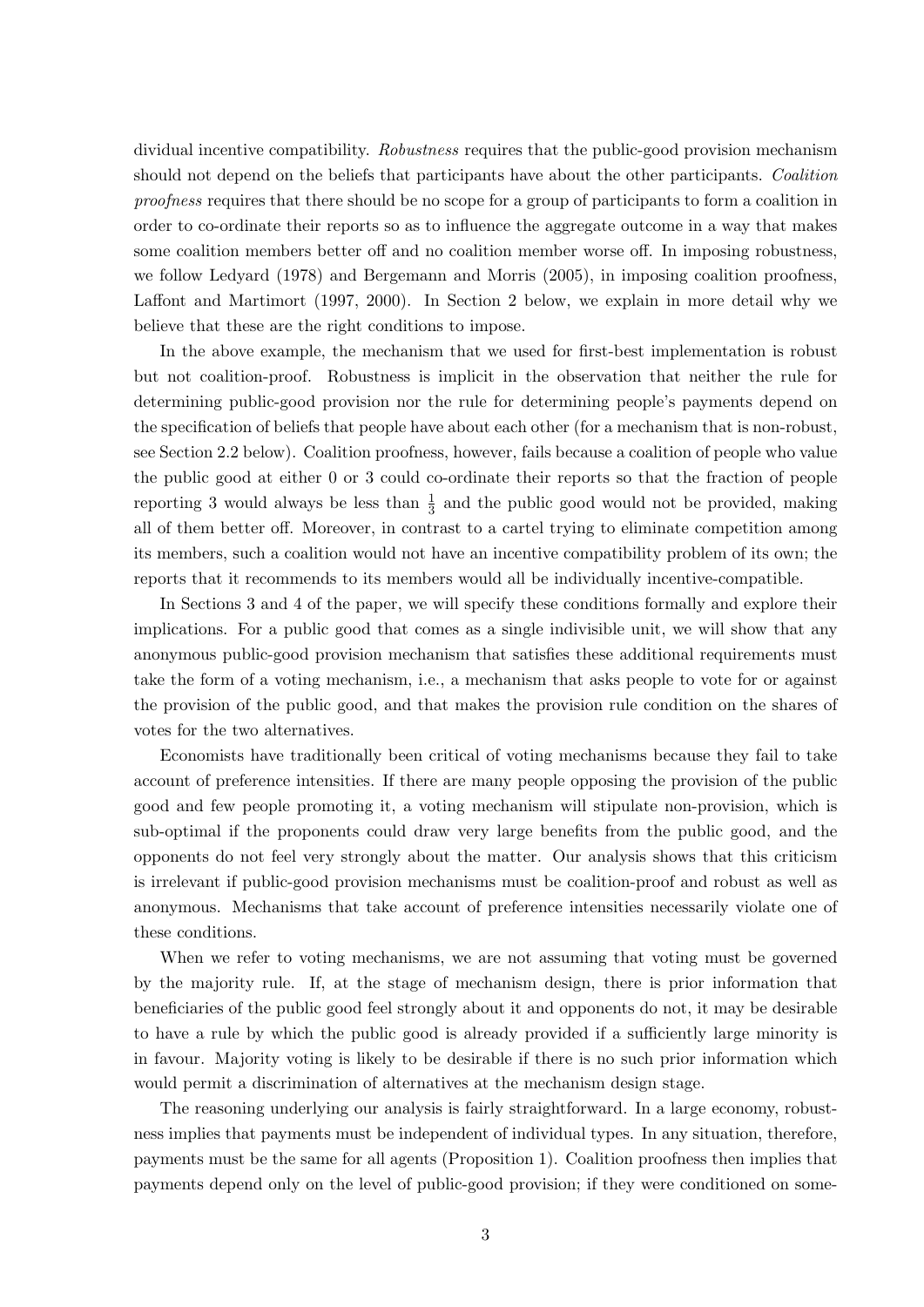dividual incentive compatibility. *Robustness* requires that the public-good provision mechanism should not depend on the beliefs that participants have about the other participants. *Coalition proofness* requires that there should be no scope for a group of participants to form a coalition in order to co-ordinate their reports so as to influence the aggregate outcome in a way that makes some coalition members better off and no coalition member worse off. In imposing robustness, we follow Ledyard (1978) and Bergemann and Morris (2005), in imposing coalition proofness, Laffont and Martimort (1997, 2000). In Section 2 below, we explain in more detail why we believe that these are the right conditions to impose.

In the above example, the mechanism that we used for first-best implementation is robust but not coalition-proof. Robustness is implicit in the observation that neither the rule for determining public-good provision nor the rule for determining people's payments depend on the specification of beliefs that people have about each other (for a mechanism that is non-robust, see Section 2.2 below). Coalition proofness, however, fails because a coalition of people who value the public good at either 0 or 3 could co-ordinate their reports so that the fraction of people reporting 3 would always be less than $\frac{1}{3}$ and the public good would not be provided, making all of them better off. Moreover, in contrast to a cartel trying to eliminate competition among its members, such a coalition would not have an incentive compatibility problem of its own; the reports that it recommends to its members would all be individually incentive-compatible.

In Sections 3 and 4 of the paper, we will specify these conditions formally and explore their implications. For a public good that comes as a single indivisible unit, we will show that any anonymous public-good provision mechanism that satisfies these additional requirements must take the form of a voting mechanism, i.e., a mechanism that asks people to vote for or against the provision of the public good, and that makes the provision rule condition on the shares of votes for the two alternatives.

Economists have traditionally been critical of voting mechanisms because they fail to take account of preference intensities. If there are many people opposing the provision of the public good and few people promoting it, a voting mechanism will stipulate non-provision, which is sub-optimal if the proponents could draw very large benefits from the public good, and the opponents do not feel very strongly about the matter. Our analysis shows that this criticism is irrelevant if public-good provision mechanisms must be coalition-proof and robust as well as anonymous. Mechanisms that take account of preference intensities necessarily violate one of these conditions.

When we refer to voting mechanisms, we are not assuming that voting must be governed by the majority rule. If, at the stage of mechanism design, there is prior information that beneficiaries of the public good feel strongly about it and opponents do not, it may be desirable to have a rule by which the public good is already provided if a sufficiently large minority is in favour. Majority voting is likely to be desirable if there is no such prior information which would permit a discrimination of alternatives at the mechanism design stage.

The reasoning underlying our analysis is fairly straightforward. In a large economy, robustness implies that payments must be independent of individual types. In any situation, therefore, payments must be the same for all agents (Proposition 1). Coalition proofness then implies that payments depend only on the level of public-good provision; if they were conditioned on some-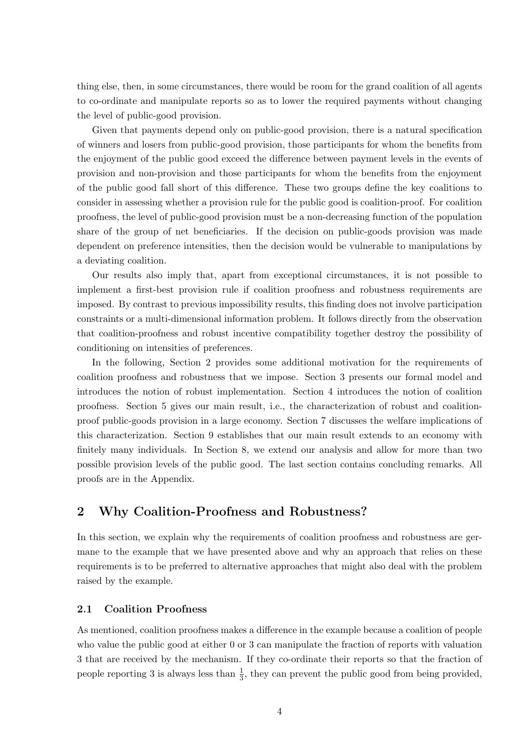thing else, then, in some circumstances, there would be room for the grand coalition of all agents to co-ordinate and manipulate reports so as to lower the required payments without changing the level of public-good provision.

Given that payments depend only on public-good provision, there is a natural specification of winners and losers from public-good provision, those participants for whom the benefits from the enjoyment of the public good exceed the difference between payment levels in the events of provision and non-provision and those participants for whom the benefits from the enjoyment of the public good fall short of this difference. These two groups define the key coalitions to consider in assessing whether a provision rule for the public good is coalition-proof. For coalition proofness, the level of public-good provision must be a non-decreasing function of the population share of the group of net beneficiaries. If the decision on public-goods provision was made dependent on preference intensities, then the decision would be vulnerable to manipulations by a deviating coalition.

Our results also imply that, apart from exceptional circumstances, it is not possible to implement a first-best provision rule if coalition proofness and robustness requirements are imposed. By contrast to previous impossibility results, this finding does not involve participation constraints or a multi-dimensional information problem. It follows directly from the observation that coalition-proofness and robust incentive compatibility together destroy the possibility of conditioning on intensities of preferences.

In the following, Section 2 provides some additional motivation for the requirements of coalition proofness and robustness that we impose. Section 3 presents our formal model and introduces the notion of robust implementation. Section 4 introduces the notion of coalition proofness. Section 5 gives our main result, i.e., the characterization of robust and coalition-proof public-goods provision in a large economy. Section 7 discusses the welfare implications of this characterization. Section 9 establishes that our main result extends to an economy with finitely many individuals. In Section 8, we extend our analysis and allow for more than two possible provision levels of the public good. The last section contains concluding remarks. All proofs are in the Appendix.

## 2 Why Coalition-Proofness and Robustness?

In this section, we explain why the requirements of coalition proofness and robustness are germane to the example that we have presented above and why an approach that relies on these requirements is to be preferred to alternative approaches that might also deal with the problem raised by the example.

### 2.1 Coalition Proofness

As mentioned, coalition proofness makes a difference in the example because a coalition of people who value the public good at either 0 or 3 can manipulate the fraction of reports with valuation 3 that are received by the mechanism. If they co-ordinate their reports so that the fraction of people reporting 3 is always less than $\frac{1}{3}$, they can prevent the public good from being provided,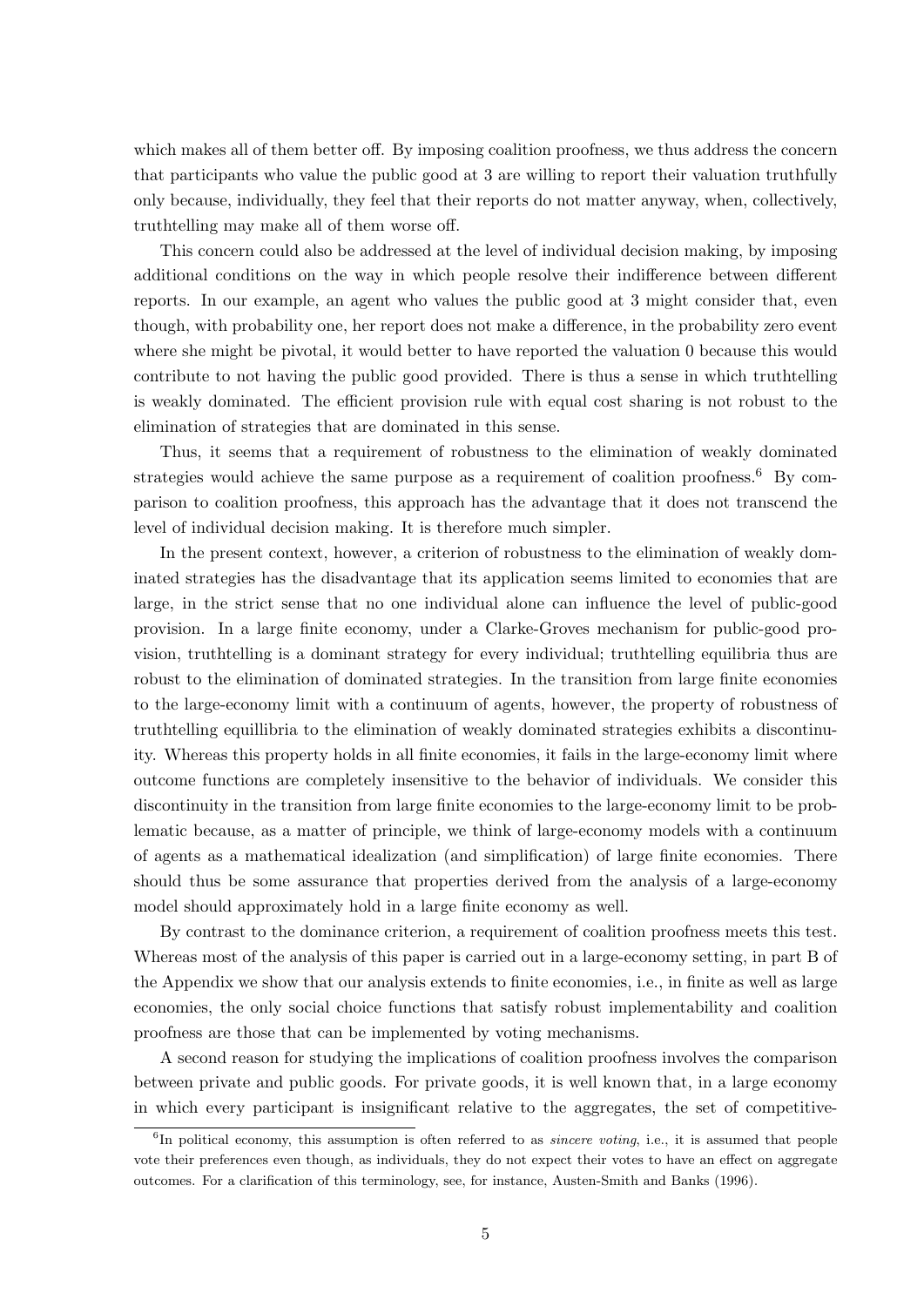which makes all of them better off. By imposing coalition proofness, we thus address the concern that participants who value the public good at 3 are willing to report their valuation truthfully only because, individually, they feel that their reports do not matter anyway, when, collectively, truthtelling may make all of them worse off.

This concern could also be addressed at the level of individual decision making, by imposing additional conditions on the way in which people resolve their indifference between different reports. In our example, an agent who values the public good at 3 might consider that, even though, with probability one, her report does not make a difference, in the probability zero event where she might be pivotal, it would better to have reported the valuation 0 because this would contribute to not having the public good provided. There is thus a sense in which truthtelling is weakly dominated. The efficient provision rule with equal cost sharing is not robust to the elimination of strategies that are dominated in this sense.

Thus, it seems that a requirement of robustness to the elimination of weakly dominated strategies would achieve the same purpose as a requirement of coalition proofness.[6] By comparison to coalition proofness, this approach has the advantage that it does not transcend the level of individual decision making. It is therefore much simpler.

In the present context, however, a criterion of robustness to the elimination of weakly dominated strategies has the disadvantage that its application seems limited to economies that are large, in the strict sense that no one individual alone can influence the level of public-good provision. In a large finite economy, under a Clarke-Groves mechanism for public-good provision, truthtelling is a dominant strategy for every individual; truthtelling equilibria thus are robust to the elimination of dominated strategies. In the transition from large finite economies to the large-economy limit with a continuum of agents, however, the property of robustness of truthtelling equillibria to the elimination of weakly dominated strategies exhibits a discontinuity. Whereas this property holds in all finite economies, it fails in the large-economy limit where outcome functions are completely insensitive to the behavior of individuals. We consider this discontinuity in the transition from large finite economies to the large-economy limit to be problematic because, as a matter of principle, we think of large-economy models with a continuum of agents as a mathematical idealization (and simplification) of large finite economies. There should thus be some assurance that properties derived from the analysis of a large-economy model should approximately hold in a large finite economy as well.

By contrast to the dominance criterion, a requirement of coalition proofness meets this test. Whereas most of the analysis of this paper is carried out in a large-economy setting, in part B of the Appendix we show that our analysis extends to finite economies, i.e., in finite as well as large economies, the only social choice functions that satisfy robust implementability and coalition proofness are those that can be implemented by voting mechanisms.

A second reason for studying the implications of coalition proofness involves the comparison between private and public goods. For private goods, it is well known that, in a large economy in which every participant is insignificant relative to the aggregates, the set of competitive-

[6] In political economy, this assumption is often referred to as *sincere voting*, i.e., it is assumed that people vote their preferences even though, as individuals, they do not expect their votes to have an effect on aggregate outcomes. For a clarification of this terminology, see, for instance, Austen-Smith and Banks (1996).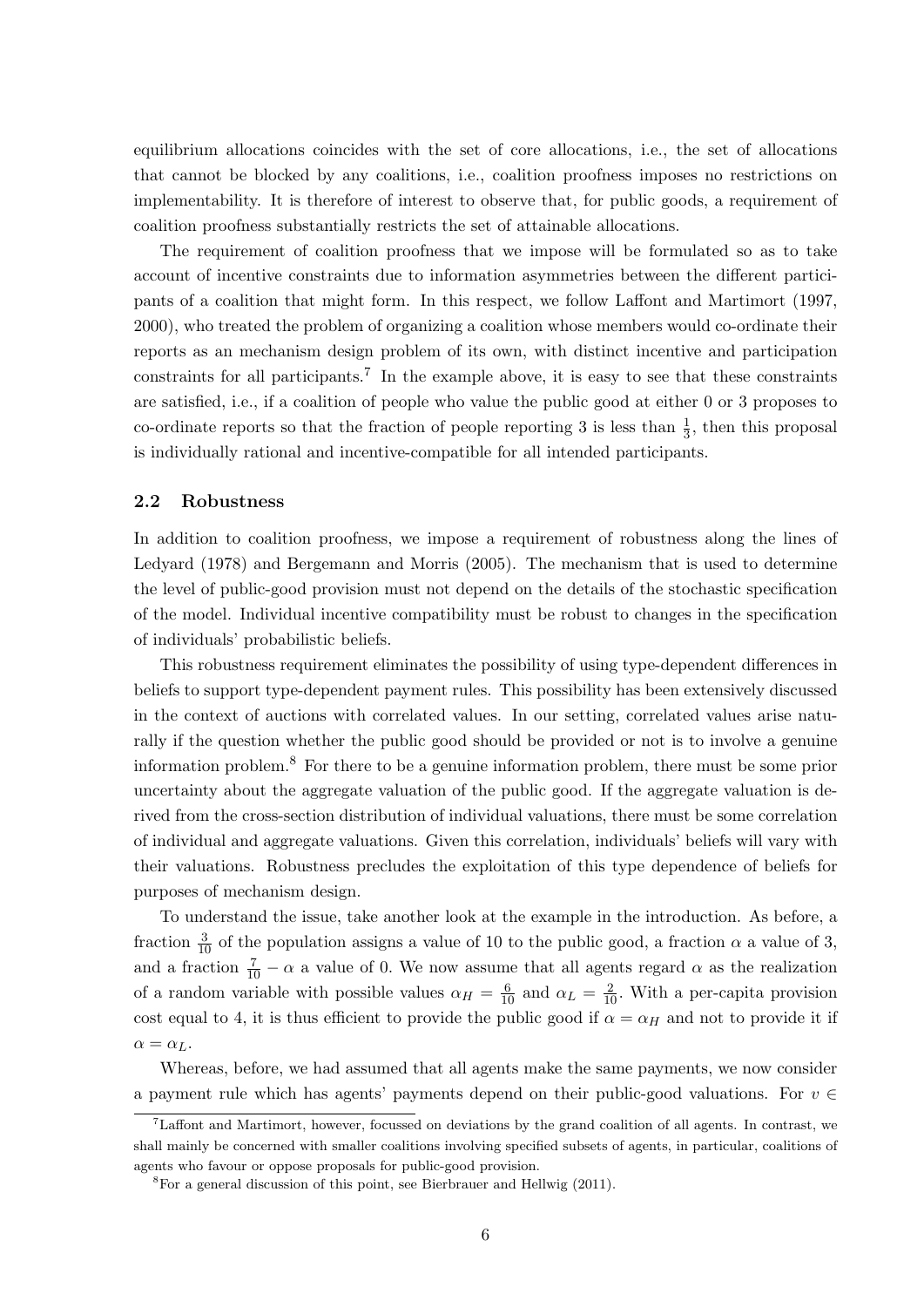equilibrium allocations coincides with the set of core allocations, i.e., the set of allocations that cannot be blocked by any coalitions, i.e., coalition proofness imposes no restrictions on implementability. It is therefore of interest to observe that, for public goods, a requirement of coalition proofness substantially restricts the set of attainable allocations.

The requirement of coalition proofness that we impose will be formulated so as to take account of incentive constraints due to information asymmetries between the different participants of a coalition that might form. In this respect, we follow Laffont and Martimort (1997, 2000), who treated the problem of organizing a coalition whose members would co-ordinate their reports as an mechanism design problem of its own, with distinct incentive and participation constraints for all participants.[7] In the example above, it is easy to see that these constraints are satisfied, i.e., if a coalition of people who value the public good at either 0 or 3 proposes to co-ordinate reports so that the fraction of people reporting 3 is less than $\frac{1}{3}$, then this proposal is individually rational and incentive-compatible for all intended participants.

## 2.2 Robustness

In addition to coalition proofness, we impose a requirement of robustness along the lines of Ledyard (1978) and Bergemann and Morris (2005). The mechanism that is used to determine the level of public-good provision must not depend on the details of the stochastic specification of the model. Individual incentive compatibility must be robust to changes in the specification of individuals' probabilistic beliefs.

This robustness requirement eliminates the possibility of using type-dependent differences in beliefs to support type-dependent payment rules. This possibility has been extensively discussed in the context of auctions with correlated values. In our setting, correlated values arise naturally if the question whether the public good should be provided or not is to involve a genuine information problem.[8] For there to be a genuine information problem, there must be some prior uncertainty about the aggregate valuation of the public good. If the aggregate valuation is derived from the cross-section distribution of individual valuations, there must be some correlation of individual and aggregate valuations. Given this correlation, individuals' beliefs will vary with their valuations. Robustness precludes the exploitation of this type dependence of beliefs for purposes of mechanism design.

To understand the issue, take another look at the example in the introduction. As before, a fraction $\frac{3}{10}$ of the population assigns a value of 10 to the public good, a fraction $\alpha$ a value of 3, and a fraction $\frac{7}{10} - \alpha$ a value of 0. We now assume that all agents regard $\alpha$ as the realization of a random variable with possible values $\alpha_H = \frac{6}{10}$ and $\alpha_L = \frac{2}{10}$. With a per-capita provision cost equal to 4, it is thus efficient to provide the public good if $\alpha = \alpha_H$ and not to provide it if $\alpha = \alpha_L$.

Whereas, before, we had assumed that all agents make the same payments, we now consider a payment rule which has agents' payments depend on their public-good valuations. For $v \in$

[7] Laffont and Martimort, however, focussed on deviations by the grand coalition of all agents. In contrast, we shall mainly be concerned with smaller coalitions involving specified subsets of agents, in particular, coalitions of agents who favour or oppose proposals for public-good provision.

[8] For a general discussion of this point, see Bierbrauer and Hellwig (2011).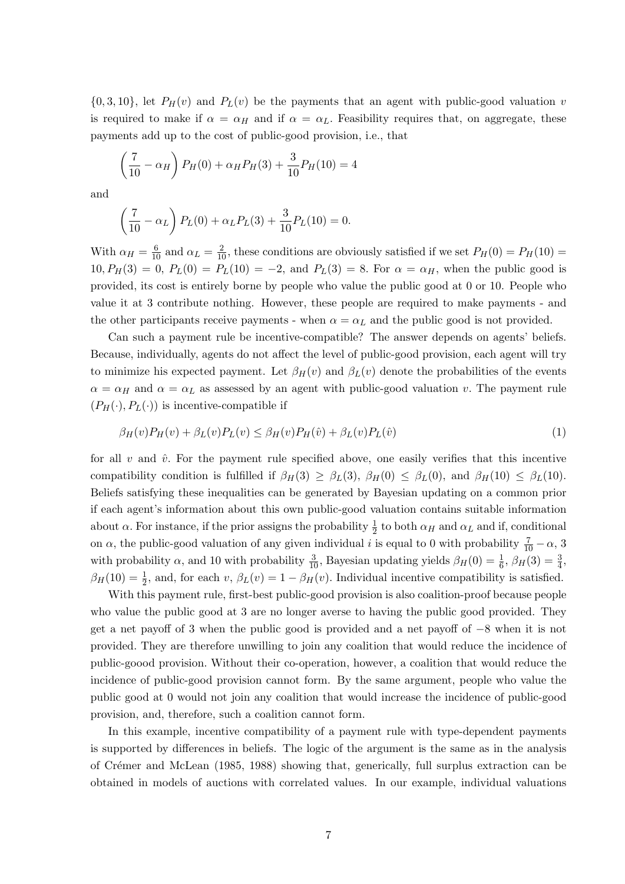$\{0, 3, 10\}$, let $P_H(v)$ and $P_L(v)$ be the payments that an agent with public-good valuation $v$ is required to make if $\alpha = \alpha_H$ and if $\alpha = \alpha_L$. Feasibility requires that, on aggregate, these payments add up to the cost of public-good provision, i.e., that

$$\left(\frac{7}{10} - \alpha_H\right) P_H(0) + \alpha_H P_H(3) + \frac{3}{10} P_H(10) = 4$$

and

$$\left(\frac{7}{10} - \alpha_L\right) P_L(0) + \alpha_L P_L(3) + \frac{3}{10} P_L(10) = 0.$$

With $\alpha_H = \frac{6}{10}$ and $\alpha_L = \frac{2}{10}$, these conditions are obviously satisfied if we set $P_H(0) = P_H(10) = 10$, $P_H(3) = 0$, $P_L(0) = P_L(10) = -2$, and $P_L(3) = 8$. For $\alpha = \alpha_H$, when the public good is provided, its cost is entirely borne by people who value the public good at 0 or 10. People who value it at 3 contribute nothing. However, these people are required to make payments - and the other participants receive payments - when $\alpha = \alpha_L$ and the public good is not provided.

Can such a payment rule be incentive-compatible? The answer depends on agents' beliefs. Because, individually, agents do not affect the level of public-good provision, each agent will try to minimize his expected payment. Let $\beta_H(v)$ and $\beta_L(v)$ denote the probabilities of the events $\alpha = \alpha_H$ and $\alpha = \alpha_L$ as assessed by an agent with public-good valuation $v$. The payment rule $(P_H(\cdot), P_L(\cdot))$ is incentive-compatible if

$$\beta_H(v)P_H(v) + \beta_L(v)P_L(v) \leq \beta_H(v)P_H(\hat{v}) + \beta_L(v)P_L(\hat{v}) \tag{1}$$

for all $v$ and $\hat{v}$. For the payment rule specified above, one easily verifies that this incentive compatibility condition is fulfilled if $\beta_H(3) \geq \beta_L(3)$, $\beta_H(0) \leq \beta_L(0)$, and $\beta_H(10) \leq \beta_L(10)$. Beliefs satisfying these inequalities can be generated by Bayesian updating on a common prior if each agent's information about this own public-good valuation contains suitable information about $\alpha$. For instance, if the prior assigns the probability $\frac{1}{2}$ to both $\alpha_H$ and $\alpha_L$ and if, conditional on $\alpha$, the public-good valuation of any given individual $i$ is equal to 0 with probability $\frac{7}{10} - \alpha$, 3 with probability $\alpha$, and 10 with probability $\frac{3}{10}$, Bayesian updating yields $\beta_H(0) = \frac{1}{6}$, $\beta_H(3) = \frac{3}{4}$, $\beta_H(10) = \frac{1}{2}$, and, for each $v$, $\beta_L(v) = 1 - \beta_H(v)$. Individual incentive compatibility is satisfied.

With this payment rule, first-best public-good provision is also coalition-proof because people who value the public good at 3 are no longer averse to having the public good provided. They get a net payoff of 3 when the public good is provided and a net payoff of $-8$ when it is not provided. They are therefore unwilling to join any coalition that would reduce the incidence of public-goood provision. Without their co-operation, however, a coalition that would reduce the incidence of public-good provision cannot form. By the same argument, people who value the public good at 0 would not join any coalition that would increase the incidence of public-good provision, and, therefore, such a coalition cannot form.

In this example, incentive compatibility of a payment rule with type-dependent payments is supported by differences in beliefs. The logic of the argument is the same as in the analysis of Crémer and McLean (1985, 1988) showing that, generically, full surplus extraction can be obtained in models of auctions with correlated values. In our example, individual valuations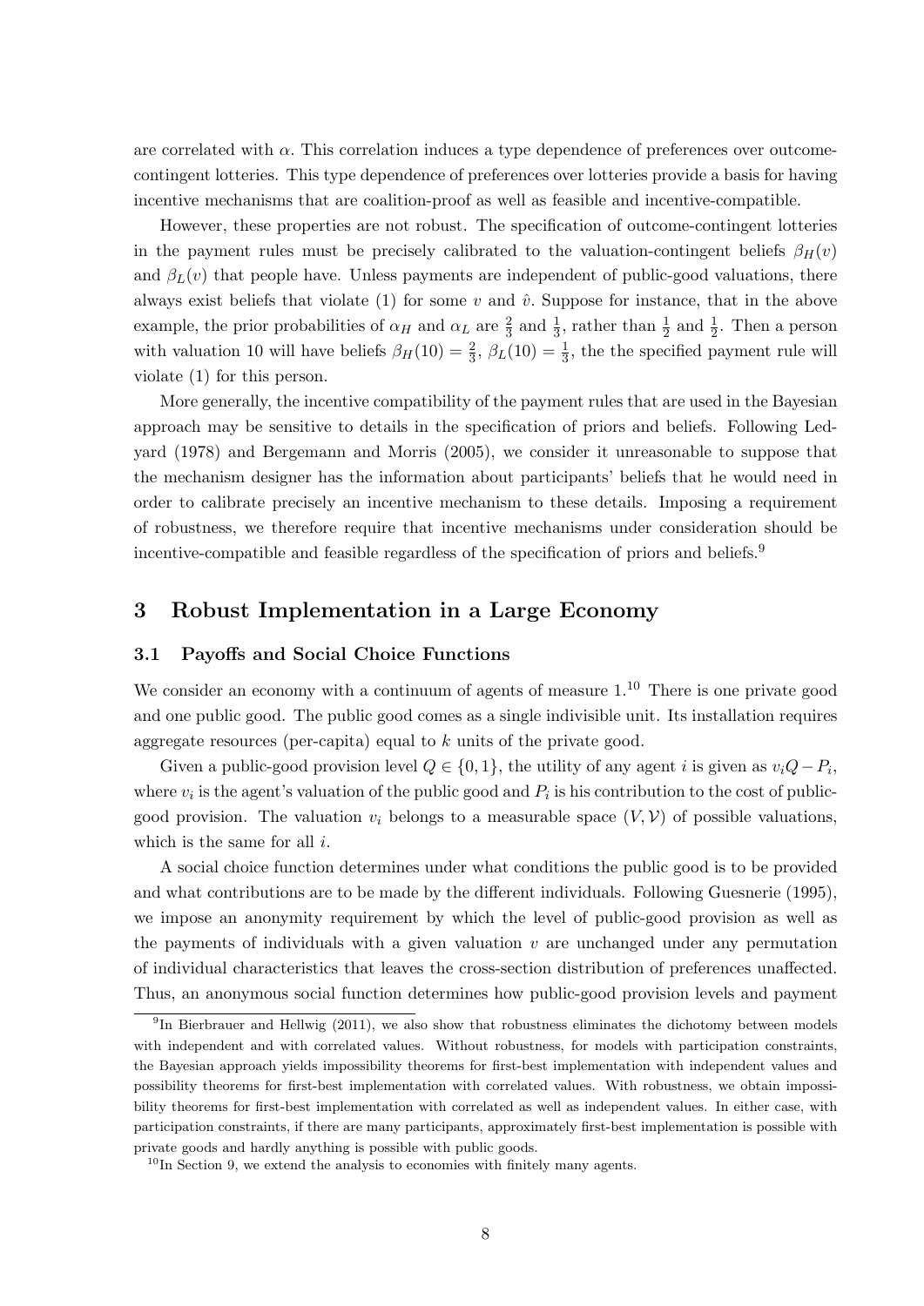are correlated with $\alpha$. This correlation induces a type dependence of preferences over outcome-contingent lotteries. This type dependence of preferences over lotteries provide a basis for having incentive mechanisms that are coalition-proof as well as feasible and incentive-compatible.

However, these properties are not robust. The specification of outcome-contingent lotteries in the payment rules must be precisely calibrated to the valuation-contingent beliefs $\beta_H(v)$ and $\beta_L(v)$ that people have. Unless payments are independent of public-good valuations, there always exist beliefs that violate (1) for some $v$ and $\hat{v}$. Suppose for instance, that in the above example, the prior probabilities of $\alpha_H$ and $\alpha_L$ are $\frac{2}{3}$ and $\frac{1}{3}$, rather than $\frac{1}{2}$ and $\frac{1}{2}$. Then a person with valuation 10 will have beliefs $\beta_H(10) = \frac{2}{3}$, $\beta_L(10) = \frac{1}{3}$, the the specified payment rule will violate (1) for this person.

More generally, the incentive compatibility of the payment rules that are used in the Bayesian approach may be sensitive to details in the specification of priors and beliefs. Following Ledyard (1978) and Bergemann and Morris (2005), we consider it unreasonable to suppose that the mechanism designer has the information about participants' beliefs that he would need in order to calibrate precisely an incentive mechanism to these details. Imposing a requirement of robustness, we therefore require that incentive mechanisms under consideration should be incentive-compatible and feasible regardless of the specification of priors and beliefs.[9]

## 3 Robust Implementation in a Large Economy

### 3.1 Payoffs and Social Choice Functions

We consider an economy with a continuum of agents of measure 1.[10] There is one private good and one public good. The public good comes as a single indivisible unit. Its installation requires aggregate resources (per-capita) equal to $k$ units of the private good.

Given a public-good provision level $Q \in \{0, 1\}$, the utility of any agent $i$ is given as $v_i Q - P_i$, where $v_i$ is the agent's valuation of the public good and $P_i$ is his contribution to the cost of public-good provision. The valuation $v_i$ belongs to a measurable space $(V, \mathcal{V})$ of possible valuations, which is the same for all $i$.

A social choice function determines under what conditions the public good is to be provided and what contributions are to be made by the different individuals. Following Guesnerie (1995), we impose an anonymity requirement by which the level of public-good provision as well as the payments of individuals with a given valuation $v$ are unchanged under any permutation of individual characteristics that leaves the cross-section distribution of preferences unaffected. Thus, an anonymous social function determines how public-good provision levels and payment

[9] In Bierbrauer and Hellwig (2011), we also show that robustness eliminates the dichotomy between models with independent and with correlated values. Without robustness, for models with participation constraints, the Bayesian approach yields impossibility theorems for first-best implementation with independent values and possibility theorems for first-best implementation with correlated values. With robustness, we obtain impossibility theorems for first-best implementation with correlated as well as independent values. In either case, with participation constraints, if there are many participants, approximately first-best implementation is possible with private goods and hardly anything is possible with public goods.

[10] In Section 9, we extend the analysis to economies with finitely many agents.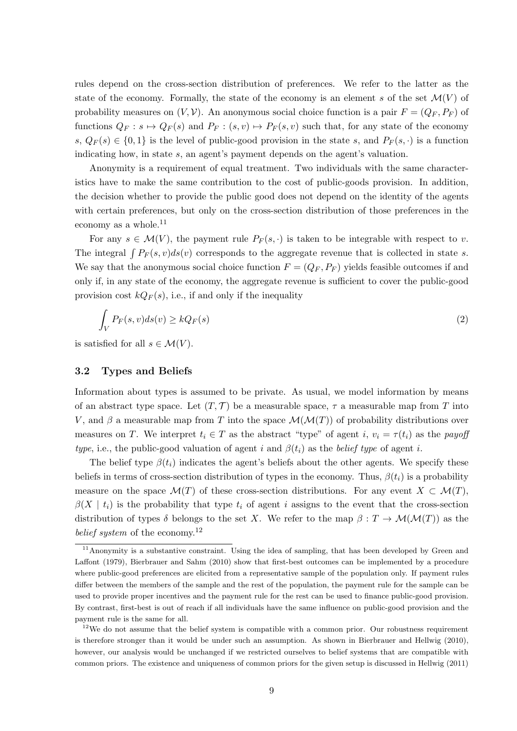rules depend on the cross-section distribution of preferences. We refer to the latter as the state of the economy. Formally, the state of the economy is an element $s$ of the set $\mathcal{M}(V)$ of probability measures on $(V, \mathcal{V})$. An anonymous social choice function is a pair $F = (Q_F, P_F)$ of functions $Q_F : s \mapsto Q_F(s)$ and $P_F : (s, v) \mapsto P_F(s, v)$ such that, for any state of the economy $s$, $Q_F(s) \in \{0, 1\}$ is the level of public-good provision in the state $s$, and $P_F(s, \cdot)$ is a function indicating how, in state $s$, an agent's payment depends on the agent's valuation.

Anonymity is a requirement of equal treatment. Two individuals with the same characteristics have to make the same contribution to the cost of public-goods provision. In addition, the decision whether to provide the public good does not depend on the identity of the agents with certain preferences, but only on the cross-section distribution of those preferences in the economy as a whole.[11]

For any $s \in \mathcal{M}(V)$, the payment rule $P_F(s, \cdot)$ is taken to be integrable with respect to $v$. The integral $\int P_F(s, v) ds(v)$ corresponds to the aggregate revenue that is collected in state $s$. We say that the anonymous social choice function $F = (Q_F, P_F)$ yields feasible outcomes if and only if, in any state of the economy, the aggregate revenue is sufficient to cover the public-good provision cost $kQ_F(s)$, i.e., if and only if the inequality

$$\int_V P_F(s, v) ds(v) \geq kQ_F(s) \tag{2}$$

is satisfied for all $s \in \mathcal{M}(V)$.

### 3.2 Types and Beliefs

Information about types is assumed to be private. As usual, we model information by means of an abstract type space. Let $(T, \mathcal{T})$ be a measurable space, $\tau$ a measurable map from $T$ into $V$, and $\beta$ a measurable map from $T$ into the space $\mathcal{M}(\mathcal{M}(T))$ of probability distributions over measures on $T$. We interpret $t_i \in T$ as the abstract "type" of agent $i$, $v_i = \tau(t_i)$ as the *payoff type*, i.e., the public-good valuation of agent $i$ and $\beta(t_i)$ as the *belief type* of agent $i$.

The belief type $\beta(t_i)$ indicates the agent's beliefs about the other agents. We specify these beliefs in terms of cross-section distribution of types in the economy. Thus, $\beta(t_i)$ is a probability measure on the space $\mathcal{M}(T)$ of these cross-section distributions. For any event $X \subset \mathcal{M}(T)$, $\beta(X \mid t_i)$ is the probability that type $t_i$ of agent $i$ assigns to the event that the cross-section distribution of types $\delta$ belongs to the set $X$. We refer to the map $\beta : T \to \mathcal{M}(\mathcal{M}(T))$ as the *belief system* of the economy.[12]

[11] Anonymity is a substantive constraint. Using the idea of sampling, that has been developed by Green and Laffont (1979), Bierbrauer and Sahm (2010) show that first-best outcomes can be implemented by a procedure where public-good preferences are elicited from a representative sample of the population only. If payment rules differ between the members of the sample and the rest of the population, the payment rule for the sample can be used to provide proper incentives and the payment rule for the rest can be used to finance public-good provision. By contrast, first-best is out of reach if all individuals have the same influence on public-good provision and the payment rule is the same for all.

[12] We do not assume that the belief system is compatible with a common prior. Our robustness requirement is therefore stronger than it would be under such an assumption. As shown in Bierbrauer and Hellwig (2010), however, our analysis would be unchanged if we restricted ourselves to belief systems that are compatible with common priors. The existence and uniqueness of common priors for the given setup is discussed in Hellwig (2011)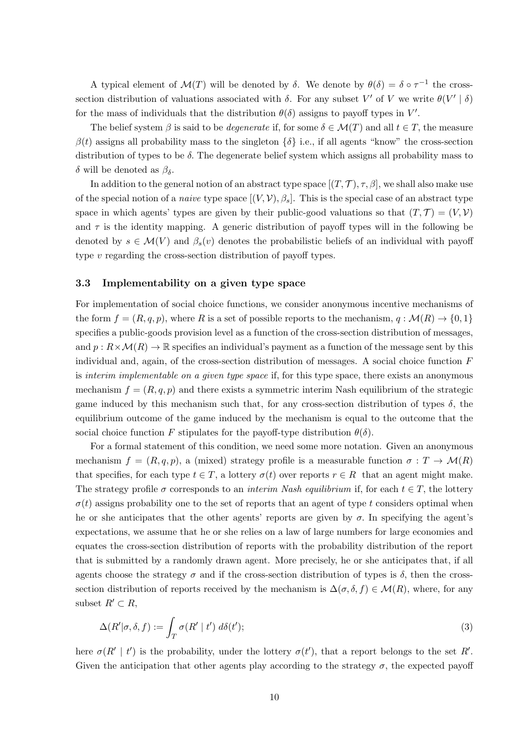A typical element of $\mathcal{M}(T)$ will be denoted by $\delta$. We denote by $\theta(\delta) = \delta \circ \tau^{-1}$ the cross-section distribution of valuations associated with $\delta$. For any subset $V'$ of $V$ we write $\theta(V' \mid \delta)$ for the mass of individuals that the distribution $\theta(\delta)$ assigns to payoff types in $V'$.

The belief system $\beta$ is said to be *degenerate* if, for some $\delta \in \mathcal{M}(T)$ and all $t \in T$, the measure $\beta(t)$ assigns all probability mass to the singleton $\{\delta\}$ i.e., if all agents "know" the cross-section distribution of types to be $\delta$. The degenerate belief system which assigns all probability mass to $\delta$ will be denoted as $\beta_\delta$.

In addition to the general notion of an abstract type space $[(T, \mathcal{T}), \tau, \beta]$, we shall also make use of the special notion of a *naive* type space $[(V, \mathcal{V}), \beta_s]$. This is the special case of an abstract type space in which agents' types are given by their public-good valuations so that $(T, \mathcal{T}) = (V, \mathcal{V})$ and $\tau$ is the identity mapping. A generic distribution of payoff types will in the following be denoted by $s \in \mathcal{M}(V)$ and $\beta_s(v)$ denotes the probabilistic beliefs of an individual with payoff type $v$ regarding the cross-section distribution of payoff types.

### 3.3 Implementability on a given type space

For implementation of social choice functions, we consider anonymous incentive mechanisms of the form $f = (R, q, p)$, where $R$ is a set of possible reports to the mechanism, $q : \mathcal{M}(R) \to \{0, 1\}$ specifies a public-goods provision level as a function of the cross-section distribution of messages, and $p : R \times \mathcal{M}(R) \to \mathbb{R}$ specifies an individual's payment as a function of the message sent by this individual and, again, of the cross-section distribution of messages. A social choice function $F$ is *interim implementable on a given type space* if, for this type space, there exists an anonymous mechanism $f = (R, q, p)$ and there exists a symmetric interim Nash equilibrium of the strategic game induced by this mechanism such that, for any cross-section distribution of types $\delta$, the equilibrium outcome of the game induced by the mechanism is equal to the outcome that the social choice function $F$ stipulates for the payoff-type distribution $\theta(\delta)$.

For a formal statement of this condition, we need some more notation. Given an anonymous mechanism $f = (R, q, p)$, a (mixed) strategy profile is a measurable function $\sigma : T \to \mathcal{M}(R)$ that specifies, for each type $t \in T$, a lottery $\sigma(t)$ over reports $r \in R$ that an agent might make. The strategy profile $\sigma$ corresponds to an *interim Nash equilibrium* if, for each $t \in T$, the lottery $\sigma(t)$ assigns probability one to the set of reports that an agent of type $t$ considers optimal when he or she anticipates that the other agents' reports are given by $\sigma$. In specifying the agent's expectations, we assume that he or she relies on a law of large numbers for large economies and equates the cross-section distribution of reports with the probability distribution of the report that is submitted by a randomly drawn agent. More precisely, he or she anticipates that, if all agents choose the strategy $\sigma$ and if the cross-section distribution of types is $\delta$, then the cross-section distribution of reports received by the mechanism is $\Delta(\sigma, \delta, f) \in \mathcal{M}(R)$, where, for any subset $R' \subset R$,

$$\Delta(R'|\sigma, \delta, f) := \int_T \sigma(R' \mid t')\, d\delta(t'); \tag{3}$$

here $\sigma(R' \mid t')$ is the probability, under the lottery $\sigma(t')$, that a report belongs to the set $R'$. Given the anticipation that other agents play according to the strategy $\sigma$, the expected payoff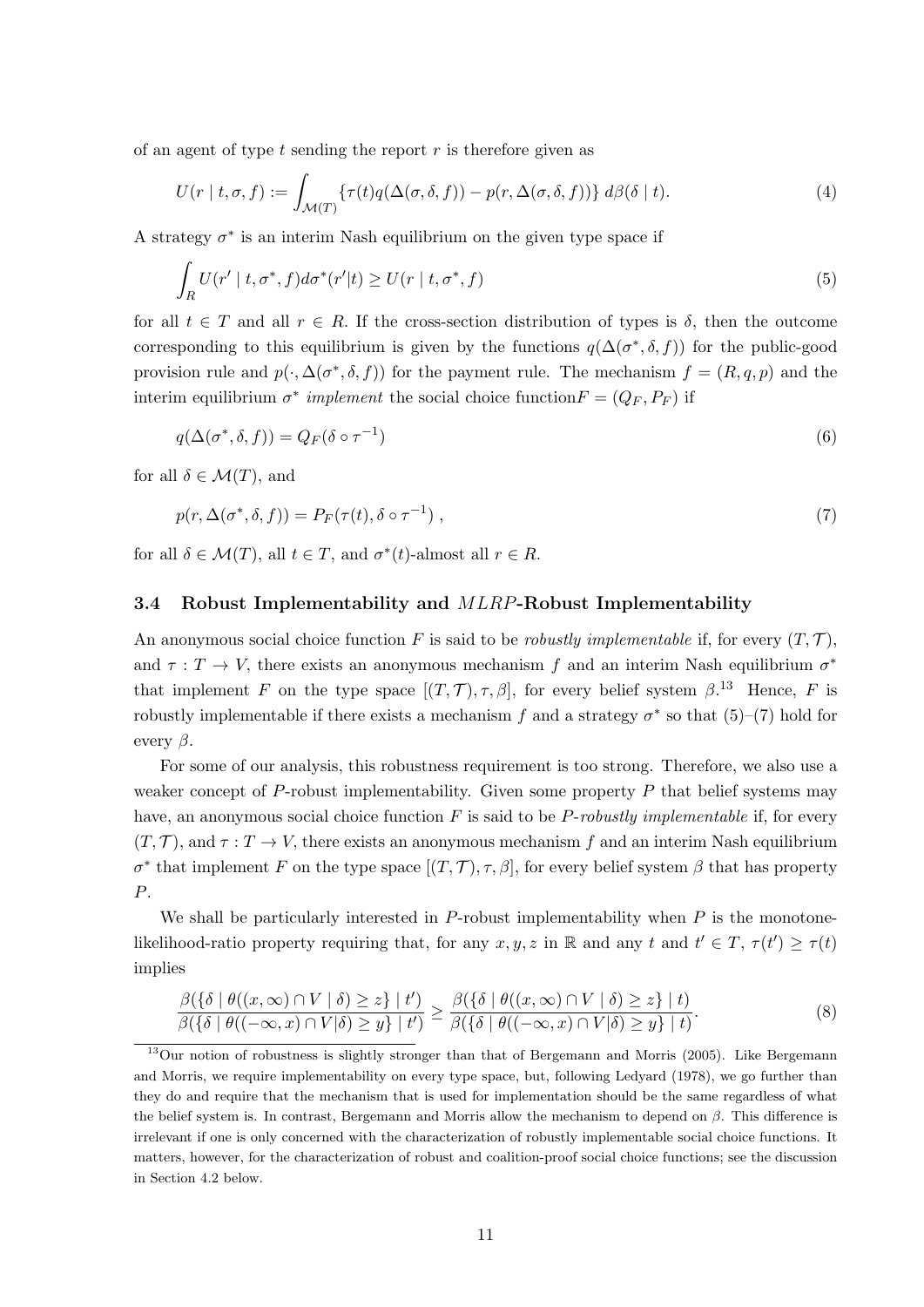of an agent of type $t$ sending the report $r$ is therefore given as

$$U(r \mid t, \sigma, f) := \int_{\mathcal{M}(T)} \{\tau(t) q(\Delta(\sigma, \delta, f)) - p(r, \Delta(\sigma, \delta, f))\} \, d\beta(\delta \mid t). \tag{4}$$

A strategy $\sigma^*$ is an interim Nash equilibrium on the given type space if

$$\int_R U(r' \mid t, \sigma^*, f) d\sigma^*(r'|t) \geq U(r \mid t, \sigma^*, f) \tag{5}$$

for all $t \in T$ and all $r \in R$. If the cross-section distribution of types is $\delta$, then the outcome corresponding to this equilibrium is given by the functions $q(\Delta(\sigma^*, \delta, f))$ for the public-good provision rule and $p(\cdot, \Delta(\sigma^*, \delta, f))$ for the payment rule. The mechanism $f = (R, q, p)$ and the interim equilibrium $\sigma^*$ *implement* the social choice function$F = (Q_F, P_F)$ if

$$q(\Delta(\sigma^*, \delta, f)) = Q_F(\delta \circ \tau^{-1}) \tag{6}$$

for all $\delta \in \mathcal{M}(T)$, and

$$p(r, \Delta(\sigma^*, \delta, f)) = P_F(\tau(t), \delta \circ \tau^{-1}) \,, \tag{7}$$

for all $\delta \in \mathcal{M}(T)$, all $t \in T$, and $\sigma^*(t)$-almost all $r \in R$.

### 3.4 Robust Implementability and $MLRP$-Robust Implementability

An anonymous social choice function $F$ is said to be *robustly implementable* if, for every $(T, \mathcal{T})$, and $\tau : T \to V$, there exists an anonymous mechanism $f$ and an interim Nash equilibrium $\sigma^*$ that implement $F$ on the type space $[(T, \mathcal{T}), \tau, \beta]$, for every belief system $\beta$.[13] Hence, $F$ is robustly implementable if there exists a mechanism $f$ and a strategy $\sigma^*$ so that (5)–(7) hold for every $\beta$.

For some of our analysis, this robustness requirement is too strong. Therefore, we also use a weaker concept of $P$-robust implementability. Given some property $P$ that belief systems may have, an anonymous social choice function $F$ is said to be *$P$-robustly implementable* if, for every $(T, \mathcal{T})$, and $\tau : T \to V$, there exists an anonymous mechanism $f$ and an interim Nash equilibrium $\sigma^*$ that implement $F$ on the type space $[(T, \mathcal{T}), \tau, \beta]$, for every belief system $\beta$ that has property $P$.

We shall be particularly interested in $P$-robust implementability when $P$ is the monotone-likelihood-ratio property requiring that, for any $x, y, z$ in $\mathbb{R}$ and any $t$ and $t' \in T$, $\tau(t') \geq \tau(t)$ implies

$$\frac{\beta(\{\delta \mid \theta((x, \infty) \cap V \mid \delta) \geq z\} \mid t')}{\beta(\{\delta \mid \theta((-\infty, x) \cap V|\delta) \geq y\} \mid t')} \geq \frac{\beta(\{\delta \mid \theta((x, \infty) \cap V \mid \delta) \geq z\} \mid t)}{\beta(\{\delta \mid \theta((-\infty, x) \cap V|\delta) \geq y\} \mid t)}. \tag{8}$$

---

[13] Our notion of robustness is slightly stronger than that of Bergemann and Morris (2005). Like Bergemann and Morris, we require implementability on every type space, but, following Ledyard (1978), we go further than they do and require that the mechanism that is used for implementation should be the same regardless of what the belief system is. In contrast, Bergemann and Morris allow the mechanism to depend on $\beta$. This difference is irrelevant if one is only concerned with the characterization of robustly implementable social choice functions. It matters, however, for the characterization of robust and coalition-proof social choice functions; see the discussion in Section 4.2 below.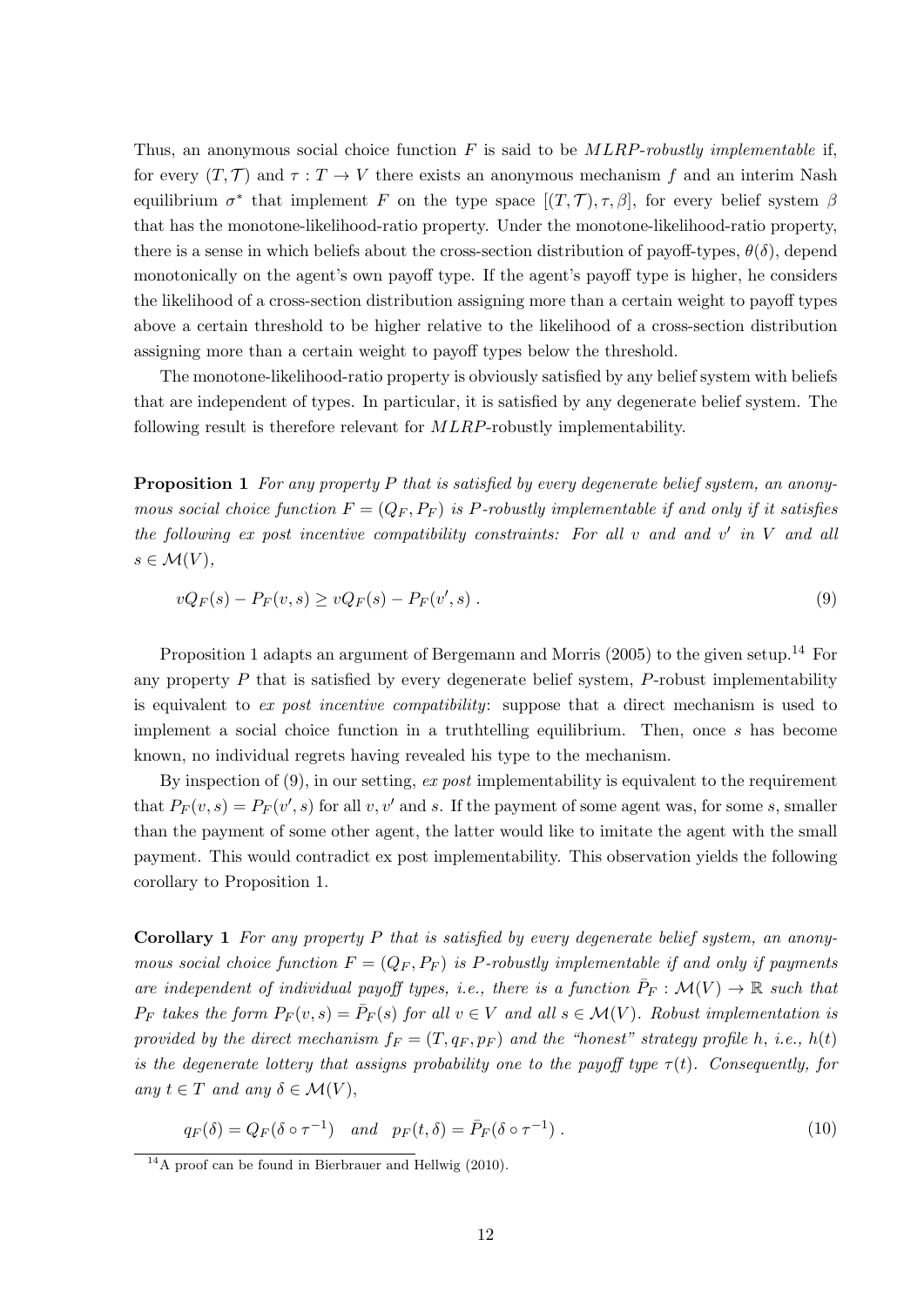Thus, an anonymous social choice function $F$ is said to be *MLRP-robustly implementable* if, for every $(T, \mathcal{T})$ and $\tau : T \to V$ there exists an anonymous mechanism $f$ and an interim Nash equilibrium $\sigma^*$ that implement $F$ on the type space $[(T, \mathcal{T}), \tau, \beta]$, for every belief system $\beta$ that has the monotone-likelihood-ratio property. Under the monotone-likelihood-ratio property, there is a sense in which beliefs about the cross-section distribution of payoff-types, $\theta(\delta)$, depend monotonically on the agent's own payoff type. If the agent's payoff type is higher, he considers the likelihood of a cross-section distribution assigning more than a certain weight to payoff types above a certain threshold to be higher relative to the likelihood of a cross-section distribution assigning more than a certain weight to payoff types below the threshold.

The monotone-likelihood-ratio property is obviously satisfied by any belief system with beliefs that are independent of types. In particular, it is satisfied by any degenerate belief system. The following result is therefore relevant for $MLRP$-robustly implementability.

**Proposition 1** *For any property $P$ that is satisfied by every degenerate belief system, an anonymous social choice function $F = (Q_F, P_F)$ is $P$-robustly implementable if and only if it satisfies the following ex post incentive compatibility constraints: For all $v$ and and $v'$ in $V$ and all $s \in \mathcal{M}(V)$,*

$$vQ_F(s) - P_F(v, s) \geq vQ_F(s) - P_F(v', s) \ . \tag{9}$$

Proposition 1 adapts an argument of Bergemann and Morris (2005) to the given setup.[14] For any property $P$ that is satisfied by every degenerate belief system, $P$-robust implementability is equivalent to *ex post incentive compatibility*: suppose that a direct mechanism is used to implement a social choice function in a truthtelling equilibrium. Then, once $s$ has become known, no individual regrets having revealed his type to the mechanism.

By inspection of (9), in our setting, *ex post* implementability is equivalent to the requirement that $P_F(v, s) = P_F(v', s)$ for all $v, v'$ and $s$. If the payment of some agent was, for some $s$, smaller than the payment of some other agent, the latter would like to imitate the agent with the small payment. This would contradict ex post implementability. This observation yields the following corollary to Proposition 1.

**Corollary 1** *For any property $P$ that is satisfied by every degenerate belief system, an anonymous social choice function $F = (Q_F, P_F)$ is $P$-robustly implementable if and only if payments are independent of individual payoff types, i.e., there is a function $\bar{P}_F : \mathcal{M}(V) \to \mathbb{R}$ such that $P_F$ takes the form $P_F(v, s) = \bar{P}_F(s)$ for all $v \in V$ and all $s \in \mathcal{M}(V)$. Robust implementation is provided by the direct mechanism $f_F = (T, q_F, p_F)$ and the "honest" strategy profile $h$, i.e., $h(t)$ is the degenerate lottery that assigns probability one to the payoff type $\tau(t)$. Consequently, for any $t \in T$ and any $\delta \in \mathcal{M}(V)$,*

$$q_F(\delta) = Q_F(\delta \circ \tau^{-1}) \quad \textit{and} \quad p_F(t, \delta) = \bar{P}_F(\delta \circ \tau^{-1}) \ . \tag{10}$$

[14] A proof can be found in Bierbrauer and Hellwig (2010).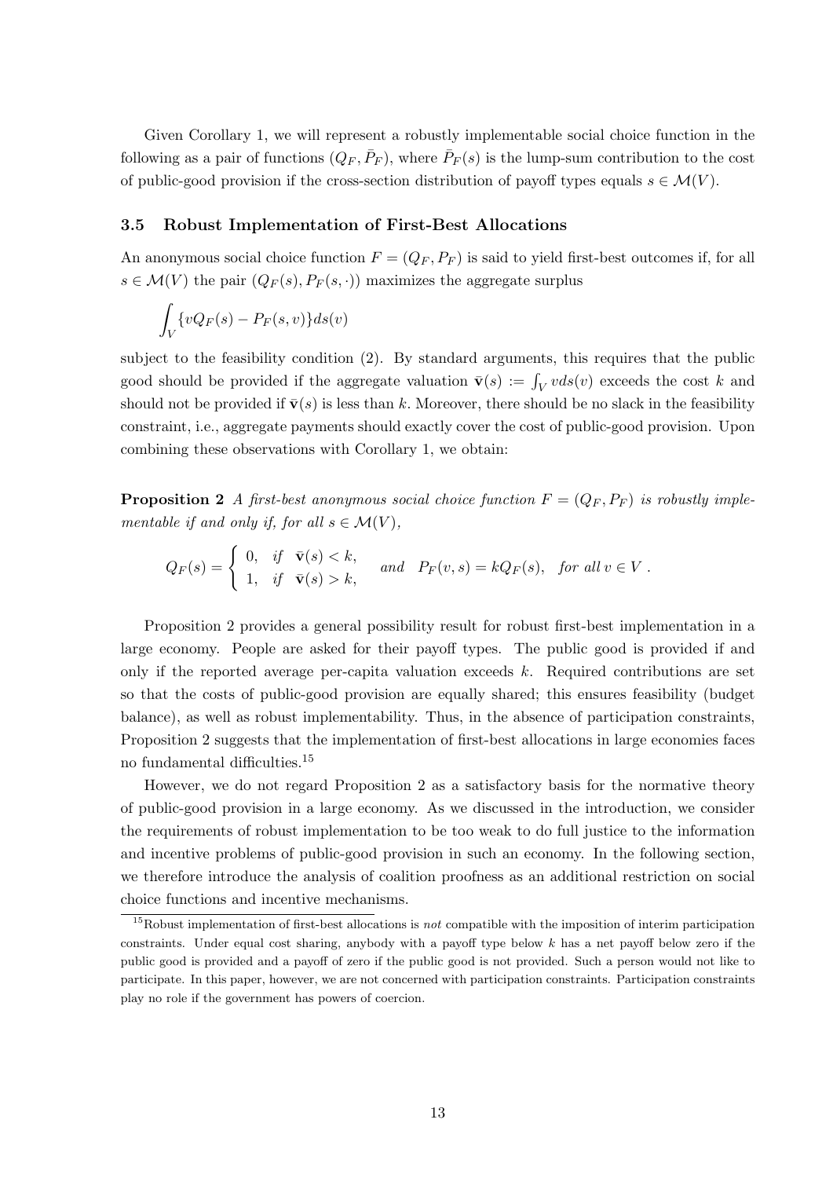Given Corollary 1, we will represent a robustly implementable social choice function in the following as a pair of functions $(Q_F, \bar{P}_F)$, where $\bar{P}_F(s)$ is the lump-sum contribution to the cost of public-good provision if the cross-section distribution of payoff types equals $s \in \mathcal{M}(V)$.

### 3.5 Robust Implementation of First-Best Allocations

An anonymous social choice function $F = (Q_F, P_F)$ is said to yield first-best outcomes if, for all $s \in \mathcal{M}(V)$ the pair $(Q_F(s), P_F(s, \cdot))$ maximizes the aggregate surplus

$$\int_V \{vQ_F(s) - P_F(s, v)\} ds(v)$$

subject to the feasibility condition (2). By standard arguments, this requires that the public good should be provided if the aggregate valuation $\bar{\mathbf{v}}(s) := \int_V v ds(v)$ exceeds the cost $k$ and should not be provided if $\bar{\mathbf{v}}(s)$ is less than $k$. Moreover, there should be no slack in the feasibility constraint, i.e., aggregate payments should exactly cover the cost of public-good provision. Upon combining these observations with Corollary 1, we obtain:

**Proposition 2** *A first-best anonymous social choice function $F = (Q_F, P_F)$ is robustly implementable if and only if, for all $s \in \mathcal{M}(V)$,*

$$Q_F(s) = \begin{cases} 0, & \text{if} \quad \bar{\mathbf{v}}(s) < k, \\ 1, & \text{if} \quad \bar{\mathbf{v}}(s) > k, \end{cases} \quad \text{and} \quad P_F(v, s) = kQ_F(s), \quad \text{for all } v \in V \ .$$

Proposition 2 provides a general possibility result for robust first-best implementation in a large economy. People are asked for their payoff types. The public good is provided if and only if the reported average per-capita valuation exceeds $k$. Required contributions are set so that the costs of public-good provision are equally shared; this ensures feasibility (budget balance), as well as robust implementability. Thus, in the absence of participation constraints, Proposition 2 suggests that the implementation of first-best allocations in large economies faces no fundamental difficulties.[15]

However, we do not regard Proposition 2 as a satisfactory basis for the normative theory of public-good provision in a large economy. As we discussed in the introduction, we consider the requirements of robust implementation to be too weak to do full justice to the information and incentive problems of public-good provision in such an economy. In the following section, we therefore introduce the analysis of coalition proofness as an additional restriction on social choice functions and incentive mechanisms.

[15] Robust implementation of first-best allocations is *not* compatible with the imposition of interim participation constraints. Under equal cost sharing, anybody with a payoff type below $k$ has a net payoff below zero if the public good is provided and a payoff of zero if the public good is not provided. Such a person would not like to participate. In this paper, however, we are not concerned with participation constraints. Participation constraints play no role if the government has powers of coercion.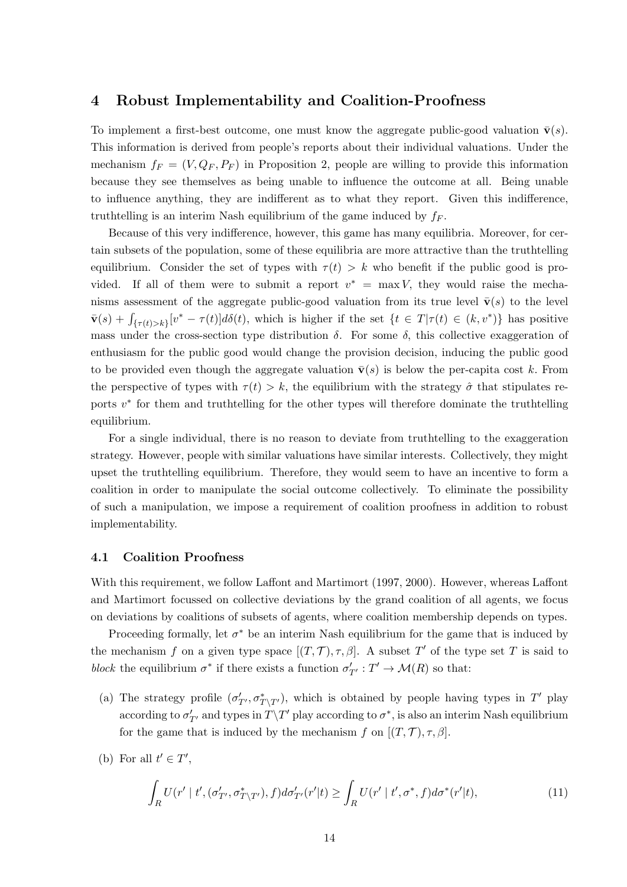## 4 Robust Implementability and Coalition-Proofness

To implement a first-best outcome, one must know the aggregate public-good valuation $\bar{\mathbf{v}}(s)$. This information is derived from people's reports about their individual valuations. Under the mechanism $f_F = (V, Q_F, P_F)$ in Proposition 2, people are willing to provide this information because they see themselves as being unable to influence the outcome at all. Being unable to influence anything, they are indifferent as to what they report. Given this indifference, truthtelling is an interim Nash equilibrium of the game induced by $f_F$.

Because of this very indifference, however, this game has many equilibria. Moreover, for certain subsets of the population, some of these equilibria are more attractive than the truthtelling equilibrium. Consider the set of types with $\tau(t) > k$ who benefit if the public good is provided. If all of them were to submit a report $v^* = \max V$, they would raise the mechanisms assessment of the aggregate public-good valuation from its true level $\bar{\mathbf{v}}(s)$ to the level $\bar{\mathbf{v}}(s) + \int_{\{\tau(t)>k\}}[v^* - \tau(t)]d\delta(t)$, which is higher if the set $\{t \in T | \tau(t) \in (k, v^*)\}$ has positive mass under the cross-section type distribution $\delta$. For some $\delta$, this collective exaggeration of enthusiasm for the public good would change the provision decision, inducing the public good to be provided even though the aggregate valuation $\bar{\mathbf{v}}(s)$ is below the per-capita cost $k$. From the perspective of types with $\tau(t) > k$, the equilibrium with the strategy $\hat{\sigma}$ that stipulates reports $v^*$ for them and truthtelling for the other types will therefore dominate the truthtelling equilibrium.

For a single individual, there is no reason to deviate from truthtelling to the exaggeration strategy. However, people with similar valuations have similar interests. Collectively, they might upset the truthtelling equilibrium. Therefore, they would seem to have an incentive to form a coalition in order to manipulate the social outcome collectively. To eliminate the possibility of such a manipulation, we impose a requirement of coalition proofness in addition to robust implementability.

### 4.1 Coalition Proofness

With this requirement, we follow Laffont and Martimort (1997, 2000). However, whereas Laffont and Martimort focussed on collective deviations by the grand coalition of all agents, we focus on deviations by coalitions of subsets of agents, where coalition membership depends on types.

Proceeding formally, let $\sigma^*$ be an interim Nash equilibrium for the game that is induced by the mechanism $f$ on a given type space $[(T, \mathcal{T}), \tau, \beta]$. A subset $T'$ of the type set $T$ is said to *block* the equilibrium $\sigma^*$ if there exists a function $\sigma'_{T'} : T' \to \mathcal{M}(R)$ so that:

(a) The strategy profile $(\sigma'_{T'}, \sigma^*_{T \setminus T'})$, which is obtained by people having types in $T'$ play according to $\sigma'_{T'}$ and types in $T \setminus T'$ play according to $\sigma^*$, is also an interim Nash equilibrium for the game that is induced by the mechanism $f$ on $[(T, \mathcal{T}), \tau, \beta]$.

(b) For all $t' \in T'$,

$$\int_R U(r' \mid t', (\sigma'_{T'}, \sigma^*_{T \setminus T'}), f) d\sigma'_{T'}(r'|t) \geq \int_R U(r' \mid t', \sigma^*, f) d\sigma^*(r'|t), \tag{11}$$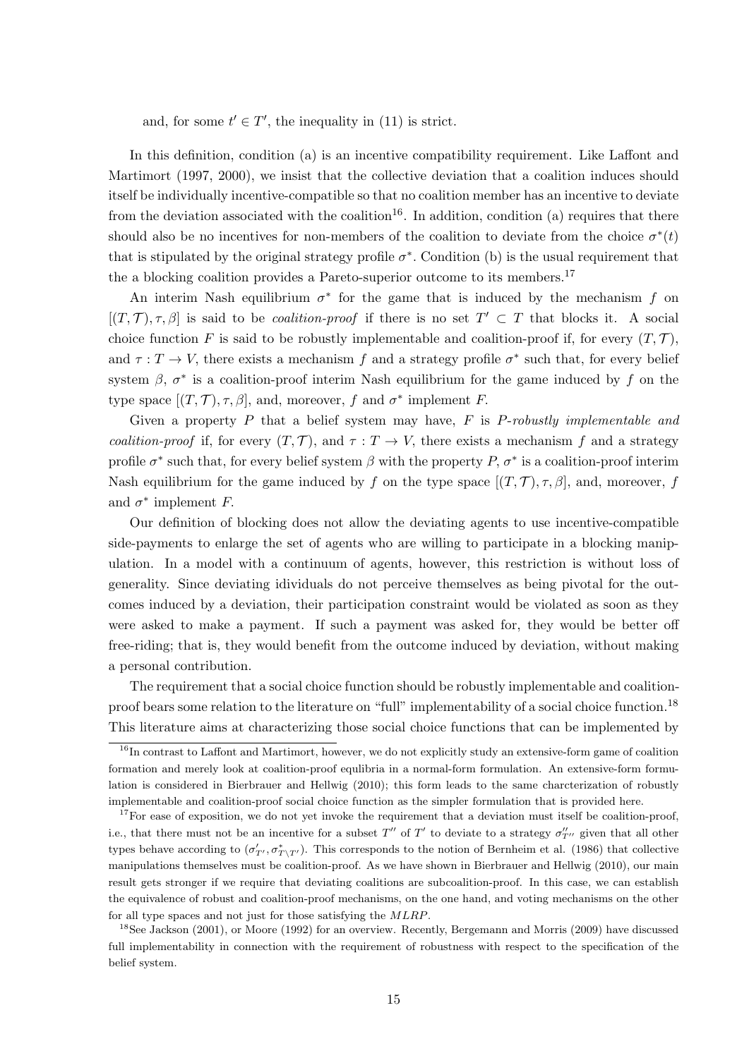and, for some $t' \in T'$, the inequality in (11) is strict.

In this definition, condition (a) is an incentive compatibility requirement. Like Laffont and Martimort (1997, 2000), we insist that the collective deviation that a coalition induces should itself be individually incentive-compatible so that no coalition member has an incentive to deviate from the deviation associated with the coalition[16]. In addition, condition (a) requires that there should also be no incentives for non-members of the coalition to deviate from the choice $\sigma^*(t)$ that is stipulated by the original strategy profile $\sigma^*$. Condition (b) is the usual requirement that the a blocking coalition provides a Pareto-superior outcome to its members.[17]

An interim Nash equilibrium $\sigma^*$ for the game that is induced by the mechanism $f$ on $[(T, \mathcal{T}), \tau, \beta]$ is said to be *coalition-proof* if there is no set $T' \subset T$ that blocks it. A social choice function $F$ is said to be robustly implementable and coalition-proof if, for every $(T, \mathcal{T})$, and $\tau : T \to V$, there exists a mechanism $f$ and a strategy profile $\sigma^*$ such that, for every belief system $\beta$, $\sigma^*$ is a coalition-proof interim Nash equilibrium for the game induced by $f$ on the type space $[(T, \mathcal{T}), \tau, \beta]$, and, moreover, $f$ and $\sigma^*$ implement $F$.

Given a property $P$ that a belief system may have, $F$ is *P-robustly implementable and coalition-proof* if, for every $(T, \mathcal{T})$, and $\tau : T \to V$, there exists a mechanism $f$ and a strategy profile $\sigma^*$ such that, for every belief system $\beta$ with the property $P$, $\sigma^*$ is a coalition-proof interim Nash equilibrium for the game induced by $f$ on the type space $[(T, \mathcal{T}), \tau, \beta]$, and, moreover, $f$ and $\sigma^*$ implement $F$.

Our definition of blocking does not allow the deviating agents to use incentive-compatible side-payments to enlarge the set of agents who are willing to participate in a blocking manipulation. In a model with a continuum of agents, however, this restriction is without loss of generality. Since deviating idividuals do not perceive themselves as being pivotal for the outcomes induced by a deviation, their participation constraint would be violated as soon as they were asked to make a payment. If such a payment was asked for, they would be better off free-riding; that is, they would benefit from the outcome induced by deviation, without making a personal contribution.

The requirement that a social choice function should be robustly implementable and coalition-proof bears some relation to the literature on "full" implementability of a social choice function.[18] This literature aims at characterizing those social choice functions that can be implemented by

---

[16] In contrast to Laffont and Martimort, however, we do not explicitly study an extensive-form game of coalition formation and merely look at coalition-proof equlibria in a normal-form formulation. An extensive-form formulation is considered in Bierbrauer and Hellwig (2010); this form leads to the same charcterization of robustly implementable and coalition-proof social choice function as the simpler formulation that is provided here.

[17] For ease of exposition, we do not yet invoke the requirement that a deviation must itself be coalition-proof, i.e., that there must not be an incentive for a subset $T''$ of $T'$ to deviate to a strategy $\sigma''_{T''}$ given that all other types behave according to $(\sigma'_{T'}, \sigma^*_{T \setminus T'})$. This corresponds to the notion of Bernheim et al. (1986) that collective manipulations themselves must be coalition-proof. As we have shown in Bierbrauer and Hellwig (2010), our main result gets stronger if we require that deviating coalitions are subcoalition-proof. In this case, we can establish the equivalence of robust and coalition-proof mechanisms, on the one hand, and voting mechanisms on the other for all type spaces and not just for those satisfying the $MLRP$.

[18] See Jackson (2001), or Moore (1992) for an overview. Recently, Bergemann and Morris (2009) have discussed full implementability in connection with the requirement of robustness with respect to the specification of the belief system.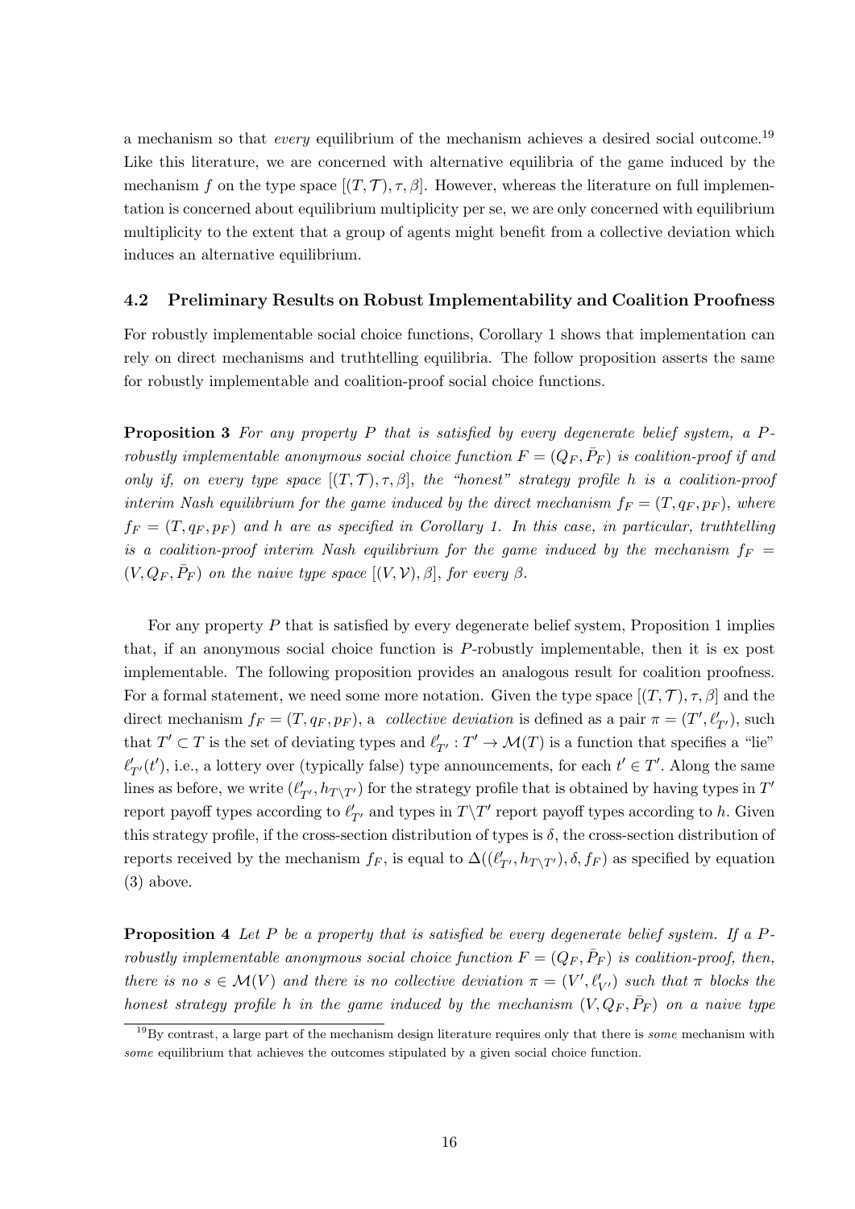a mechanism so that *every* equilibrium of the mechanism achieves a desired social outcome.[19] Like this literature, we are concerned with alternative equilibria of the game induced by the mechanism $f$ on the type space $[(T, \mathcal{T}), \tau, \beta]$. However, whereas the literature on full implementation is concerned about equilibrium multiplicity per se, we are only concerned with equilibrium multiplicity to the extent that a group of agents might benefit from a collective deviation which induces an alternative equilibrium.

### 4.2 Preliminary Results on Robust Implementability and Coalition Proofness

For robustly implementable social choice functions, Corollary 1 shows that implementation can rely on direct mechanisms and truthtelling equilibria. The follow proposition asserts the same for robustly implementable and coalition-proof social choice functions.

**Proposition 3** *For any property $P$ that is satisfied by every degenerate belief system, a $P$-robustly implementable anonymous social choice function $F = (Q_F, \bar{P}_F)$ is coalition-proof if and only if, on every type space $[(T, \mathcal{T}), \tau, \beta]$, the "honest" strategy profile $h$ is a coalition-proof interim Nash equilibrium for the game induced by the direct mechanism $f_F = (T, q_F, p_F)$, where $f_F = (T, q_F, p_F)$ and $h$ are as specified in Corollary 1. In this case, in particular, truthtelling is a coalition-proof interim Nash equilibrium for the game induced by the mechanism $f_F = (V, Q_F, \bar{P}_F)$ on the naive type space $[(V, \mathcal{V}), \beta]$, for every $\beta$.*

For any property $P$ that is satisfied by every degenerate belief system, Proposition 1 implies that, if an anonymous social choice function is $P$-robustly implementable, then it is ex post implementable. The following proposition provides an analogous result for coalition proofness. For a formal statement, we need some more notation. Given the type space $[(T, \mathcal{T}), \tau, \beta]$ and the direct mechanism $f_F = (T, q_F, p_F)$, a *collective deviation* is defined as a pair $\pi = (T', \ell'_{T'})$, such that $T' \subset T$ is the set of deviating types and $\ell'_{T'} : T' \to \mathcal{M}(T)$ is a function that specifies a "lie" $\ell'_{T'}(t')$, i.e., a lottery over (typically false) type announcements, for each $t' \in T'$. Along the same lines as before, we write $(\ell'_{T'}, h_{T \setminus T'})$ for the strategy profile that is obtained by having types in $T'$ report payoff types according to $\ell'_{T'}$ and types in $T \setminus T'$ report payoff types according to $h$. Given this strategy profile, if the cross-section distribution of types is $\delta$, the cross-section distribution of reports received by the mechanism $f_F$, is equal to $\Delta((\ell'_{T'}, h_{T \setminus T'}), \delta, f_F)$ as specified by equation (3) above.

**Proposition 4** *Let $P$ be a property that is satisfied be every degenerate belief system. If a $P$-robustly implementable anonymous social choice function $F = (Q_F, \bar{P}_F)$ is coalition-proof, then, there is no $s \in \mathcal{M}(V)$ and there is no collective deviation $\pi = (V', \ell'_{V'})$ such that $\pi$ blocks the honest strategy profile $h$ in the game induced by the mechanism $(V, Q_F, \bar{P}_F)$ on a naive type*

[19] By contrast, a large part of the mechanism design literature requires only that there is *some* mechanism with *some* equilibrium that achieves the outcomes stipulated by a given social choice function.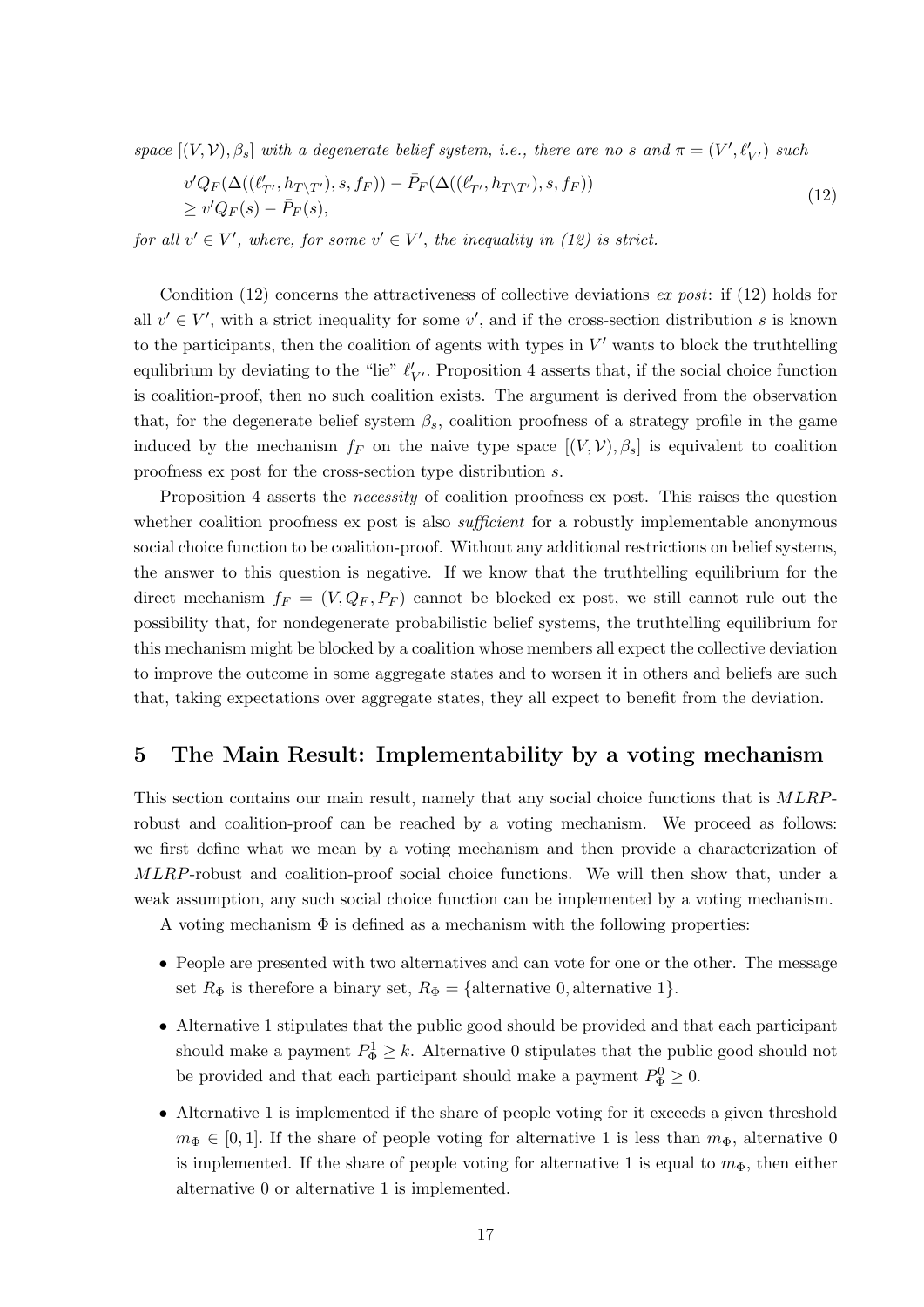*space $[(V, \mathcal{V}), \beta_s]$ with a degenerate belief system, i.e., there are no $s$ and $\pi = (V', \ell'_{V'})$ such*

$$
\begin{aligned}
&v' Q_F(\Delta((\ell'_{T'}, h_{T \setminus T'}), s, f_F)) - \bar{P}_F(\Delta((\ell'_{T'}, h_{T \setminus T'}), s, f_F)) \\
&\geq v' Q_F(s) - \bar{P}_F(s),
\end{aligned}
\tag{12}
$$

*for all $v' \in V'$, where, for some $v' \in V'$, the inequality in (12) is strict.*

Condition (12) concerns the attractiveness of collective deviations *ex post*: if (12) holds for all $v' \in V'$, with a strict inequality for some $v'$, and if the cross-section distribution $s$ is known to the participants, then the coalition of agents with types in $V'$ wants to block the truthtelling equlibrium by deviating to the "lie" $\ell'_{V'}$. Proposition 4 asserts that, if the social choice function is coalition-proof, then no such coalition exists. The argument is derived from the observation that, for the degenerate belief system $\beta_s$, coalition proofness of a strategy profile in the game induced by the mechanism $f_F$ on the naive type space $[(V, \mathcal{V}), \beta_s]$ is equivalent to coalition proofness ex post for the cross-section type distribution $s$.

Proposition 4 asserts the *necessity* of coalition proofness ex post. This raises the question whether coalition proofness ex post is also *sufficient* for a robustly implementable anonymous social choice function to be coalition-proof. Without any additional restrictions on belief systems, the answer to this question is negative. If we know that the truthtelling equilibrium for the direct mechanism $f_F = (V, Q_F, P_F)$ cannot be blocked ex post, we still cannot rule out the possibility that, for nondegenerate probabilistic belief systems, the truthtelling equilibrium for this mechanism might be blocked by a coalition whose members all expect the collective deviation to improve the outcome in some aggregate states and to worsen it in others and beliefs are such that, taking expectations over aggregate states, they all expect to benefit from the deviation.

## 5 The Main Result: Implementability by a voting mechanism

This section contains our main result, namely that any social choice functions that is *MLRP*-robust and coalition-proof can be reached by a voting mechanism. We proceed as follows: we first define what we mean by a voting mechanism and then provide a characterization of *MLRP*-robust and coalition-proof social choice functions. We will then show that, under a weak assumption, any such social choice function can be implemented by a voting mechanism.

A voting mechanism $\Phi$ is defined as a mechanism with the following properties:

- People are presented with two alternatives and can vote for one or the other. The message set $R_\Phi$ is therefore a binary set, $R_\Phi = \{\text{alternative 0}, \text{alternative 1}\}$.
- Alternative 1 stipulates that the public good should be provided and that each participant should make a payment $P^1_\Phi \geq k$. Alternative 0 stipulates that the public good should not be provided and that each participant should make a payment $P^0_\Phi \geq 0$.
- Alternative 1 is implemented if the share of people voting for it exceeds a given threshold $m_\Phi \in [0, 1]$. If the share of people voting for alternative 1 is less than $m_\Phi$, alternative 0 is implemented. If the share of people voting for alternative 1 is equal to $m_\Phi$, then either alternative 0 or alternative 1 is implemented.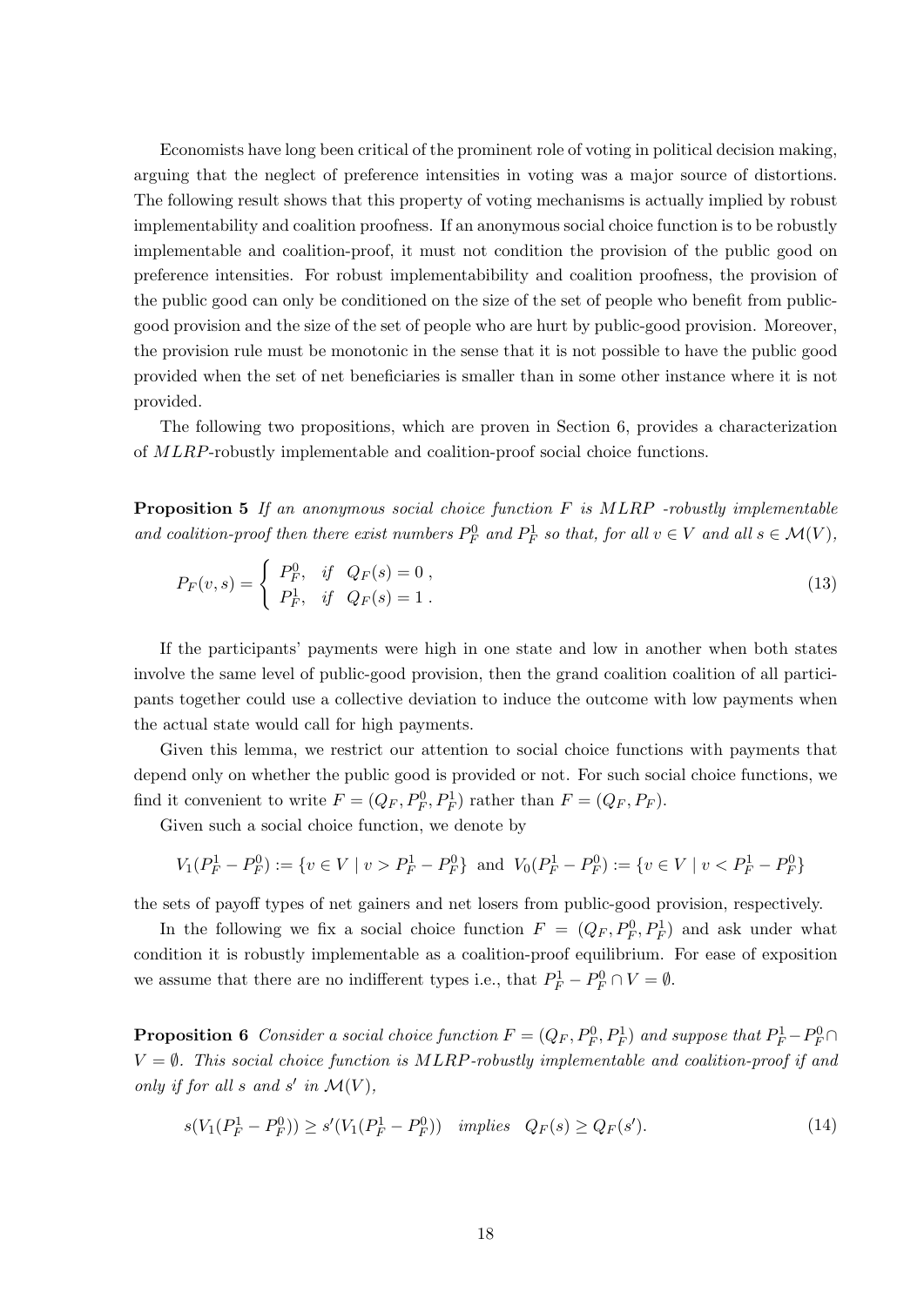Economists have long been critical of the prominent role of voting in political decision making, arguing that the neglect of preference intensities in voting was a major source of distortions. The following result shows that this property of voting mechanisms is actually implied by robust implementability and coalition proofness. If an anonymous social choice function is to be robustly implementable and coalition-proof, it must not condition the provision of the public good on preference intensities. For robust implementabibility and coalition proofness, the provision of the public good can only be conditioned on the size of the set of people who benefit from public-good provision and the size of the set of people who are hurt by public-good provision. Moreover, the provision rule must be monotonic in the sense that it is not possible to have the public good provided when the set of net beneficiaries is smaller than in some other instance where it is not provided.

The following two propositions, which are proven in Section 6, provides a characterization of $MLRP$-robustly implementable and coalition-proof social choice functions.

**Proposition 5** *If an anonymous social choice function $F$ is $MLRP$ -robustly implementable and coalition-proof then there exist numbers $P_F^0$ and $P_F^1$ so that, for all $v \in V$ and all $s \in \mathcal{M}(V)$,*

$$P_F(v, s) = \begin{cases} P_F^0, & \text{if } \; Q_F(s) = 0 \,, \\ P_F^1, & \text{if } \; Q_F(s) = 1 \,. \end{cases} \tag{13}$$

If the participants' payments were high in one state and low in another when both states involve the same level of public-good provision, then the grand coalition coalition of all participants together could use a collective deviation to induce the outcome with low payments when the actual state would call for high payments.

Given this lemma, we restrict our attention to social choice functions with payments that depend only on whether the public good is provided or not. For such social choice functions, we find it convenient to write $F = (Q_F, P_F^0, P_F^1)$ rather than $F = (Q_F, P_F)$.

Given such a social choice function, we denote by

$$V_1(P_F^1 - P_F^0) := \{v \in V \mid v > P_F^1 - P_F^0\} \text{ and } V_0(P_F^1 - P_F^0) := \{v \in V \mid v < P_F^1 - P_F^0\}$$

the sets of payoff types of net gainers and net losers from public-good provision, respectively.

In the following we fix a social choice function $F = (Q_F, P_F^0, P_F^1)$ and ask under what condition it is robustly implementable as a coalition-proof equilibrium. For ease of exposition we assume that there are no indifferent types i.e., that $P_F^1 - P_F^0 \cap V = \emptyset$.

**Proposition 6** *Consider a social choice function $F = (Q_F, P_F^0, P_F^1)$ and suppose that $P_F^1 - P_F^0 \cap V = \emptyset$. This social choice function is $MLRP$-robustly implementable and coalition-proof if and only if for all $s$ and $s'$ in $\mathcal{M}(V)$,*

$$s(V_1(P_F^1 - P_F^0)) \geq s'(V_1(P_F^1 - P_F^0)) \quad \text{implies} \quad Q_F(s) \geq Q_F(s'). \tag{14}$$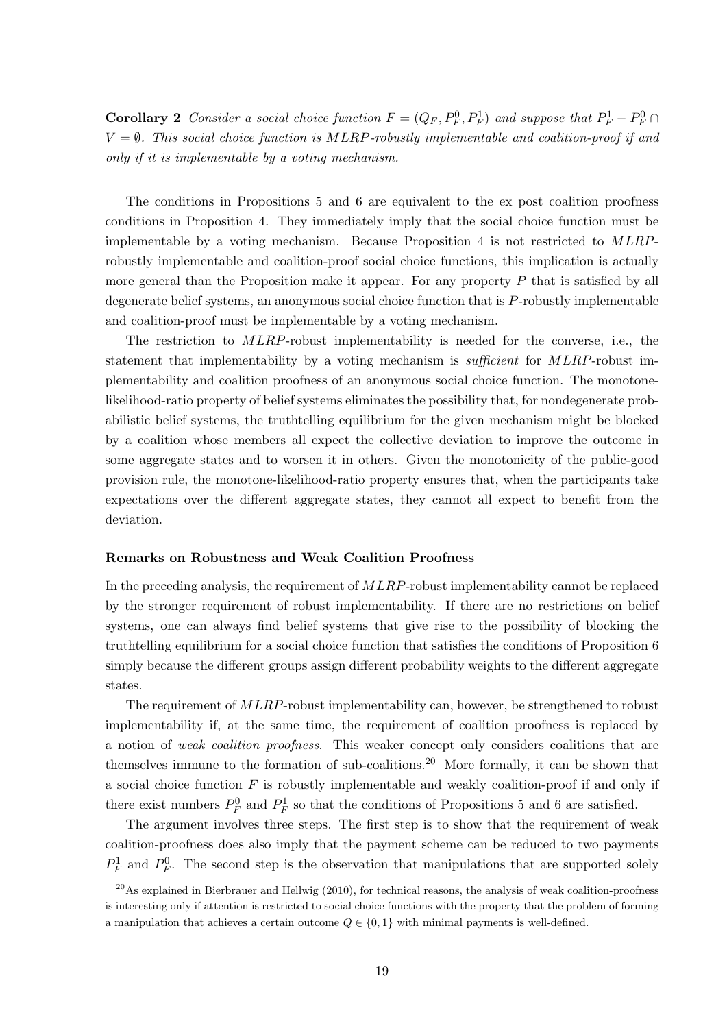**Corollary 2** *Consider a social choice function $F = (Q_F, P_F^0, P_F^1)$ and suppose that $P_F^1 - P_F^0 \cap V = \emptyset$. This social choice function is MLRP-robustly implementable and coalition-proof if and only if it is implementable by a voting mechanism.*

The conditions in Propositions 5 and 6 are equivalent to the ex post coalition proofness conditions in Proposition 4. They immediately imply that the social choice function must be implementable by a voting mechanism. Because Proposition 4 is not restricted to $MLRP$-robustly implementable and coalition-proof social choice functions, this implication is actually more general than the Proposition make it appear. For any property $P$ that is satisfied by all degenerate belief systems, an anonymous social choice function that is $P$-robustly implementable and coalition-proof must be implementable by a voting mechanism.

The restriction to $MLRP$-robust implementability is needed for the converse, i.e., the statement that implementability by a voting mechanism is *sufficient* for $MLRP$-robust implementability and coalition proofness of an anonymous social choice function. The monotone-likelihood-ratio property of belief systems eliminates the possibility that, for nondegenerate probabilistic belief systems, the truthtelling equilibrium for the given mechanism might be blocked by a coalition whose members all expect the collective deviation to improve the outcome in some aggregate states and to worsen it in others. Given the monotonicity of the public-good provision rule, the monotone-likelihood-ratio property ensures that, when the participants take expectations over the different aggregate states, they cannot all expect to benefit from the deviation.

**Remarks on Robustness and Weak Coalition Proofness**

In the preceding analysis, the requirement of $MLRP$-robust implementability cannot be replaced by the stronger requirement of robust implementability. If there are no restrictions on belief systems, one can always find belief systems that give rise to the possibility of blocking the truthtelling equilibrium for a social choice function that satisfies the conditions of Proposition 6 simply because the different groups assign different probability weights to the different aggregate states.

The requirement of $MLRP$-robust implementability can, however, be strengthened to robust implementability if, at the same time, the requirement of coalition proofness is replaced by a notion of *weak coalition proofness*. This weaker concept only considers coalitions that are themselves immune to the formation of sub-coalitions.[20] More formally, it can be shown that a social choice function $F$ is robustly implementable and weakly coalition-proof if and only if there exist numbers $P_F^0$ and $P_F^1$ so that the conditions of Propositions 5 and 6 are satisfied.

The argument involves three steps. The first step is to show that the requirement of weak coalition-proofness does also imply that the payment scheme can be reduced to two payments $P_F^1$ and $P_F^0$. The second step is the observation that manipulations that are supported solely

[20] As explained in Bierbrauer and Hellwig (2010), for technical reasons, the analysis of weak coalition-proofness is interesting only if attention is restricted to social choice functions with the property that the problem of forming a manipulation that achieves a certain outcome $Q \in \{0, 1\}$ with minimal payments is well-defined.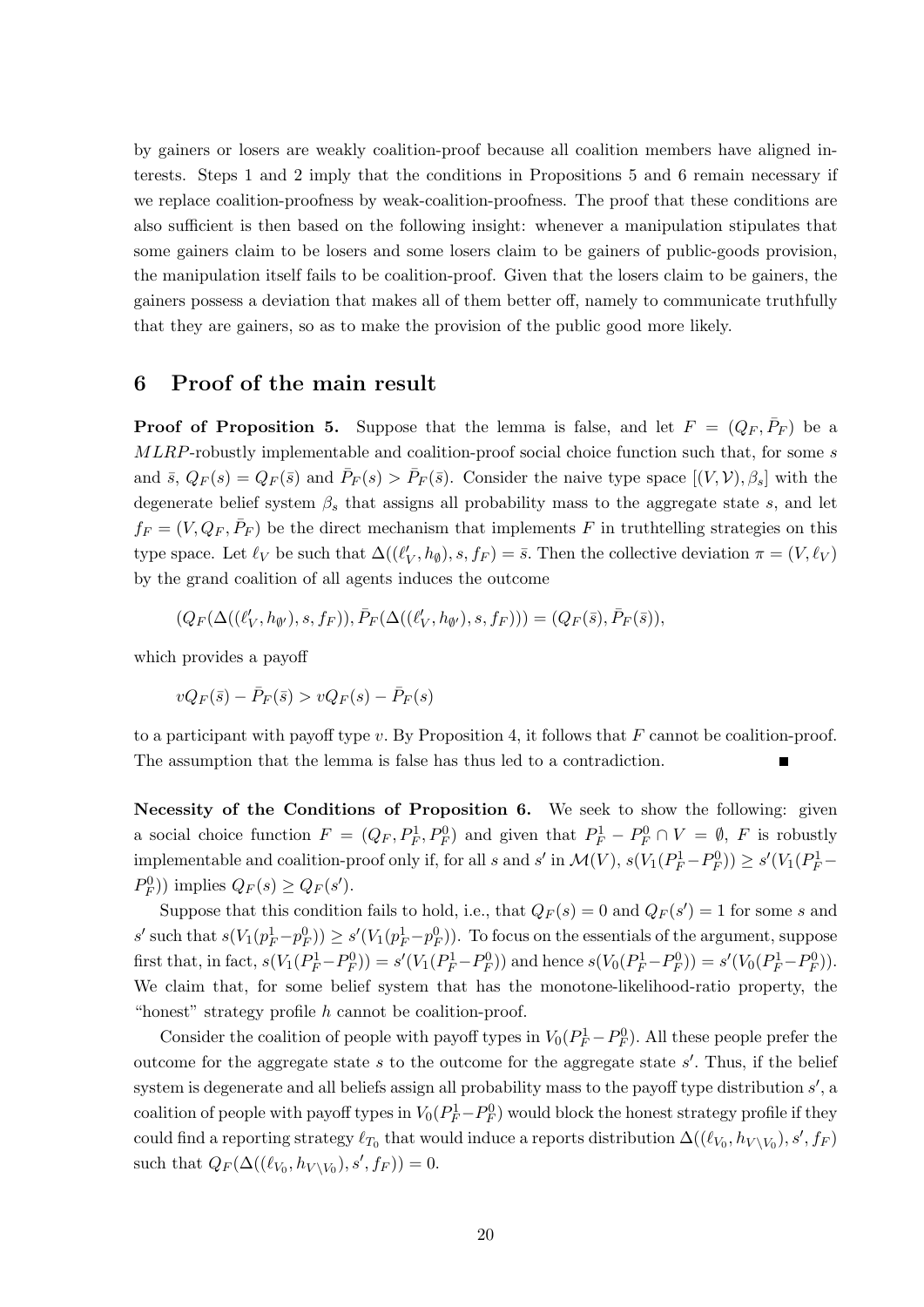by gainers or losers are weakly coalition-proof because all coalition members have aligned interests. Steps 1 and 2 imply that the conditions in Propositions 5 and 6 remain necessary if we replace coalition-proofness by weak-coalition-proofness. The proof that these conditions are also sufficient is then based on the following insight: whenever a manipulation stipulates that some gainers claim to be losers and some losers claim to be gainers of public-goods provision, the manipulation itself fails to be coalition-proof. Given that the losers claim to be gainers, the gainers possess a deviation that makes all of them better off, namely to communicate truthfully that they are gainers, so as to make the provision of the public good more likely.

## 6 Proof of the main result

**Proof of Proposition 5.** Suppose that the lemma is false, and let $F = (Q_F, \bar{P}_F)$ be a $MLRP$-robustly implementable and coalition-proof social choice function such that, for some $s$ and $\bar{s}$, $Q_F(s) = Q_F(\bar{s})$ and $\bar{P}_F(s) > \bar{P}_F(\bar{s})$. Consider the naive type space $[(V, \mathcal{V}), \beta_s]$ with the degenerate belief system $\beta_s$ that assigns all probability mass to the aggregate state $s$, and let $f_F = (V, Q_F, \bar{P}_F)$ be the direct mechanism that implements $F$ in truthtelling strategies on this type space. Let $\ell_V$ be such that $\Delta((\ell'_V, h_\emptyset), s, f_F) = \bar{s}$. Then the collective deviation $\pi = (V, \ell_V)$ by the grand coalition of all agents induces the outcome

$$(Q_F(\Delta((\ell'_V, h_{\emptyset'}), s, f_F)), \bar{P}_F(\Delta((\ell'_V, h_{\emptyset'}), s, f_F))) = (Q_F(\bar{s}), \bar{P}_F(\bar{s})),$$

which provides a payoff

$$vQ_F(\bar{s}) - \bar{P}_F(\bar{s}) > vQ_F(s) - \bar{P}_F(s)$$

to a participant with payoff type $v$. By Proposition 4, it follows that $F$ cannot be coalition-proof. The assumption that the lemma is false has thus led to a contradiction. ∎

**Necessity of the Conditions of Proposition 6.** We seek to show the following: given a social choice function $F = (Q_F, P_F^1, P_F^0)$ and given that $P_F^1 - P_F^0 \cap V = \emptyset$, $F$ is robustly implementable and coalition-proof only if, for all $s$ and $s'$ in $\mathcal{M}(V)$, $s(V_1(P_F^1 - P_F^0)) \geq s'(V_1(P_F^1 - P_F^0))$ implies $Q_F(s) \geq Q_F(s')$.

Suppose that this condition fails to hold, i.e., that $Q_F(s) = 0$ and $Q_F(s') = 1$ for some $s$ and $s'$ such that $s(V_1(p_F^1 - p_F^0)) \geq s'(V_1(p_F^1 - p_F^0))$. To focus on the essentials of the argument, suppose first that, in fact, $s(V_1(P_F^1 - P_F^0)) = s'(V_1(P_F^1 - P_F^0))$ and hence $s(V_0(P_F^1 - P_F^0)) = s'(V_0(P_F^1 - P_F^0))$. We claim that, for some belief system that has the monotone-likelihood-ratio property, the "honest" strategy profile $h$ cannot be coalition-proof.

Consider the coalition of people with payoff types in $V_0(P_F^1 - P_F^0)$. All these people prefer the outcome for the aggregate state $s$ to the outcome for the aggregate state $s'$. Thus, if the belief system is degenerate and all beliefs assign all probability mass to the payoff type distribution $s'$, a coalition of people with payoff types in $V_0(P_F^1 - P_F^0)$ would block the honest strategy profile if they could find a reporting strategy $\ell_{T_0}$ that would induce a reports distribution $\Delta((\ell_{V_0}, h_{V \setminus V_0}), s', f_F)$ such that $Q_F(\Delta((\ell_{V_0}, h_{V \setminus V_0}), s', f_F)) = 0$.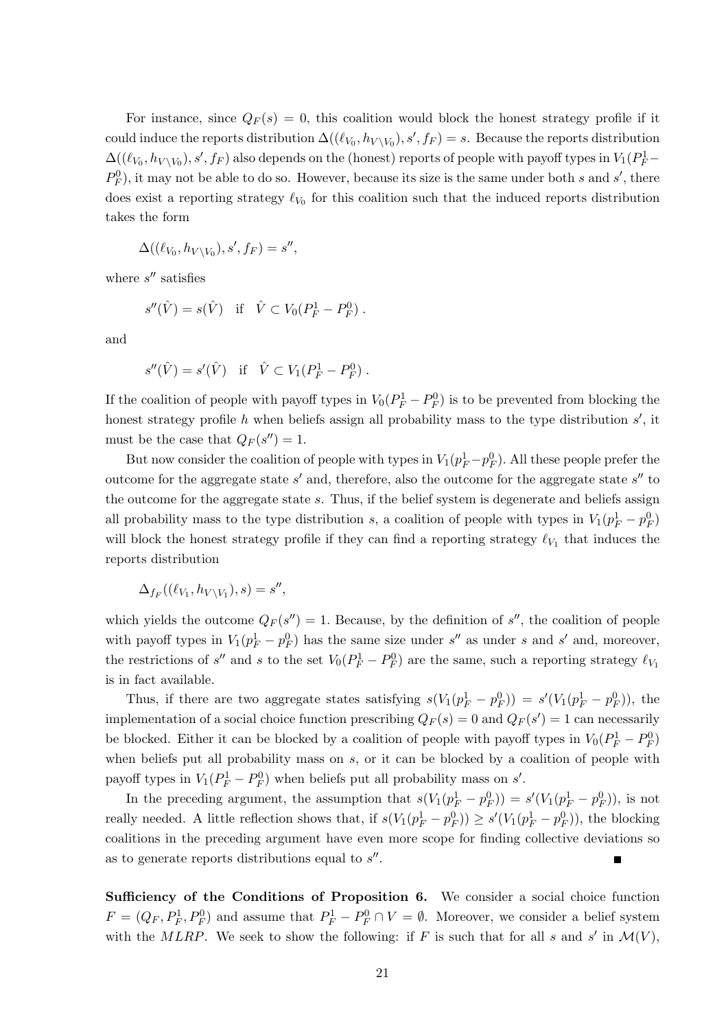For instance, since $Q_F(s) = 0$, this coalition would block the honest strategy profile if it could induce the reports distribution $\Delta((\ell_{V_0}, h_{V\setminus V_0}), s', f_F) = s$. Because the reports distribution $\Delta((\ell_{V_0}, h_{V\setminus V_0}), s', f_F)$ also depends on the (honest) reports of people with payoff types in $V_1(P_F^1 - P_F^0)$, it may not be able to do so. However, because its size is the same under both $s$ and $s'$, there does exist a reporting strategy $\ell_{V_0}$ for this coalition such that the induced reports distribution takes the form

$$\Delta((\ell_{V_0}, h_{V\setminus V_0}), s', f_F) = s'',$$

where $s''$ satisfies

$$s''(\hat{V}) = s(\hat{V}) \quad \text{if} \quad \hat{V} \subset V_0(P_F^1 - P_F^0) \, .$$

and

$$s''(\hat{V}) = s'(\hat{V}) \quad \text{if} \quad \hat{V} \subset V_1(P_F^1 - P_F^0) \, .$$

If the coalition of people with payoff types in $V_0(P_F^1 - P_F^0)$ is to be prevented from blocking the honest strategy profile $h$ when beliefs assign all probability mass to the type distribution $s'$, it must be the case that $Q_F(s'') = 1$.

But now consider the coalition of people with types in $V_1(p_F^1 - p_F^0)$. All these people prefer the outcome for the aggregate state $s'$ and, therefore, also the outcome for the aggregate state $s''$ to the outcome for the aggregate state $s$. Thus, if the belief system is degenerate and beliefs assign all probability mass to the type distribution $s$, a coalition of people with types in $V_1(p_F^1 - p_F^0)$ will block the honest strategy profile if they can find a reporting strategy $\ell_{V_1}$ that induces the reports distribution

$$\Delta_{f_F}((\ell_{V_1}, h_{V\setminus V_1}), s) = s'',$$

which yields the outcome $Q_F(s'') = 1$. Because, by the definition of $s''$, the coalition of people with payoff types in $V_1(p_F^1 - p_F^0)$ has the same size under $s''$ as under $s$ and $s'$ and, moreover, the restrictions of $s''$ and $s$ to the set $V_0(P_F^1 - P_F^0)$ are the same, such a reporting strategy $\ell_{V_1}$ is in fact available.

Thus, if there are two aggregate states satisfying $s(V_1(p_F^1 - p_F^0)) = s'(V_1(p_F^1 - p_F^0))$, the implementation of a social choice function prescribing $Q_F(s) = 0$ and $Q_F(s') = 1$ can necessarily be blocked. Either it can be blocked by a coalition of people with payoff types in $V_0(P_F^1 - P_F^0)$ when beliefs put all probability mass on $s$, or it can be blocked by a coalition of people with payoff types in $V_1(P_F^1 - P_F^0)$ when beliefs put all probability mass on $s'$.

In the preceding argument, the assumption that $s(V_1(p_F^1 - p_F^0)) = s'(V_1(p_F^1 - p_F^0))$, is not really needed. A little reflection shows that, if $s(V_1(p_F^1 - p_F^0)) \geq s'(V_1(p_F^1 - p_F^0))$, the blocking coalitions in the preceding argument have even more scope for finding collective deviations so as to generate reports distributions equal to $s''$. ∎

**Sufficiency of the Conditions of Proposition 6.** We consider a social choice function $F = (Q_F, P_F^1, P_F^0)$ and assume that $P_F^1 - P_F^0 \cap V = \emptyset$. Moreover, we consider a belief system with the *MLRP*. We seek to show the following: if $F$ is such that for all $s$ and $s'$ in $\mathcal{M}(V)$,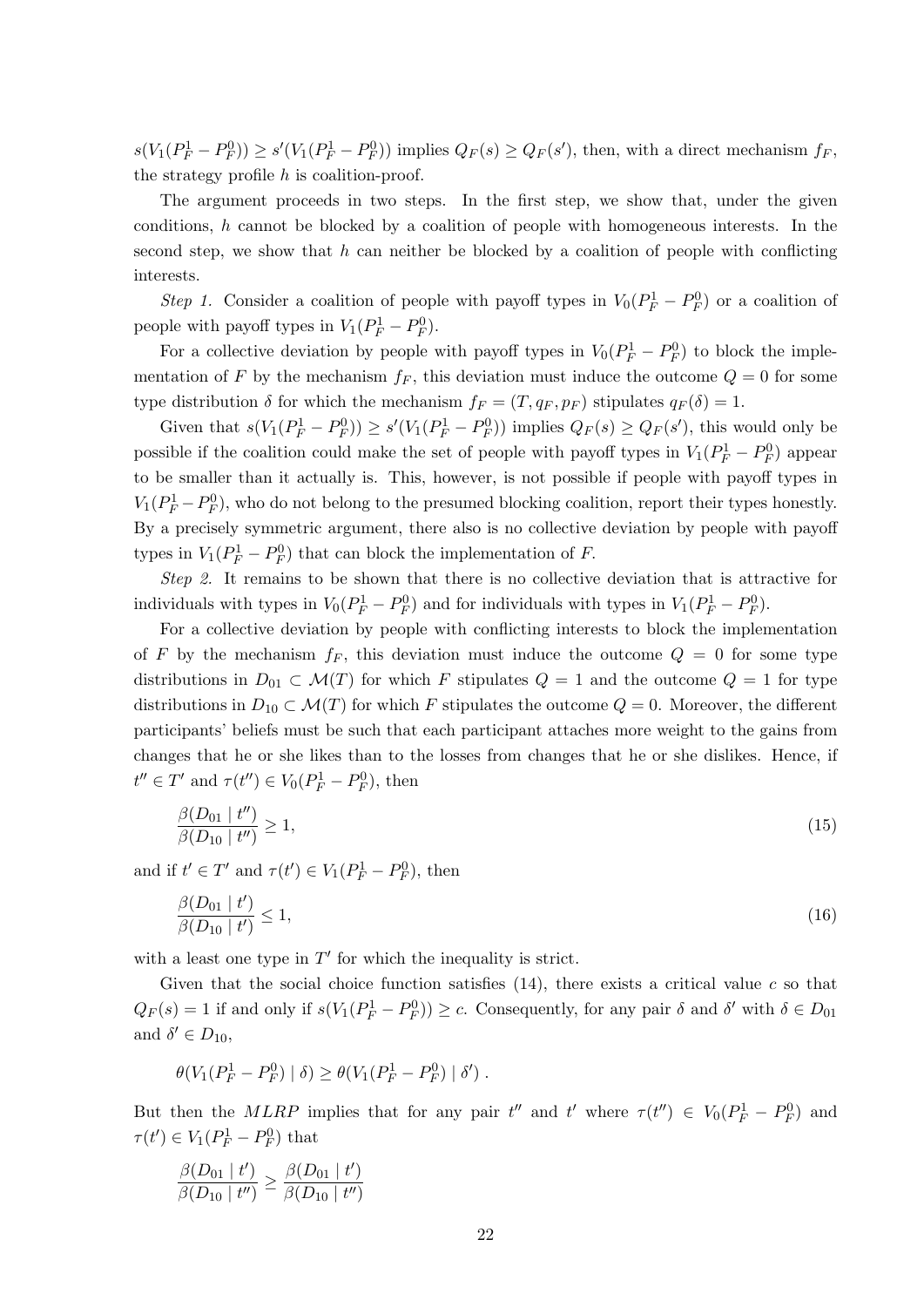$s(V_1(P_F^1 - P_F^0)) \geq s'(V_1(P_F^1 - P_F^0))$ implies $Q_F(s) \geq Q_F(s')$, then, with a direct mechanism $f_F$, the strategy profile $h$ is coalition-proof.

The argument proceeds in two steps. In the first step, we show that, under the given conditions, $h$ cannot be blocked by a coalition of people with homogeneous interests. In the second step, we show that $h$ can neither be blocked by a coalition of people with conflicting interests.

*Step 1.* Consider a coalition of people with payoff types in $V_0(P_F^1 - P_F^0)$ or a coalition of people with payoff types in $V_1(P_F^1 - P_F^0)$.

For a collective deviation by people with payoff types in $V_0(P_F^1 - P_F^0)$ to block the implementation of $F$ by the mechanism $f_F$, this deviation must induce the outcome $Q = 0$ for some type distribution $\delta$ for which the mechanism $f_F = (T, q_F, p_F)$ stipulates $q_F(\delta) = 1$.

Given that $s(V_1(P_F^1 - P_F^0)) \geq s'(V_1(P_F^1 - P_F^0))$ implies $Q_F(s) \geq Q_F(s')$, this would only be possible if the coalition could make the set of people with payoff types in $V_1(P_F^1 - P_F^0)$ appear to be smaller than it actually is. This, however, is not possible if people with payoff types in $V_1(P_F^1 - P_F^0)$, who do not belong to the presumed blocking coalition, report their types honestly. By a precisely symmetric argument, there also is no collective deviation by people with payoff types in $V_1(P_F^1 - P_F^0)$ that can block the implementation of $F$.

*Step 2.* It remains to be shown that there is no collective deviation that is attractive for individuals with types in $V_0(P_F^1 - P_F^0)$ and for individuals with types in $V_1(P_F^1 - P_F^0)$.

For a collective deviation by people with conflicting interests to block the implementation of $F$ by the mechanism $f_F$, this deviation must induce the outcome $Q = 0$ for some type distributions in $D_{01} \subset \mathcal{M}(T)$ for which $F$ stipulates $Q = 1$ and the outcome $Q = 1$ for type distributions in $D_{10} \subset \mathcal{M}(T)$ for which $F$ stipulates the outcome $Q = 0$. Moreover, the different participants' beliefs must be such that each participant attaches more weight to the gains from changes that he or she likes than to the losses from changes that he or she dislikes. Hence, if $t'' \in T'$ and $\tau(t'') \in V_0(P_F^1 - P_F^0)$, then

$$\frac{\beta(D_{01} \mid t'')}{\beta(D_{10} \mid t'')} \geq 1, \tag{15}$$

and if $t' \in T'$ and $\tau(t') \in V_1(P_F^1 - P_F^0)$, then

$$\frac{\beta(D_{01} \mid t')}{\beta(D_{10} \mid t')} \leq 1, \tag{16}$$

with a least one type in $T'$ for which the inequality is strict.

Given that the social choice function satisfies (14), there exists a critical value $c$ so that $Q_F(s) = 1$ if and only if $s(V_1(P_F^1 - P_F^0)) \geq c$. Consequently, for any pair $\delta$ and $\delta'$ with $\delta \in D_{01}$ and $\delta' \in D_{10}$,

$$\theta(V_1(P_F^1 - P_F^0) \mid \delta) \geq \theta(V_1(P_F^1 - P_F^0) \mid \delta') \,.$$

But then the *MLRP* implies that for any pair $t''$ and $t'$ where $\tau(t'') \in V_0(P_F^1 - P_F^0)$ and $\tau(t') \in V_1(P_F^1 - P_F^0)$ that

$$\frac{\beta(D_{01} \mid t')}{\beta(D_{10} \mid t'')} \geq \frac{\beta(D_{01} \mid t')}{\beta(D_{10} \mid t'')}$$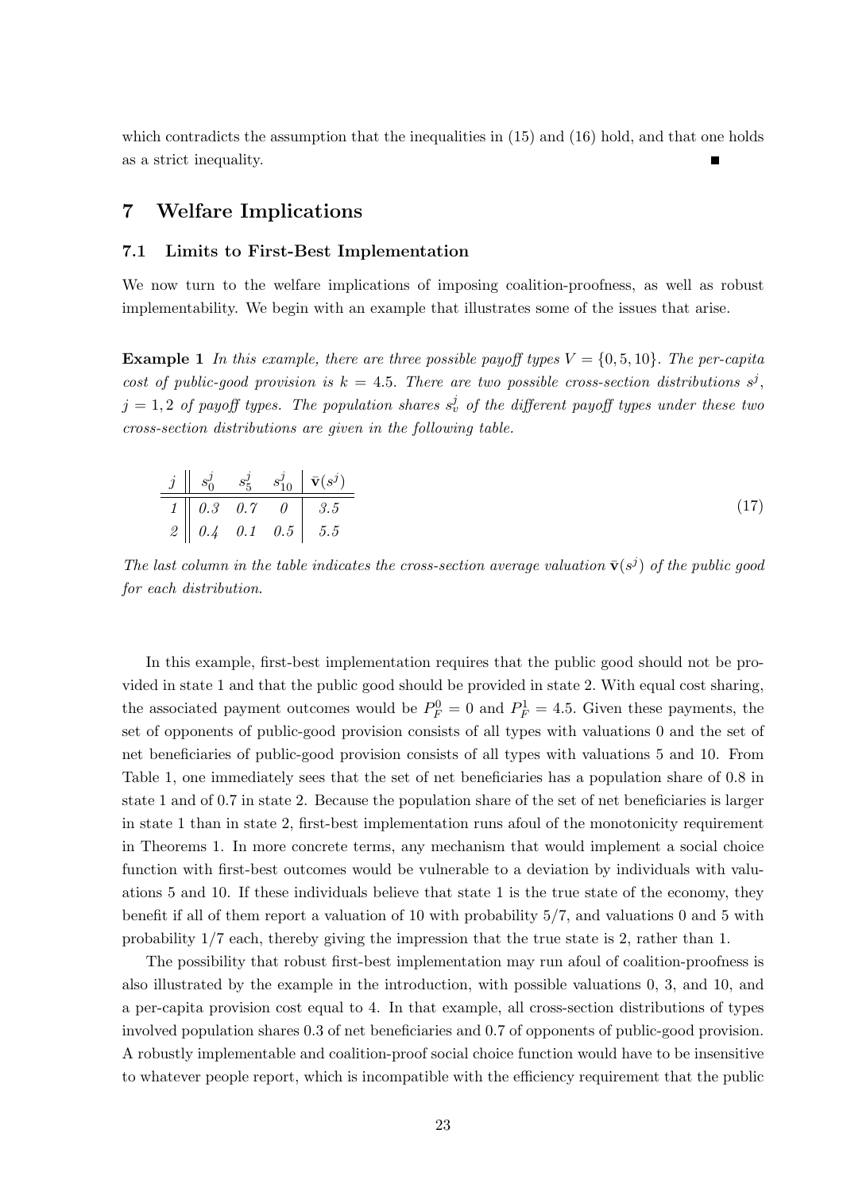which contradicts the assumption that the inequalities in (15) and (16) hold, and that one holds as a strict inequality. ■

## 7 Welfare Implications

### 7.1 Limits to First-Best Implementation

We now turn to the welfare implications of imposing coalition-proofness, as well as robust implementability. We begin with an example that illustrates some of the issues that arise.

**Example 1** *In this example, there are three possible payoff types $V = \{0, 5, 10\}$. The per-capita cost of public-good provision is $k = 4.5$. There are two possible cross-section distributions $s^j$, $j = 1, 2$ of payoff types. The population shares $s_v^j$ of the different payoff types under these two cross-section distributions are given in the following table.*

| $j$ | $s_0^j$ | $s_5^j$ | $s_{10}^j$ | $\bar{\mathbf{v}}(s^j)$ |
|---|---|---|---|---|
| 1 | 0.3 | 0.7 | 0 | 3.5 |
| 2 | 0.4 | 0.1 | 0.5 | 5.5 |

(17)

*The last column in the table indicates the cross-section average valuation $\bar{\mathbf{v}}(s^j)$ of the public good for each distribution.*

In this example, first-best implementation requires that the public good should not be provided in state 1 and that the public good should be provided in state 2. With equal cost sharing, the associated payment outcomes would be $P_F^0 = 0$ and $P_F^1 = 4.5$. Given these payments, the set of opponents of public-good provision consists of all types with valuations 0 and the set of net beneficiaries of public-good provision consists of all types with valuations 5 and 10. From Table 1, one immediately sees that the set of net beneficiaries has a population share of 0.8 in state 1 and of 0.7 in state 2. Because the population share of the set of net beneficiaries is larger in state 1 than in state 2, first-best implementation runs afoul of the monotonicity requirement in Theorems 1. In more concrete terms, any mechanism that would implement a social choice function with first-best outcomes would be vulnerable to a deviation by individuals with valuations 5 and 10. If these individuals believe that state 1 is the true state of the economy, they benefit if all of them report a valuation of 10 with probability 5/7, and valuations 0 and 5 with probability 1/7 each, thereby giving the impression that the true state is 2, rather than 1.

The possibility that robust first-best implementation may run afoul of coalition-proofness is also illustrated by the example in the introduction, with possible valuations 0, 3, and 10, and a per-capita provision cost equal to 4. In that example, all cross-section distributions of types involved population shares 0.3 of net beneficiaries and 0.7 of opponents of public-good provision. A robustly implementable and coalition-proof social choice function would have to be insensitive to whatever people report, which is incompatible with the efficiency requirement that the public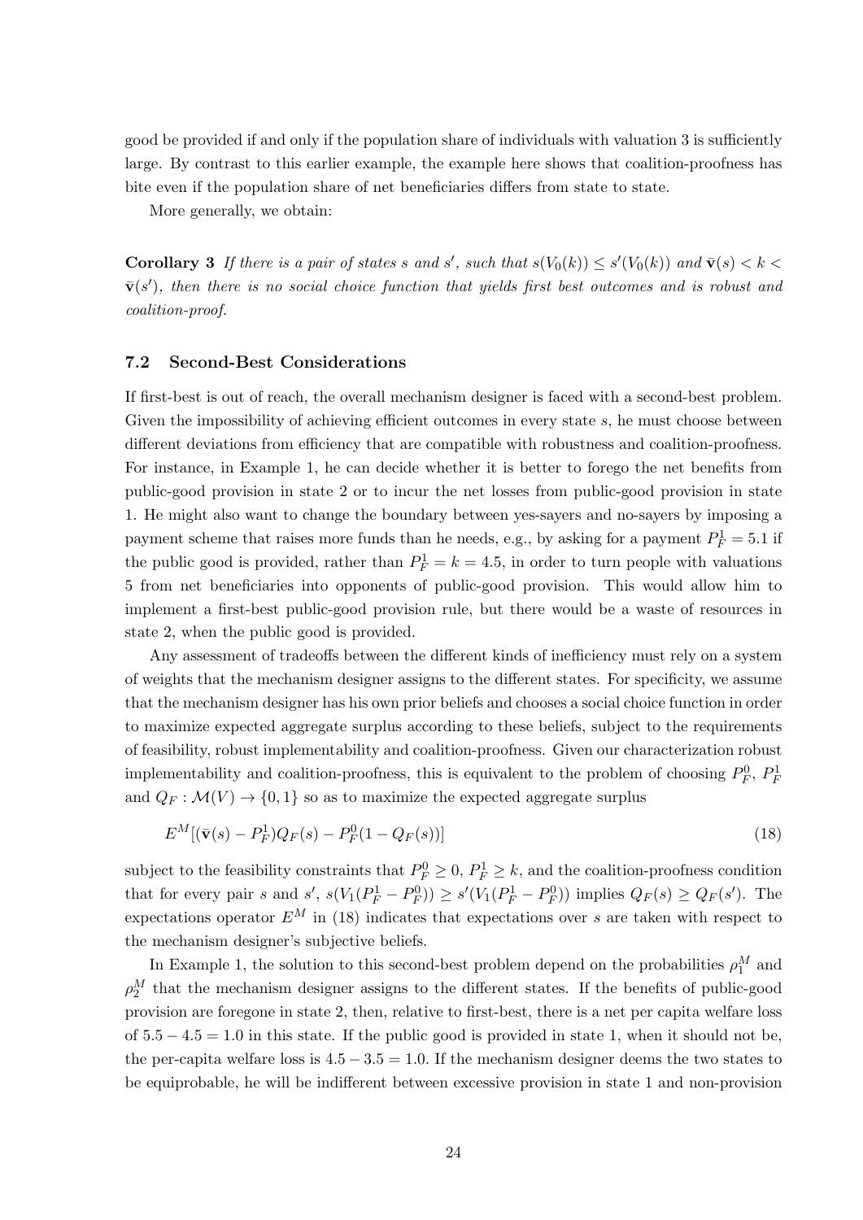good be provided if and only if the population share of individuals with valuation 3 is sufficiently large. By contrast to this earlier example, the example here shows that coalition-proofness has bite even if the population share of net beneficiaries differs from state to state.

More generally, we obtain:

**Corollary 3** *If there is a pair of states $s$ and $s'$, such that $s(V_0(k)) \leq s'(V_0(k))$ and $\bar{\mathbf{v}}(s) < k < \bar{\mathbf{v}}(s')$, then there is no social choice function that yields first best outcomes and is robust and coalition-proof.*

### 7.2 Second-Best Considerations

If first-best is out of reach, the overall mechanism designer is faced with a second-best problem. Given the impossibility of achieving efficient outcomes in every state $s$, he must choose between different deviations from efficiency that are compatible with robustness and coalition-proofness. For instance, in Example 1, he can decide whether it is better to forego the net benefits from public-good provision in state 2 or to incur the net losses from public-good provision in state 1. He might also want to change the boundary between yes-sayers and no-sayers by imposing a payment scheme that raises more funds than he needs, e.g., by asking for a payment $P_F^1 = 5.1$ if the public good is provided, rather than $P_F^1 = k = 4.5$, in order to turn people with valuations 5 from net beneficiaries into opponents of public-good provision. This would allow him to implement a first-best public-good provision rule, but there would be a waste of resources in state 2, when the public good is provided.

Any assessment of tradeoffs between the different kinds of inefficiency must rely on a system of weights that the mechanism designer assigns to the different states. For specificity, we assume that the mechanism designer has his own prior beliefs and chooses a social choice function in order to maximize expected aggregate surplus according to these beliefs, subject to the requirements of feasibility, robust implementability and coalition-proofness. Given our characterization robust implementability and coalition-proofness, this is equivalent to the problem of choosing $P_F^0$, $P_F^1$ and $Q_F : \mathcal{M}(V) \to \{0, 1\}$ so as to maximize the expected aggregate surplus

$$E^M[(\bar{\mathbf{v}}(s) - P_F^1)Q_F(s) - P_F^0(1 - Q_F(s))] \tag{18}$$

subject to the feasibility constraints that $P_F^0 \geq 0$, $P_F^1 \geq k$, and the coalition-proofness condition that for every pair $s$ and $s'$, $s(V_1(P_F^1 - P_F^0)) \geq s'(V_1(P_F^1 - P_F^0))$ implies $Q_F(s) \geq Q_F(s')$. The expectations operator $E^M$ in (18) indicates that expectations over $s$ are taken with respect to the mechanism designer's subjective beliefs.

In Example 1, the solution to this second-best problem depend on the probabilities $\rho_1^M$ and $\rho_2^M$ that the mechanism designer assigns to the different states. If the benefits of public-good provision are foregone in state 2, then, relative to first-best, there is a net per capita welfare loss of $5.5 - 4.5 = 1.0$ in this state. If the public good is provided in state 1, when it should not be, the per-capita welfare loss is $4.5 - 3.5 = 1.0$. If the mechanism designer deems the two states to be equiprobable, he will be indifferent between excessive provision in state 1 and non-provision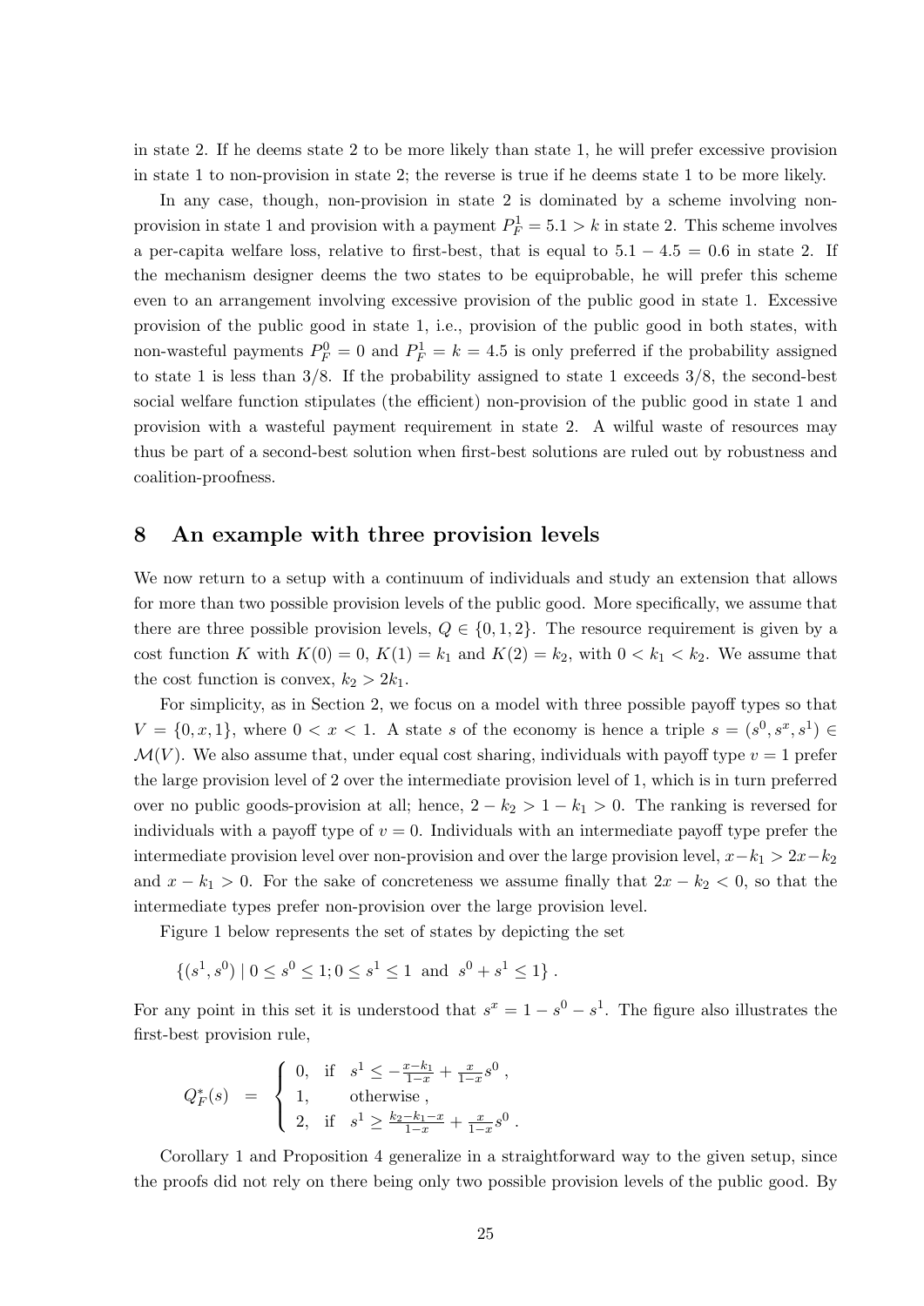in state 2. If he deems state 2 to be more likely than state 1, he will prefer excessive provision in state 1 to non-provision in state 2; the reverse is true if he deems state 1 to be more likely.

In any case, though, non-provision in state 2 is dominated by a scheme involving non-provision in state 1 and provision with a payment $P_F^1 = 5.1 > k$ in state 2. This scheme involves a per-capita welfare loss, relative to first-best, that is equal to $5.1 - 4.5 = 0.6$ in state 2. If the mechanism designer deems the two states to be equiprobable, he will prefer this scheme even to an arrangement involving excessive provision of the public good in state 1. Excessive provision of the public good in state 1, i.e., provision of the public good in both states, with non-wasteful payments $P_F^0 = 0$ and $P_F^1 = k = 4.5$ is only preferred if the probability assigned to state 1 is less than 3/8. If the probability assigned to state 1 exceeds 3/8, the second-best social welfare function stipulates (the efficient) non-provision of the public good in state 1 and provision with a wasteful payment requirement in state 2. A wilful waste of resources may thus be part of a second-best solution when first-best solutions are ruled out by robustness and coalition-proofness.

## 8 An example with three provision levels

We now return to a setup with a continuum of individuals and study an extension that allows for more than two possible provision levels of the public good. More specifically, we assume that there are three possible provision levels, $Q \in \{0, 1, 2\}$. The resource requirement is given by a cost function $K$ with $K(0) = 0$, $K(1) = k_1$ and $K(2) = k_2$, with $0 < k_1 < k_2$. We assume that the cost function is convex, $k_2 > 2k_1$.

For simplicity, as in Section 2, we focus on a model with three possible payoff types so that $V = \{0, x, 1\}$, where $0 < x < 1$. A state $s$ of the economy is hence a triple $s = (s^0, s^x, s^1) \in \mathcal{M}(V)$. We also assume that, under equal cost sharing, individuals with payoff type $v = 1$ prefer the large provision level of 2 over the intermediate provision level of 1, which is in turn preferred over no public goods-provision at all; hence, $2 - k_2 > 1 - k_1 > 0$. The ranking is reversed for individuals with a payoff type of $v = 0$. Individuals with an intermediate payoff type prefer the intermediate provision level over non-provision and over the large provision level, $x - k_1 > 2x - k_2$ and $x - k_1 > 0$. For the sake of concreteness we assume finally that $2x - k_2 < 0$, so that the intermediate types prefer non-provision over the large provision level.

Figure 1 below represents the set of states by depicting the set

$$\{(s^1, s^0) \mid 0 \leq s^0 \leq 1; 0 \leq s^1 \leq 1 \text{ and } s^0 + s^1 \leq 1\}.$$

For any point in this set it is understood that $s^x = 1 - s^0 - s^1$. The figure also illustrates the first-best provision rule,

$$Q_F^*(s) = \begin{cases} 0, & \text{if } s^1 \leq -\frac{x-k_1}{1-x} + \frac{x}{1-x}s^0, \\ 1, & \text{otherwise}, \\ 2, & \text{if } s^1 \geq \frac{k_2-k_1-x}{1-x} + \frac{x}{1-x}s^0. \end{cases}$$

Corollary 1 and Proposition 4 generalize in a straightforward way to the given setup, since the proofs did not rely on there being only two possible provision levels of the public good. By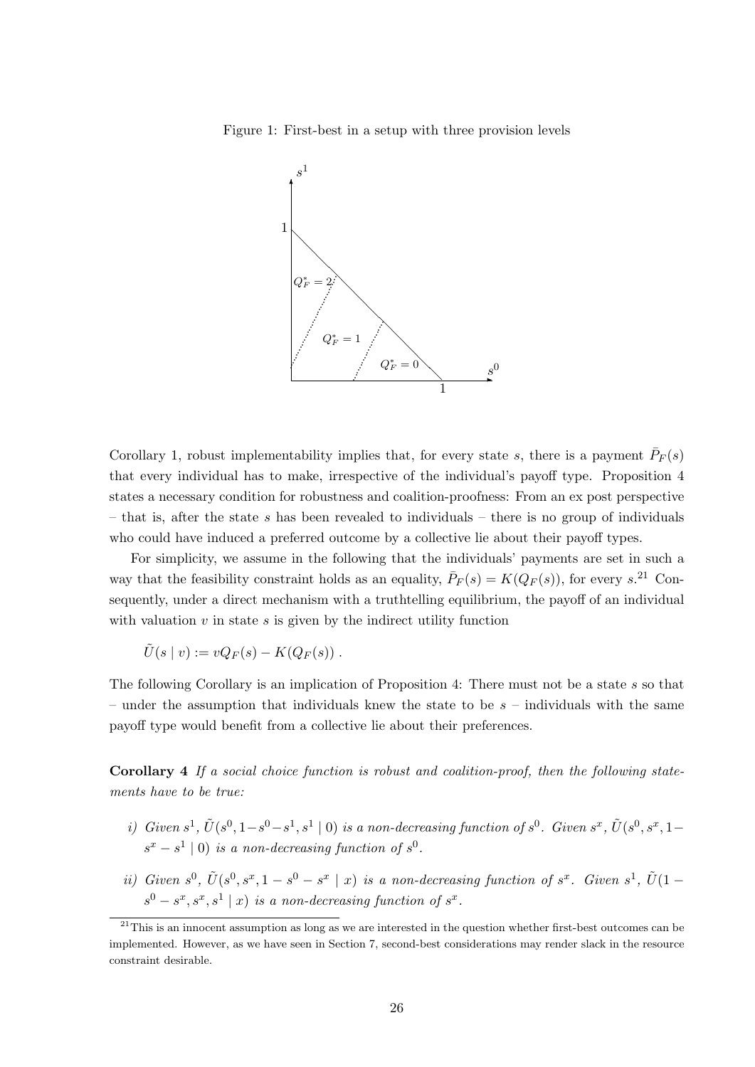Figure 1: First-best in a setup with three provision levels

Corollary 1, robust implementability implies that, for every state $s$, there is a payment $\bar{P}_F(s)$ that every individual has to make, irrespective of the individual's payoff type. Proposition 4 states a necessary condition for robustness and coalition-proofness: From an ex post perspective – that is, after the state $s$ has been revealed to individuals – there is no group of individuals who could have induced a preferred outcome by a collective lie about their payoff types.

For simplicity, we assume in the following that the individuals' payments are set in such a way that the feasibility constraint holds as an equality, $\bar{P}_F(s) = K(Q_F(s))$, for every $s$.[21] Consequently, under a direct mechanism with a truthtelling equilibrium, the payoff of an individual with valuation $v$ in state $s$ is given by the indirect utility function

$$\tilde{U}(s \mid v) := vQ_F(s) - K(Q_F(s)) .$$

The following Corollary is an implication of Proposition 4: There must not be a state $s$ so that – under the assumption that individuals knew the state to be $s$ – individuals with the same payoff type would benefit from a collective lie about their preferences.

**Corollary 4** *If a social choice function is robust and coalition-proof, then the following statements have to be true:*

*i) Given $s^1$, $\tilde{U}(s^0, 1-s^0-s^1, s^1 \mid 0)$ is a non-decreasing function of $s^0$. Given $s^x$, $\tilde{U}(s^0, s^x, 1-s^x-s^1 \mid 0)$ is a non-decreasing function of $s^0$.*

*ii) Given $s^0$, $\tilde{U}(s^0, s^x, 1-s^0-s^x \mid x)$ is a non-decreasing function of $s^x$. Given $s^1$, $\tilde{U}(1-s^0-s^x, s^x, s^1 \mid x)$ is a non-decreasing function of $s^x$.*

[21] This is an innocent assumption as long as we are interested in the question whether first-best outcomes can be implemented. However, as we have seen in Section 7, second-best considerations may render slack in the resource constraint desirable.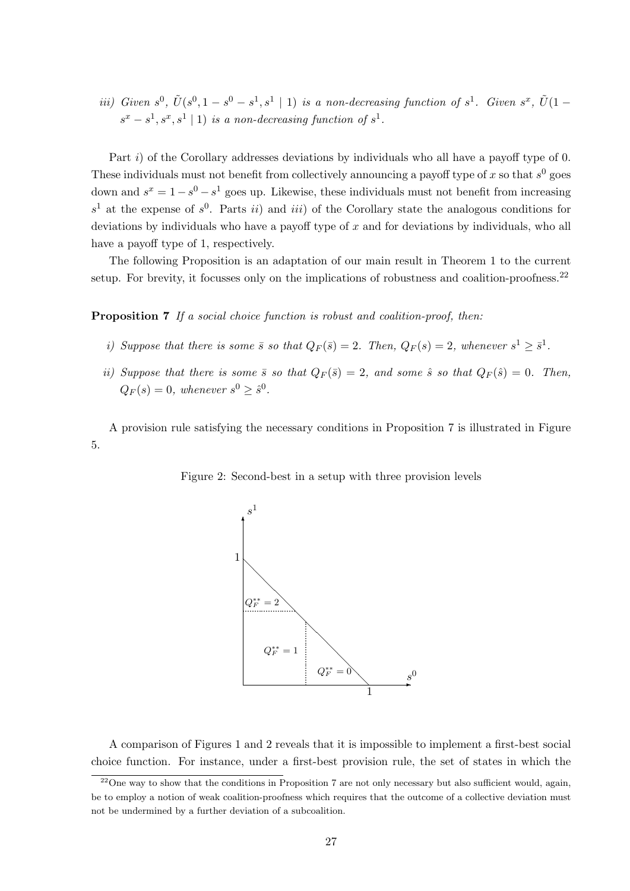*iii) Given $s^0$, $\tilde{U}(s^0, 1 - s^0 - s^1, s^1 \mid 1)$ is a non-decreasing function of $s^1$. Given $s^x$, $\tilde{U}(1 - s^x - s^1, s^x, s^1 \mid 1)$ is a non-decreasing function of $s^1$.*

Part *i)* of the Corollary addresses deviations by individuals who all have a payoff type of 0. These individuals must not benefit from collectively announcing a payoff type of $x$ so that $s^0$ goes down and $s^x = 1 - s^0 - s^1$ goes up. Likewise, these individuals must not benefit from increasing $s^1$ at the expense of $s^0$. Parts *ii)* and *iii)* of the Corollary state the analogous conditions for deviations by individuals who have a payoff type of $x$ and for deviations by individuals, who all have a payoff type of 1, respectively.

The following Proposition is an adaptation of our main result in Theorem 1 to the current setup. For brevity, it focusses only on the implications of robustness and coalition-proofness.[22]

**Proposition 7** *If a social choice function is robust and coalition-proof, then:*

*i) Suppose that there is some $\bar{s}$ so that $Q_F(\bar{s}) = 2$. Then, $Q_F(s) = 2$, whenever $s^1 \geq \bar{s}^1$.*

*ii) Suppose that there is some $\bar{s}$ so that $Q_F(\bar{s}) = 2$, and some $\hat{s}$ so that $Q_F(\hat{s}) = 0$. Then, $Q_F(s) = 0$, whenever $s^0 \geq \hat{s}^0$.*

A provision rule satisfying the necessary conditions in Proposition 7 is illustrated in Figure 5.

Figure 2: Second-best in a setup with three provision levels

A comparison of Figures 1 and 2 reveals that it is impossible to implement a first-best social choice function. For instance, under a first-best provision rule, the set of states in which the

[22] One way to show that the conditions in Proposition 7 are not only necessary but also sufficient would, again, be to employ a notion of weak coalition-proofness which requires that the outcome of a collective deviation must not be undermined by a further deviation of a subcoalition.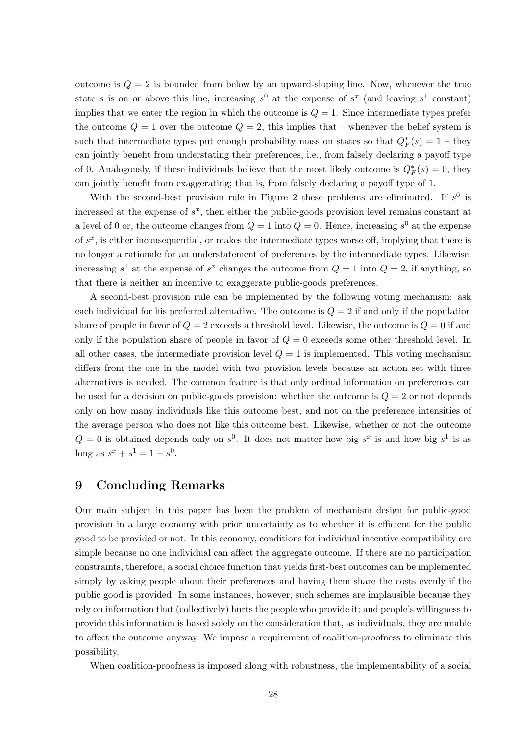outcome is $Q = 2$ is bounded from below by an upward-sloping line. Now, whenever the true state $s$ is on or above this line, increasing $s^0$ at the expense of $s^x$ (and leaving $s^1$ constant) implies that we enter the region in which the outcome is $Q = 1$. Since intermediate types prefer the outcome $Q = 1$ over the outcome $Q = 2$, this implies that – whenever the belief system is such that intermediate types put enough probability mass on states so that $Q^*_F(s) = 1$ – they can jointly benefit from understating their preferences, i.e., from falsely declaring a payoff type of 0. Analogously, if these individuals believe that the most likely outcome is $Q^*_F(s) = 0$, they can jointly benefit from exaggerating; that is, from falsely declaring a payoff type of 1.

With the second-best provision rule in Figure 2 these problems are eliminated. If $s^0$ is increased at the expense of $s^x$, then either the public-goods provision level remains constant at a level of 0 or, the outcome changes from $Q = 1$ into $Q = 0$. Hence, increasing $s^0$ at the expense of $s^x$, is either inconsequential, or makes the intermediate types worse off, implying that there is no longer a rationale for an understatement of preferences by the intermediate types. Likewise, increasing $s^1$ at the expense of $s^x$ changes the outcome from $Q = 1$ into $Q = 2$, if anything, so that there is neither an incentive to exaggerate public-goods preferences.

A second-best provision rule can be implemented by the following voting mechanism: ask each individual for his preferred alternative. The outcome is $Q = 2$ if and only if the population share of people in favor of $Q = 2$ exceeds a threshold level. Likewise, the outcome is $Q = 0$ if and only if the population share of people in favor of $Q = 0$ exceeds some other threshold level. In all other cases, the intermediate provision level $Q = 1$ is implemented. This voting mechanism differs from the one in the model with two provision levels because an action set with three alternatives is needed. The common feature is that only ordinal information on preferences can be used for a decision on public-goods provision: whether the outcome is $Q = 2$ or not depends only on how many individuals like this outcome best, and not on the preference intensities of the average person who does not like this outcome best. Likewise, whether or not the outcome $Q = 0$ is obtained depends only on $s^0$. It does not matter how big $s^x$ is and how big $s^1$ is as long as $s^x + s^1 = 1 - s^0$.

## 9 Concluding Remarks

Our main subject in this paper has been the problem of mechanism design for public-good provision in a large economy with prior uncertainty as to whether it is efficient for the public good to be provided or not. In this economy, conditions for individual incentive compatibility are simple because no one individual can affect the aggregate outcome. If there are no participation constraints, therefore, a social choice function that yields first-best outcomes can be implemented simply by asking people about their preferences and having them share the costs evenly if the public good is provided. In some instances, however, such schemes are implausible because they rely on information that (collectively) hurts the people who provide it; and people's willingness to provide this information is based solely on the consideration that, as individuals, they are unable to affect the outcome anyway. We impose a requirement of coalition-proofness to eliminate this possibility.

When coalition-proofness is imposed along with robustness, the implementability of a social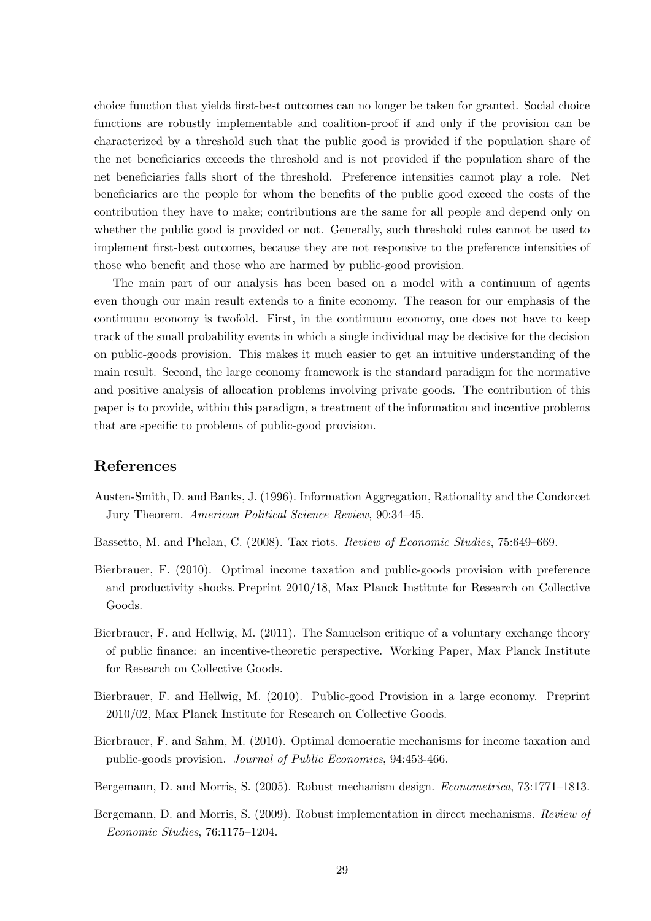choice function that yields first-best outcomes can no longer be taken for granted. Social choice functions are robustly implementable and coalition-proof if and only if the provision can be characterized by a threshold such that the public good is provided if the population share of the net beneficiaries exceeds the threshold and is not provided if the population share of the net beneficiaries falls short of the threshold. Preference intensities cannot play a role. Net beneficiaries are the people for whom the benefits of the public good exceed the costs of the contribution they have to make; contributions are the same for all people and depend only on whether the public good is provided or not. Generally, such threshold rules cannot be used to implement first-best outcomes, because they are not responsive to the preference intensities of those who benefit and those who are harmed by public-good provision.

The main part of our analysis has been based on a model with a continuum of agents even though our main result extends to a finite economy. The reason for our emphasis of the continuum economy is twofold. First, in the continuum economy, one does not have to keep track of the small probability events in which a single individual may be decisive for the decision on public-goods provision. This makes it much easier to get an intuitive understanding of the main result. Second, the large economy framework is the standard paradigm for the normative and positive analysis of allocation problems involving private goods. The contribution of this paper is to provide, within this paradigm, a treatment of the information and incentive problems that are specific to problems of public-good provision.

## References

Austen-Smith, D. and Banks, J. (1996). Information Aggregation, Rationality and the Condorcet Jury Theorem. *American Political Science Review*, 90:34–45.

Bassetto, M. and Phelan, C. (2008). Tax riots. *Review of Economic Studies*, 75:649–669.

Bierbrauer, F. (2010). Optimal income taxation and public-goods provision with preference and productivity shocks. Preprint 2010/18, Max Planck Institute for Research on Collective Goods.

Bierbrauer, F. and Hellwig, M. (2011). The Samuelson critique of a voluntary exchange theory of public finance: an incentive-theoretic perspective. Working Paper, Max Planck Institute for Research on Collective Goods.

Bierbrauer, F. and Hellwig, M. (2010). Public-good Provision in a large economy. Preprint 2010/02, Max Planck Institute for Research on Collective Goods.

Bierbrauer, F. and Sahm, M. (2010). Optimal democratic mechanisms for income taxation and public-goods provision. *Journal of Public Economics*, 94:453-466.

Bergemann, D. and Morris, S. (2005). Robust mechanism design. *Econometrica*, 73:1771–1813.

Bergemann, D. and Morris, S. (2009). Robust implementation in direct mechanisms. *Review of Economic Studies*, 76:1175–1204.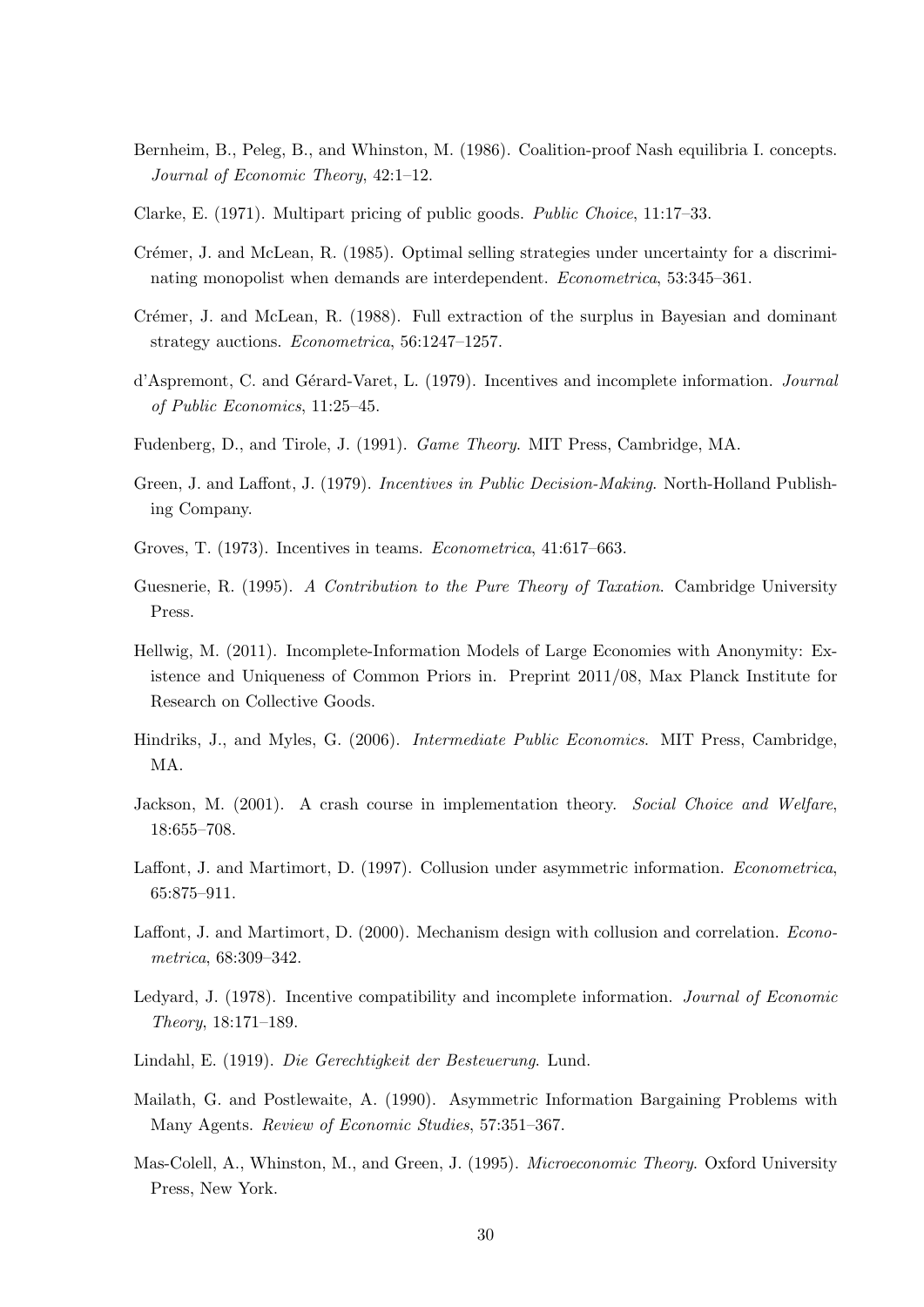Bernheim, B., Peleg, B., and Whinston, M. (1986). Coalition-proof Nash equilibria I. concepts. *Journal of Economic Theory*, 42:1–12.

Clarke, E. (1971). Multipart pricing of public goods. *Public Choice*, 11:17–33.

Crémer, J. and McLean, R. (1985). Optimal selling strategies under uncertainty for a discriminating monopolist when demands are interdependent. *Econometrica*, 53:345–361.

Crémer, J. and McLean, R. (1988). Full extraction of the surplus in Bayesian and dominant strategy auctions. *Econometrica*, 56:1247–1257.

d'Aspremont, C. and Gérard-Varet, L. (1979). Incentives and incomplete information. *Journal of Public Economics*, 11:25–45.

Fudenberg, D., and Tirole, J. (1991). *Game Theory*. MIT Press, Cambridge, MA.

Green, J. and Laffont, J. (1979). *Incentives in Public Decision-Making*. North-Holland Publishing Company.

Groves, T. (1973). Incentives in teams. *Econometrica*, 41:617–663.

Guesnerie, R. (1995). *A Contribution to the Pure Theory of Taxation*. Cambridge University Press.

Hellwig, M. (2011). Incomplete-Information Models of Large Economies with Anonymity: Existence and Uniqueness of Common Priors in. Preprint 2011/08, Max Planck Institute for Research on Collective Goods.

Hindriks, J., and Myles, G. (2006). *Intermediate Public Economics*. MIT Press, Cambridge, MA.

Jackson, M. (2001). A crash course in implementation theory. *Social Choice and Welfare*, 18:655–708.

Laffont, J. and Martimort, D. (1997). Collusion under asymmetric information. *Econometrica*, 65:875–911.

Laffont, J. and Martimort, D. (2000). Mechanism design with collusion and correlation. *Econometrica*, 68:309–342.

Ledyard, J. (1978). Incentive compatibility and incomplete information. *Journal of Economic Theory*, 18:171–189.

Lindahl, E. (1919). *Die Gerechtigkeit der Besteuerung*. Lund.

Mailath, G. and Postlewaite, A. (1990). Asymmetric Information Bargaining Problems with Many Agents. *Review of Economic Studies*, 57:351–367.

Mas-Colell, A., Whinston, M., and Green, J. (1995). *Microeconomic Theory*. Oxford University Press, New York.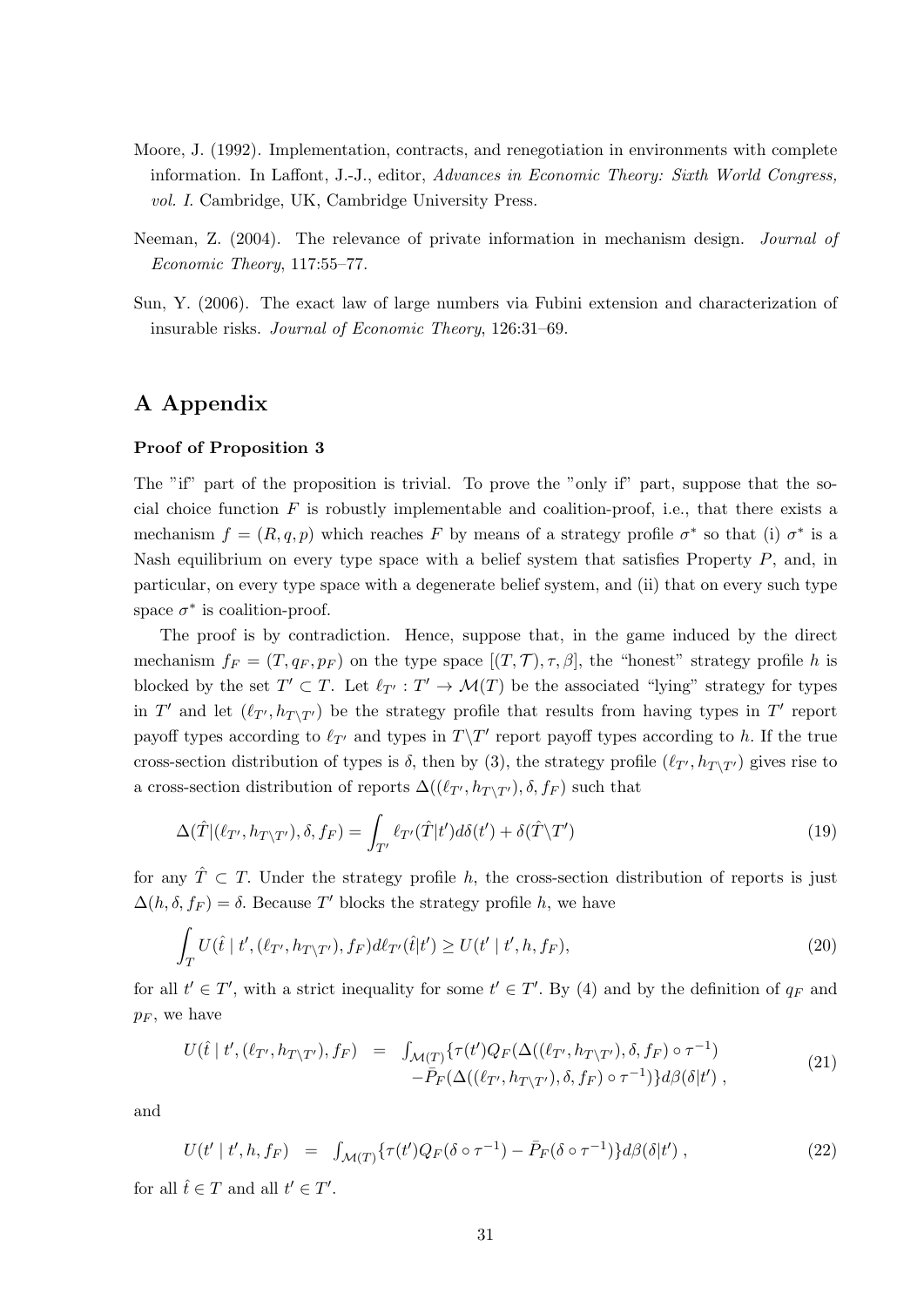Moore, J. (1992). Implementation, contracts, and renegotiation in environments with complete information. In Laffont, J.-J., editor, *Advances in Economic Theory: Sixth World Congress, vol. I.* Cambridge, UK, Cambridge University Press.

Neeman, Z. (2004). The relevance of private information in mechanism design. *Journal of Economic Theory*, 117:55–77.

Sun, Y. (2006). The exact law of large numbers via Fubini extension and characterization of insurable risks. *Journal of Economic Theory*, 126:31–69.

# A Appendix

**Proof of Proposition 3**

The "if" part of the proposition is trivial. To prove the "only if" part, suppose that the social choice function $F$ is robustly implementable and coalition-proof, i.e., that there exists a mechanism $f = (R, q, p)$ which reaches $F$ by means of a strategy profile $\sigma^*$ so that (i) $\sigma^*$ is a Nash equilibrium on every type space with a belief system that satisfies Property $P$, and, in particular, on every type space with a degenerate belief system, and (ii) that on every such type space $\sigma^*$ is coalition-proof.

The proof is by contradiction. Hence, suppose that, in the game induced by the direct mechanism $f_F = (T, q_F, p_F)$ on the type space $[(T, \mathcal{T}), \tau, \beta]$, the "honest" strategy profile $h$ is blocked by the set $T' \subset T$. Let $\ell_{T'} : T' \to \mathcal{M}(T)$ be the associated "lying" strategy for types in $T'$ and let $(\ell_{T'}, h_{T \backslash T'})$ be the strategy profile that results from having types in $T'$ report payoff types according to $\ell_{T'}$ and types in $T \backslash T'$ report payoff types according to $h$. If the true cross-section distribution of types is $\delta$, then by (3), the strategy profile $(\ell_{T'}, h_{T \backslash T'})$ gives rise to a cross-section distribution of reports $\Delta((\ell_{T'}, h_{T \backslash T'}), \delta, f_F)$ such that

$$\Delta(\hat{T} | (\ell_{T'}, h_{T \backslash T'}), \delta, f_F) = \int_{T'} \ell_{T'}(\hat{T} | t') d\delta(t') + \delta(\hat{T} \backslash T') \tag{19}$$

for any $\hat{T} \subset T$. Under the strategy profile $h$, the cross-section distribution of reports is just $\Delta(h, \delta, f_F) = \delta$. Because $T'$ blocks the strategy profile $h$, we have

$$\int_T U(\hat{t} \mid t', (\ell_{T'}, h_{T \backslash T'}), f_F) d\ell_{T'}(\hat{t} | t') \geq U(t' \mid t', h, f_F), \tag{20}$$

for all $t' \in T'$, with a strict inequality for some $t' \in T'$. By (4) and by the definition of $q_F$ and $p_F$, we have

$$\begin{aligned} U(\hat{t} \mid t', (\ell_{T'}, h_{T \backslash T'}), f_F) &= \int_{\mathcal{M}(T)} \{ \tau(t') Q_F(\Delta((\ell_{T'}, h_{T \backslash T'}), \delta, f_F) \circ \tau^{-1}) \\ &\quad - \bar{P}_F(\Delta((\ell_{T'}, h_{T \backslash T'}), \delta, f_F) \circ \tau^{-1}) \} d\beta(\delta | t') , \end{aligned} \tag{21}$$

and

$$U(t' \mid t', h, f_F) = \int_{\mathcal{M}(T)} \{ \tau(t') Q_F(\delta \circ \tau^{-1}) - \bar{P}_F(\delta \circ \tau^{-1}) \} d\beta(\delta | t') , \tag{22}$$

for all $\hat{t} \in T$ and all $t' \in T'$.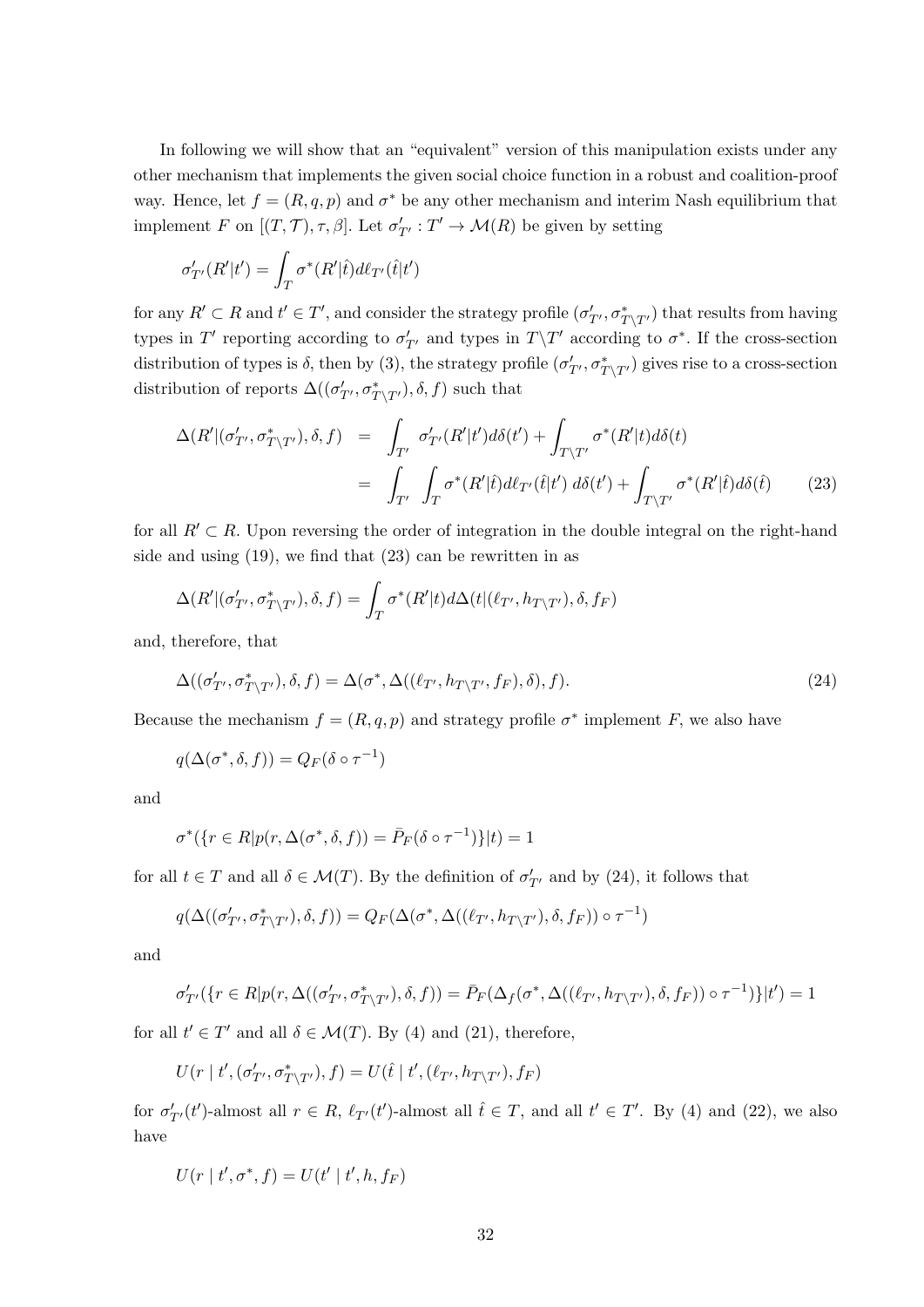In following we will show that an "equivalent" version of this manipulation exists under any other mechanism that implements the given social choice function in a robust and coalition-proof way. Hence, let $f = (R, q, p)$ and $\sigma^*$ be any other mechanism and interim Nash equilibrium that implement $F$ on $[(T, \mathcal{T}), \tau, \beta]$. Let $\sigma'_{T'} : T' \to \mathcal{M}(R)$ be given by setting

$$\sigma'_{T'}(R'|t') = \int_T \sigma^*(R'|\hat{t}) d\ell_{T'}(\hat{t}|t')$$

for any $R' \subset R$ and $t' \in T'$, and consider the strategy profile $(\sigma'_{T'}, \sigma^*_{T \backslash T'})$ that results from having types in $T'$ reporting according to $\sigma'_{T'}$ and types in $T \backslash T'$ according to $\sigma^*$. If the cross-section distribution of types is $\delta$, then by (3), the strategy profile $(\sigma'_{T'}, \sigma^*_{T \backslash T'})$ gives rise to a cross-section distribution of reports $\Delta((\sigma'_{T'}, \sigma^*_{T \backslash T'}), \delta, f)$ such that

$$\begin{aligned}
\Delta(R'|(\sigma'_{T'}, \sigma^*_{T \backslash T'}), \delta, f) &= \int_{T'} \sigma'_{T'}(R'|t') d\delta(t') + \int_{T \backslash T'} \sigma^*(R'|t) d\delta(t) \\
&= \int_{T'} \int_T \sigma^*(R'|\hat{t}) d\ell_{T'}(\hat{t}|t') \, d\delta(t') + \int_{T \backslash T'} \sigma^*(R'|\hat{t}) d\delta(\hat{t}) \qquad (23)
\end{aligned}$$

for all $R' \subset R$. Upon reversing the order of integration in the double integral on the right-hand side and using (19), we find that (23) can be rewritten in as

$$\Delta(R'|(\sigma'_{T'}, \sigma^*_{T \backslash T'}), \delta, f) = \int_T \sigma^*(R'|t) d\Delta(t|(\ell_{T'}, h_{T \backslash T'}), \delta, f_F)$$

and, therefore, that

$$\Delta((\sigma'_{T'}, \sigma^*_{T \backslash T'}), \delta, f) = \Delta(\sigma^*, \Delta((\ell_{T'}, h_{T \backslash T'}, f_F), \delta), f). \qquad (24)$$

Because the mechanism $f = (R, q, p)$ and strategy profile $\sigma^*$ implement $F$, we also have

$$q(\Delta(\sigma^*, \delta, f)) = Q_F(\delta \circ \tau^{-1})$$

and

$$\sigma^*(\{r \in R | p(r, \Delta(\sigma^*, \delta, f)) = \bar{P}_F(\delta \circ \tau^{-1})\}|t) = 1$$

for all $t \in T$ and all $\delta \in \mathcal{M}(T)$. By the definition of $\sigma'_{T'}$ and by (24), it follows that

$$q(\Delta((\sigma'_{T'}, \sigma^*_{T \backslash T'}), \delta, f)) = Q_F(\Delta(\sigma^*, \Delta((\ell_{T'}, h_{T \backslash T'}), \delta, f_F)) \circ \tau^{-1})$$

and

$$\sigma'_{T'}(\{r \in R | p(r, \Delta((\sigma'_{T'}, \sigma^*_{T \backslash T'}), \delta, f)) = \bar{P}_F(\Delta_f(\sigma^*, \Delta((\ell_{T'}, h_{T \backslash T'}), \delta, f_F)) \circ \tau^{-1})\}|t') = 1$$

for all $t' \in T'$ and all $\delta \in \mathcal{M}(T)$. By (4) and (21), therefore,

$$U(r \mid t', (\sigma'_{T'}, \sigma^*_{T \backslash T'}), f) = U(\hat{t} \mid t', (\ell_{T'}, h_{T \backslash T'}), f_F)$$

for $\sigma'_{T'}(t')$-almost all $r \in R$, $\ell_{T'}(t')$-almost all $\hat{t} \in T$, and all $t' \in T'$. By (4) and (22), we also have

$$U(r \mid t', \sigma^*, f) = U(t' \mid t', h, f_F)$$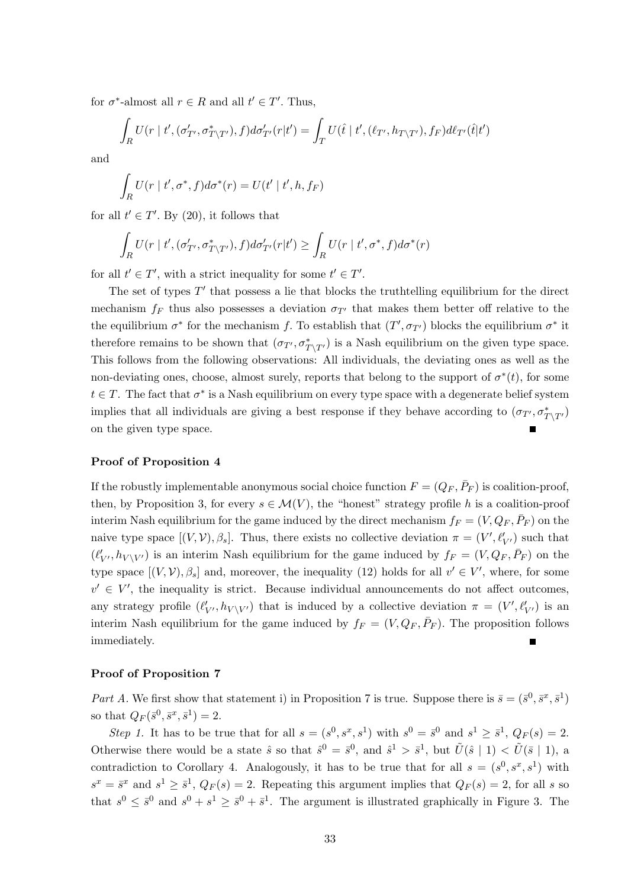for $\sigma^*$-almost all $r \in R$ and all $t' \in T'$. Thus,

$$\int_R U(r \mid t', (\sigma'_{T'}, \sigma^*_{T \setminus T'}), f) d\sigma'_{T'}(r|t') = \int_T U(\hat{t} \mid t', (\ell_{T'}, h_{T \setminus T'}), f_F) d\ell_{T'}(\hat{t}|t')$$

and

$$\int_R U(r \mid t', \sigma^*, f) d\sigma^*(r) = U(t' \mid t', h, f_F)$$

for all $t' \in T'$. By (20), it follows that

$$\int_R U(r \mid t', (\sigma'_{T'}, \sigma^*_{T \setminus T'}), f) d\sigma'_{T'}(r|t') \geq \int_R U(r \mid t', \sigma^*, f) d\sigma^*(r)$$

for all $t' \in T'$, with a strict inequality for some $t' \in T'$.

The set of types $T'$ that possess a lie that blocks the truthtelling equilibrium for the direct mechanism $f_F$ thus also possesses a deviation $\sigma_{T'}$ that makes them better off relative to the the equilibrium $\sigma^*$ for the mechanism $f$. To establish that $(T', \sigma_{T'})$ blocks the equilibrium $\sigma^*$ it therefore remains to be shown that $(\sigma_{T'}, \sigma^*_{T \setminus T'})$ is a Nash equilibrium on the given type space. This follows from the following observations: All individuals, the deviating ones as well as the non-deviating ones, choose, almost surely, reports that belong to the support of $\sigma^*(t)$, for some $t \in T$. The fact that $\sigma^*$ is a Nash equilibrium on every type space with a degenerate belief system implies that all individuals are giving a best response if they behave according to $(\sigma_{T'}, \sigma^*_{T \setminus T'})$ on the given type space. ■

**Proof of Proposition 4**

If the robustly implementable anonymous social choice function $F = (Q_F, \bar{P}_F)$ is coalition-proof, then, by Proposition 3, for every $s \in \mathcal{M}(V)$, the "honest" strategy profile $h$ is a coalition-proof interim Nash equilibrium for the game induced by the direct mechanism $f_F = (V, Q_F, \bar{P}_F)$ on the naive type space $[(V, \mathcal{V}), \beta_s]$. Thus, there exists no collective deviation $\pi = (V', \ell'_{V'})$ such that $(\ell'_{V'}, h_{V \setminus V'})$ is an interim Nash equilibrium for the game induced by $f_F = (V, Q_F, \bar{P}_F)$ on the type space $[(V, \mathcal{V}), \beta_s]$ and, moreover, the inequality (12) holds for all $v' \in V'$, where, for some $v' \in V'$, the inequality is strict. Because individual announcements do not affect outcomes, any strategy profile $(\ell'_{V'}, h_{V \setminus V'})$ that is induced by a collective deviation $\pi = (V', \ell'_{V'})$ is an interim Nash equilibrium for the game induced by $f_F = (V, Q_F, \bar{P}_F)$. The proposition follows immediately. ■

**Proof of Proposition 7**

*Part A.* We first show that statement i) in Proposition 7 is true. Suppose there is $\bar{s} = (\bar{s}^0, \bar{s}^x, \bar{s}^1)$ so that $Q_F(\bar{s}^0, \bar{s}^x, \bar{s}^1) = 2$.

*Step 1.* It has to be true that for all $s = (s^0, s^x, s^1)$ with $s^0 = \bar{s}^0$ and $s^1 \geq \bar{s}^1$, $Q_F(s) = 2$. Otherwise there would be a state $\hat{s}$ so that $\hat{s}^0 = \bar{s}^0$, and $\hat{s}^1 > \bar{s}^1$, but $\tilde{U}(\hat{s} \mid 1) < \tilde{U}(\bar{s} \mid 1)$, a contradiction to Corollary 4. Analogously, it has to be true that for all $s = (s^0, s^x, s^1)$ with $s^x = \bar{s}^x$ and $s^1 \geq \bar{s}^1$, $Q_F(s) = 2$. Repeating this argument implies that $Q_F(s) = 2$, for all $s$ so that $s^0 \leq \bar{s}^0$ and $s^0 + s^1 \geq \bar{s}^0 + \bar{s}^1$. The argument is illustrated graphically in Figure 3. The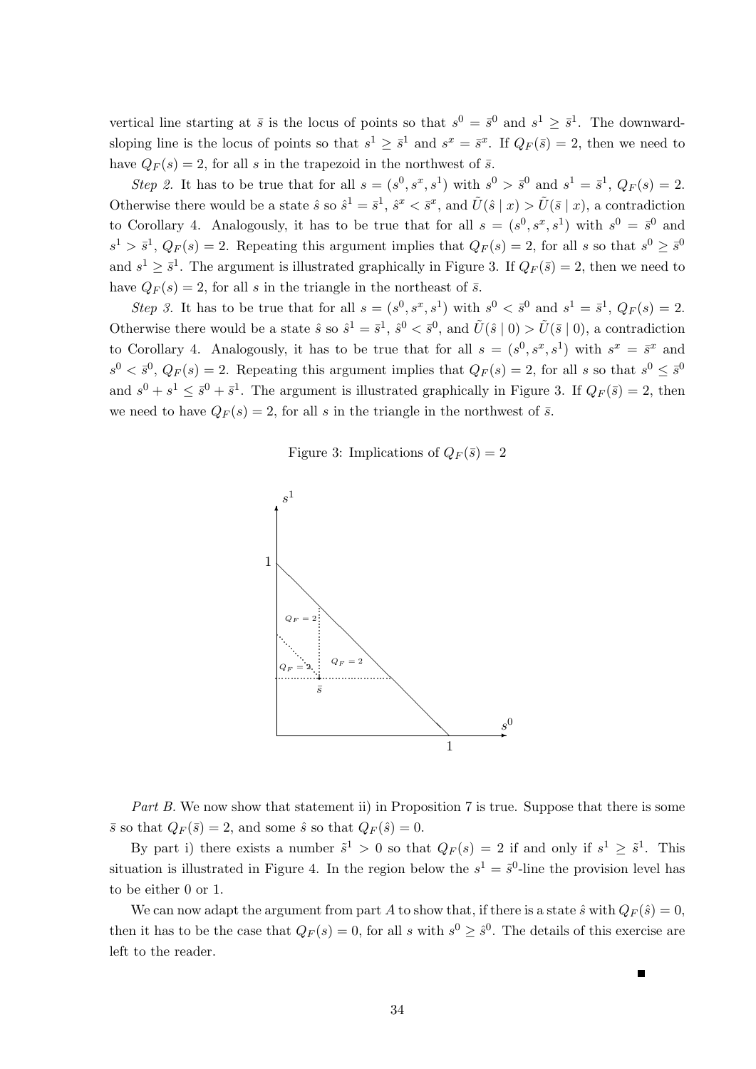vertical line starting at $\bar{s}$ is the locus of points so that $s^0 = \bar{s}^0$ and $s^1 \geq \bar{s}^1$. The downward-sloping line is the locus of points so that $s^1 \geq \bar{s}^1$ and $s^x = \bar{s}^x$. If $Q_F(\bar{s}) = 2$, then we need to have $Q_F(s) = 2$, for all $s$ in the trapezoid in the northwest of $\bar{s}$.

*Step 2.* It has to be true that for all $s = (s^0, s^x, s^1)$ with $s^0 > \bar{s}^0$ and $s^1 = \bar{s}^1$, $Q_F(s) = 2$. Otherwise there would be a state $\hat{s}$ so $\hat{s}^1 = \bar{s}^1$, $\hat{s}^x < \bar{s}^x$, and $\tilde{U}(\hat{s} \mid x) > \tilde{U}(\bar{s} \mid x)$, a contradiction to Corollary 4. Analogously, it has to be true that for all $s = (s^0, s^x, s^1)$ with $s^0 = \bar{s}^0$ and $s^1 > \bar{s}^1$, $Q_F(s) = 2$. Repeating this argument implies that $Q_F(s) = 2$, for all $s$ so that $s^0 \geq \bar{s}^0$ and $s^1 \geq \bar{s}^1$. The argument is illustrated graphically in Figure 3. If $Q_F(\bar{s}) = 2$, then we need to have $Q_F(s) = 2$, for all $s$ in the triangle in the northeast of $\bar{s}$.

*Step 3.* It has to be true that for all $s = (s^0, s^x, s^1)$ with $s^0 < \bar{s}^0$ and $s^1 = \bar{s}^1$, $Q_F(s) = 2$. Otherwise there would be a state $\hat{s}$ so $\hat{s}^1 = \bar{s}^1$, $\hat{s}^0 < \bar{s}^0$, and $\tilde{U}(\hat{s} \mid 0) > \tilde{U}(\bar{s} \mid 0)$, a contradiction to Corollary 4. Analogously, it has to be true that for all $s = (s^0, s^x, s^1)$ with $s^x = \bar{s}^x$ and $s^0 < \bar{s}^0$, $Q_F(s) = 2$. Repeating this argument implies that $Q_F(s) = 2$, for all $s$ so that $s^0 \leq \bar{s}^0$ and $s^0 + s^1 \leq \bar{s}^0 + \bar{s}^1$. The argument is illustrated graphically in Figure 3. If $Q_F(\bar{s}) = 2$, then we need to have $Q_F(s) = 2$, for all $s$ in the triangle in the northwest of $\bar{s}$.

Figure 3: Implications of $Q_F(\bar{s}) = 2$

*Part B.* We now show that statement ii) in Proposition 7 is true. Suppose that there is some $\bar{s}$ so that $Q_F(\bar{s}) = 2$, and some $\hat{s}$ so that $Q_F(\hat{s}) = 0$.

By part i) there exists a number $\tilde{s}^1 > 0$ so that $Q_F(s) = 2$ if and only if $s^1 \geq \tilde{s}^1$. This situation is illustrated in Figure 4. In the region below the $s^1 = \tilde{s}^0$-line the provision level has to be either 0 or 1.

We can now adapt the argument from part $A$ to show that, if there is a state $\hat{s}$ with $Q_F(\hat{s}) = 0$, then it has to be the case that $Q_F(s) = 0$, for all $s$ with $s^0 \geq \hat{s}^0$. The details of this exercise are left to the reader.

∎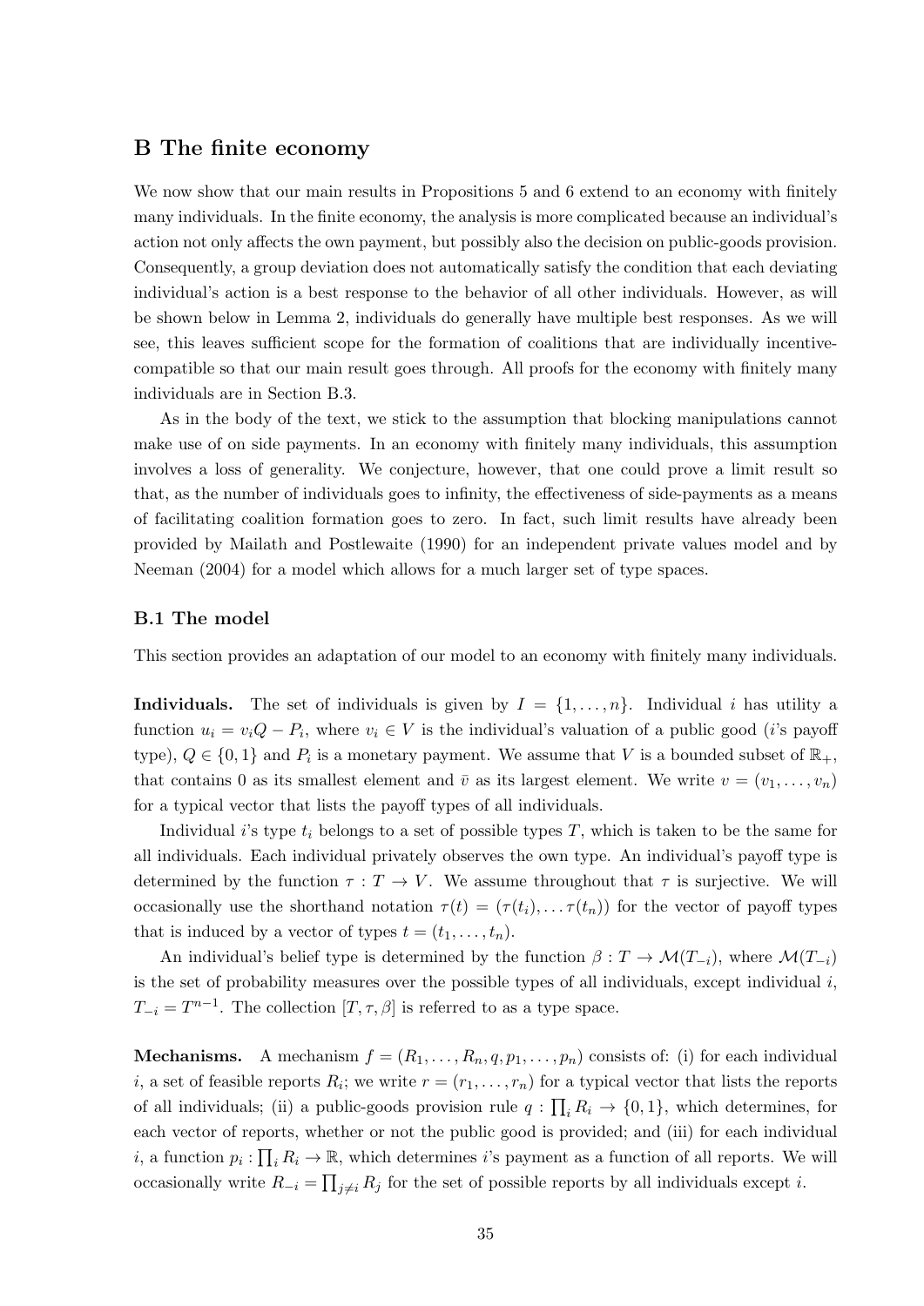## B The finite economy

We now show that our main results in Propositions 5 and 6 extend to an economy with finitely many individuals. In the finite economy, the analysis is more complicated because an individual's action not only affects the own payment, but possibly also the decision on public-goods provision. Consequently, a group deviation does not automatically satisfy the condition that each deviating individual's action is a best response to the behavior of all other individuals. However, as will be shown below in Lemma 2, individuals do generally have multiple best responses. As we will see, this leaves sufficient scope for the formation of coalitions that are individually incentive-compatible so that our main result goes through. All proofs for the economy with finitely many individuals are in Section B.3.

As in the body of the text, we stick to the assumption that blocking manipulations cannot make use of on side payments. In an economy with finitely many individuals, this assumption involves a loss of generality. We conjecture, however, that one could prove a limit result so that, as the number of individuals goes to infinity, the effectiveness of side-payments as a means of facilitating coalition formation goes to zero. In fact, such limit results have already been provided by Mailath and Postlewaite (1990) for an independent private values model and by Neeman (2004) for a model which allows for a much larger set of type spaces.

### B.1 The model

This section provides an adaptation of our model to an economy with finitely many individuals.

**Individuals.** The set of individuals is given by $I = \{1, \ldots, n\}$. Individual $i$ has utility a function $u_i = v_i Q - P_i$, where $v_i \in V$ is the individual's valuation of a public good ($i$'s payoff type), $Q \in \{0, 1\}$ and $P_i$ is a monetary payment. We assume that $V$ is a bounded subset of $\mathbb{R}_+$, that contains 0 as its smallest element and $\bar{v}$ as its largest element. We write $v = (v_1, \ldots, v_n)$ for a typical vector that lists the payoff types of all individuals.

Individual $i$'s type $t_i$ belongs to a set of possible types $T$, which is taken to be the same for all individuals. Each individual privately observes the own type. An individual's payoff type is determined by the function $\tau : T \to V$. We assume throughout that $\tau$ is surjective. We will occasionally use the shorthand notation $\tau(t) = (\tau(t_i), \ldots \tau(t_n))$ for the vector of payoff types that is induced by a vector of types $t = (t_1, \ldots, t_n)$.

An individual's belief type is determined by the function $\beta : T \to \mathcal{M}(T_{-i})$, where $\mathcal{M}(T_{-i})$ is the set of probability measures over the possible types of all individuals, except individual $i$, $T_{-i} = T^{n-1}$. The collection $[T, \tau, \beta]$ is referred to as a type space.

**Mechanisms.** A mechanism $f = (R_1, \ldots, R_n, q, p_1, \ldots, p_n)$ consists of: (i) for each individual $i$, a set of feasible reports $R_i$; we write $r = (r_1, \ldots, r_n)$ for a typical vector that lists the reports of all individuals; (ii) a public-goods provision rule $q : \prod_i R_i \to \{0, 1\}$, which determines, for each vector of reports, whether or not the public good is provided; and (iii) for each individual $i$, a function $p_i : \prod_i R_i \to \mathbb{R}$, which determines $i$'s payment as a function of all reports. We will occasionally write $R_{-i} = \prod_{j \neq i} R_j$ for the set of possible reports by all individuals except $i$.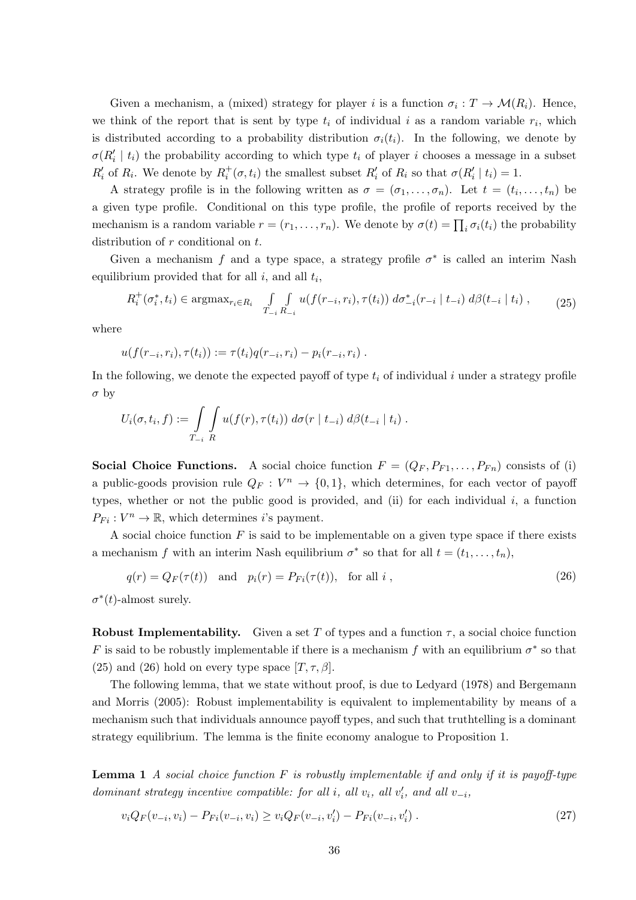Given a mechanism, a (mixed) strategy for player $i$ is a function $\sigma_i : T \to \mathcal{M}(R_i)$. Hence, we think of the report that is sent by type $t_i$ of individual $i$ as a random variable $r_i$, which is distributed according to a probability distribution $\sigma_i(t_i)$. In the following, we denote by $\sigma(R_i' \mid t_i)$ the probability according to which type $t_i$ of player $i$ chooses a message in a subset $R_i'$ of $R_i$. We denote by $R_i^+(\sigma, t_i)$ the smallest subset $R_i'$ of $R_i$ so that $\sigma(R_i' \mid t_i) = 1$.

A strategy profile is in the following written as $\sigma = (\sigma_1, \dots, \sigma_n)$. Let $t = (t_i, \dots, t_n)$ be a given type profile. Conditional on this type profile, the profile of reports received by the mechanism is a random variable $r = (r_1, \dots, r_n)$. We denote by $\sigma(t) = \prod_i \sigma_i(t_i)$ the probability distribution of $r$ conditional on $t$.

Given a mechanism $f$ and a type space, a strategy profile $\sigma^*$ is called an interim Nash equilibrium provided that for all $i$, and all $t_i$,

$$R_i^+(\sigma_i^*, t_i) \in \text{argmax}_{r_i \in R_i} \int\limits_{T_{-i}} \int\limits_{R_{-i}} u(f(r_{-i}, r_i), \tau(t_i)) \, d\sigma_{-i}^*(r_{-i} \mid t_{-i}) \, d\beta(t_{-i} \mid t_i) \,, \tag{25}$$

where

$$u(f(r_{-i}, r_i), \tau(t_i)) := \tau(t_i) q(r_{-i}, r_i) - p_i(r_{-i}, r_i) \,.$$

In the following, we denote the expected payoff of type $t_i$ of individual $i$ under a strategy profile $\sigma$ by

$$U_i(\sigma, t_i, f) := \int\limits_{T_{-i}} \int\limits_{R} u(f(r), \tau(t_i)) \, d\sigma(r \mid t_{-i}) \, d\beta(t_{-i} \mid t_i) \,.$$

**Social Choice Functions.** A social choice function $F = (Q_F, P_{F1}, \dots, P_{Fn})$ consists of (i) a public-goods provision rule $Q_F : V^n \to \{0, 1\}$, which determines, for each vector of payoff types, whether or not the public good is provided, and (ii) for each individual $i$, a function $P_{Fi} : V^n \to \mathbb{R}$, which determines $i$'s payment.

A social choice function $F$ is said to be implementable on a given type space if there exists a mechanism $f$ with an interim Nash equilibrium $\sigma^*$ so that for all $t = (t_1, \dots, t_n)$,

$$q(r) = Q_F(\tau(t)) \quad \text{and} \quad p_i(r) = P_{Fi}(\tau(t)), \quad \text{for all } i \,, \tag{26}$$

$\sigma^*(t)$-almost surely.

**Robust Implementability.** Given a set $T$ of types and a function $\tau$, a social choice function $F$ is said to be robustly implementable if there is a mechanism $f$ with an equilibrium $\sigma^*$ so that (25) and (26) hold on every type space $[T, \tau, \beta]$.

The following lemma, that we state without proof, is due to Ledyard (1978) and Bergemann and Morris (2005): Robust implementability is equivalent to implementability by means of a mechanism such that individuals announce payoff types, and such that truthtelling is a dominant strategy equilibrium. The lemma is the finite economy analogue to Proposition 1.

**Lemma 1** *A social choice function $F$ is robustly implementable if and only if it is payoff-type dominant strategy incentive compatible: for all $i$, all $v_i$, all $v_i'$, and all $v_{-i}$,*

$$v_i Q_F(v_{-i}, v_i) - P_{Fi}(v_{-i}, v_i) \geq v_i Q_F(v_{-i}, v_i') - P_{Fi}(v_{-i}, v_i') \,. \tag{27}$$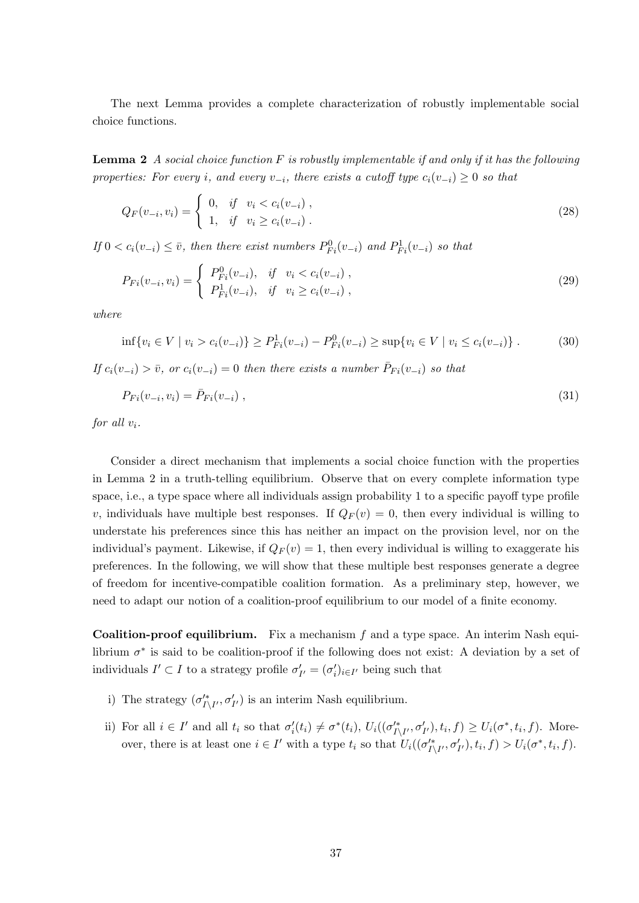The next Lemma provides a complete characterization of robustly implementable social choice functions.

**Lemma 2** *A social choice function $F$ is robustly implementable if and only if it has the following properties: For every $i$, and every $v_{-i}$, there exists a cutoff type $c_i(v_{-i}) \geq 0$ so that*

$$Q_F(v_{-i}, v_i) = \begin{cases} 0, & \text{if} \quad v_i < c_i(v_{-i}) \,, \\ 1, & \text{if} \quad v_i \geq c_i(v_{-i}) \,. \end{cases} \tag{28}$$

*If $0 < c_i(v_{-i}) \leq \bar{v}$, then there exist numbers $P^0_{Fi}(v_{-i})$ and $P^1_{Fi}(v_{-i})$ so that*

$$P_{Fi}(v_{-i}, v_i) = \begin{cases} P^0_{Fi}(v_{-i}), & \text{if} \quad v_i < c_i(v_{-i}) \,, \\ P^1_{Fi}(v_{-i}), & \text{if} \quad v_i \geq c_i(v_{-i}) \,, \end{cases} \tag{29}$$

*where*

$$\inf\{v_i \in V \mid v_i > c_i(v_{-i})\} \geq P^1_{Fi}(v_{-i}) - P^0_{Fi}(v_{-i}) \geq \sup\{v_i \in V \mid v_i \leq c_i(v_{-i})\} \,. \tag{30}$$

*If $c_i(v_{-i}) > \bar{v}$, or $c_i(v_{-i}) = 0$ then there exists a number $\bar{P}_{Fi}(v_{-i})$ so that*

$$P_{Fi}(v_{-i}, v_i) = \bar{P}_{Fi}(v_{-i}) \,, \tag{31}$$

*for all $v_i$.*

Consider a direct mechanism that implements a social choice function with the properties in Lemma 2 in a truth-telling equilibrium. Observe that on every complete information type space, i.e., a type space where all individuals assign probability 1 to a specific payoff type profile $v$, individuals have multiple best responses. If $Q_F(v) = 0$, then every individual is willing to understate his preferences since this has neither an impact on the provision level, nor on the individual's payment. Likewise, if $Q_F(v) = 1$, then every individual is willing to exaggerate his preferences. In the following, we will show that these multiple best responses generate a degree of freedom for incentive-compatible coalition formation. As a preliminary step, however, we need to adapt our notion of a coalition-proof equilibrium to our model of a finite economy.

**Coalition-proof equilibrium.** Fix a mechanism $f$ and a type space. An interim Nash equilibrium $\sigma^*$ is said to be coalition-proof if the following does not exist: A deviation by a set of individuals $I' \subset I$ to a strategy profile $\sigma'_{I'} = (\sigma'_i)_{i \in I'}$ being such that

i) The strategy $(\sigma'^*_{I \setminus I'}, \sigma'_{I'})$ is an interim Nash equilibrium.

ii) For all $i \in I'$ and all $t_i$ so that $\sigma'_i(t_i) \neq \sigma^*(t_i)$, $U_i((\sigma'^*_{I \setminus I'}, \sigma'_{I'}), t_i, f) \geq U_i(\sigma^*, t_i, f)$. Moreover, there is at least one $i \in I'$ with a type $t_i$ so that $U_i((\sigma'^*_{I \setminus I'}, \sigma'_{I'}), t_i, f) > U_i(\sigma^*, t_i, f)$.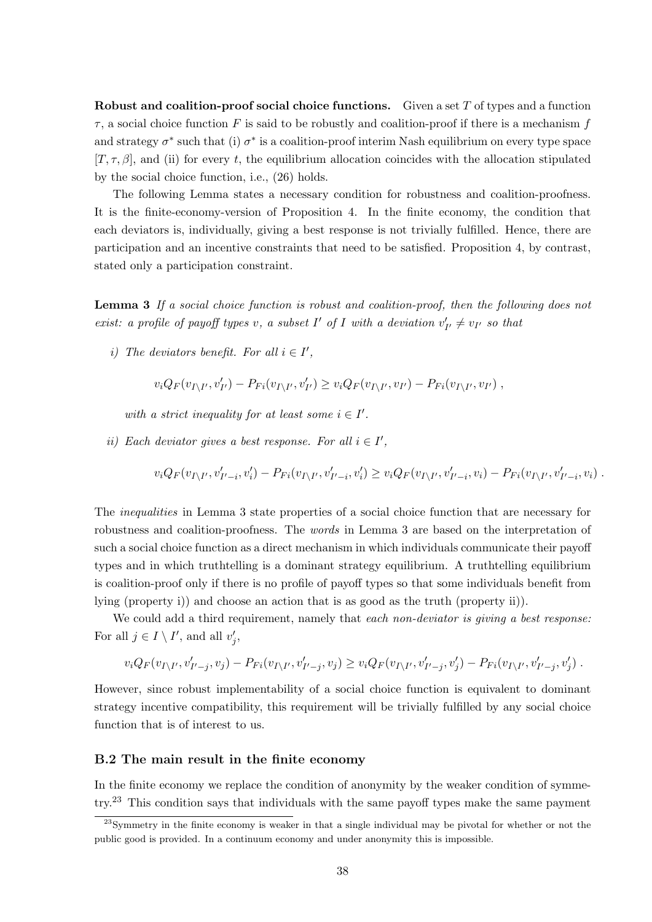**Robust and coalition-proof social choice functions.** Given a set $T$ of types and a function $\tau$, a social choice function $F$ is said to be robustly and coalition-proof if there is a mechanism $f$ and strategy $\sigma^*$ such that (i) $\sigma^*$ is a coalition-proof interim Nash equilibrium on every type space $[T, \tau, \beta]$, and (ii) for every $t$, the equilibrium allocation coincides with the allocation stipulated by the social choice function, i.e., (26) holds.

The following Lemma states a necessary condition for robustness and coalition-proofness. It is the finite-economy-version of Proposition 4. In the finite economy, the condition that each deviators is, individually, giving a best response is not trivially fulfilled. Hence, there are participation and an incentive constraints that need to be satisfied. Proposition 4, by contrast, stated only a participation constraint.

**Lemma 3** *If a social choice function is robust and coalition-proof, then the following does not exist: a profile of payoff types $v$, a subset $I'$ of $I$ with a deviation $v'_{I'} \neq v_{I'}$ so that*

*i) The deviators benefit. For all $i \in I'$,*

$$v_i Q_F(v_{I \setminus I'}, v'_{I'}) - P_{Fi}(v_{I \setminus I'}, v'_{I'}) \geq v_i Q_F(v_{I \setminus I'}, v_{I'}) - P_{Fi}(v_{I \setminus I'}, v_{I'}) \,,$$

*with a strict inequality for at least some $i \in I'$.*

*ii) Each deviator gives a best response. For all $i \in I'$,*

$$v_i Q_F(v_{I \setminus I'}, v'_{I'-i}, v'_i) - P_{Fi}(v_{I \setminus I'}, v'_{I'-i}, v'_i) \geq v_i Q_F(v_{I \setminus I'}, v'_{I'-i}, v_i) - P_{Fi}(v_{I \setminus I'}, v'_{I'-i}, v_i) \,.$$

The *inequalities* in Lemma 3 state properties of a social choice function that are necessary for robustness and coalition-proofness. The *words* in Lemma 3 are based on the interpretation of such a social choice function as a direct mechanism in which individuals communicate their payoff types and in which truthtelling is a dominant strategy equilibrium. A truthtelling equilibrium is coalition-proof only if there is no profile of payoff types so that some individuals benefit from lying (property i)) and choose an action that is as good as the truth (property ii)).

We could add a third requirement, namely that *each non-deviator is giving a best response:* For all $j \in I \setminus I'$, and all $v'_j$,

$$v_i Q_F(v_{I \setminus I'}, v'_{I'-j}, v_j) - P_{Fi}(v_{I \setminus I'}, v'_{I'-j}, v_j) \geq v_i Q_F(v_{I \setminus I'}, v'_{I'-j}, v'_j) - P_{Fi}(v_{I \setminus I'}, v'_{I'-j}, v'_j) \,.$$

However, since robust implementability of a social choice function is equivalent to dominant strategy incentive compatibility, this requirement will be trivially fulfilled by any social choice function that is of interest to us.

### B.2 The main result in the finite economy

In the finite economy we replace the condition of anonymity by the weaker condition of symmetry.[23] This condition says that individuals with the same payoff types make the same payment

[23] Symmetry in the finite economy is weaker in that a single individual may be pivotal for whether or not the public good is provided. In a continuum economy and under anonymity this is impossible.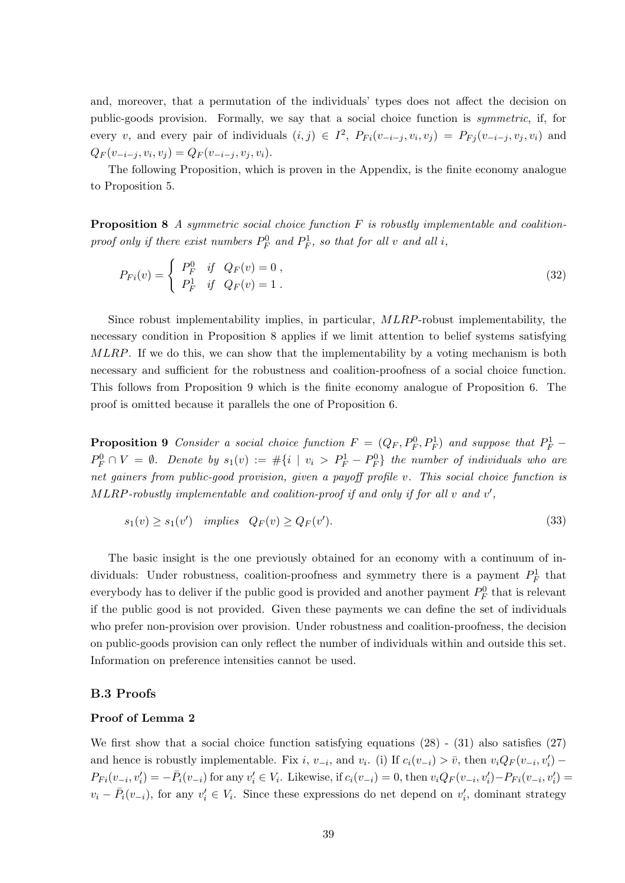and, moreover, that a permutation of the individuals' types does not affect the decision on public-goods provision. Formally, we say that a social choice function is *symmetric*, if, for every $v$, and every pair of individuals $(i,j) \in I^2$, $P_{Fi}(v_{-i-j}, v_i, v_j) = P_{Fj}(v_{-i-j}, v_j, v_i)$ and $Q_F(v_{-i-j}, v_i, v_j) = Q_F(v_{-i-j}, v_j, v_i)$.

The following Proposition, which is proven in the Appendix, is the finite economy analogue to Proposition 5.

**Proposition 8** *A symmetric social choice function $F$ is robustly implementable and coalition-proof only if there exist numbers $P_F^0$ and $P_F^1$, so that for all $v$ and all $i$,*

$$P_{Fi}(v) = \begin{cases} P_F^0 & \text{if} \quad Q_F(v) = 0 \, , \\ P_F^1 & \text{if} \quad Q_F(v) = 1 \, . \end{cases} \tag{32}$$

Since robust implementability implies, in particular, $MLRP$-robust implementability, the necessary condition in Proposition 8 applies if we limit attention to belief systems satisfying $MLRP$. If we do this, we can show that the implementability by a voting mechanism is both necessary and sufficient for the robustness and coalition-proofness of a social choice function. This follows from Proposition 9 which is the finite economy analogue of Proposition 6. The proof is omitted because it parallels the one of Proposition 6.

**Proposition 9** *Consider a social choice function $F = (Q_F, P_F^0, P_F^1)$ and suppose that $P_F^1 - P_F^0 \cap V = \emptyset$. Denote by $s_1(v) := \#\{i \mid v_i > P_F^1 - P_F^0\}$ the number of individuals who are net gainers from public-good provision, given a payoff profile $v$. This social choice function is $MLRP$-robustly implementable and coalition-proof if and only if for all $v$ and $v'$,*

$$s_1(v) \geq s_1(v') \quad \textit{implies} \quad Q_F(v) \geq Q_F(v'). \tag{33}$$

The basic insight is the one previously obtained for an economy with a continuum of individuals: Under robustness, coalition-proofness and symmetry there is a payment $P_F^1$ that everybody has to deliver if the public good is provided and another payment $P_F^0$ that is relevant if the public good is not provided. Given these payments we can define the set of individuals who prefer non-provision over provision. Under robustness and coalition-proofness, the decision on public-goods provision can only reflect the number of individuals within and outside this set. Information on preference intensities cannot be used.

## B.3 Proofs

### Proof of Lemma 2

We first show that a social choice function satisfying equations (28) - (31) also satisfies (27) and hence is robustly implementable. Fix $i$, $v_{-i}$, and $v_i$. (i) If $c_i(v_{-i}) > \bar{v}$, then $v_i Q_F(v_{-i}, v_i') - P_{Fi}(v_{-i}, v_i') = -\bar{P}_i(v_{-i})$ for any $v_i' \in V_i$. Likewise, if $c_i(v_{-i}) = 0$, then $v_i Q_F(v_{-i}, v_i') - P_{Fi}(v_{-i}, v_i') = v_i - \bar{P}_i(v_{-i})$, for any $v_i' \in V_i$. Since these expressions do net depend on $v_i'$, dominant strategy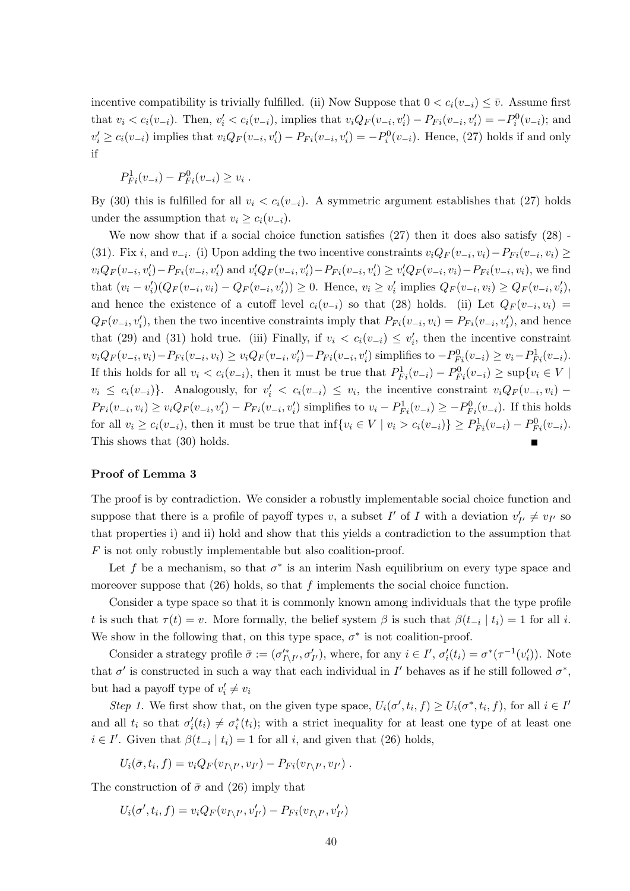incentive compatibility is trivially fulfilled. (ii) Now Suppose that $0 < c_i(v_{-i}) \leq \bar{v}$. Assume first that $v_i < c_i(v_{-i})$. Then, $v_i' < c_i(v_{-i})$, implies that $v_i Q_F(v_{-i}, v_i') - P_{Fi}(v_{-i}, v_i') = -P_i^0(v_{-i})$; and $v_i' \geq c_i(v_{-i})$ implies that $v_i Q_F(v_{-i}, v_i') - P_{Fi}(v_{-i}, v_i') = -P_i^0(v_{-i})$. Hence, (27) holds if and only if

$$P_{Fi}^1(v_{-i}) - P_{Fi}^0(v_{-i}) \geq v_i \ .$$

By (30) this is fulfilled for all $v_i < c_i(v_{-i})$. A symmetric argument establishes that (27) holds under the assumption that $v_i \geq c_i(v_{-i})$.

We now show that if a social choice function satisfies (27) then it does also satisfy (28) - (31). Fix $i$, and $v_{-i}$. (i) Upon adding the two incentive constraints $v_i Q_F(v_{-i}, v_i) - P_{Fi}(v_{-i}, v_i) \geq v_i Q_F(v_{-i}, v_i') - P_{Fi}(v_{-i}, v_i')$ and $v_i' Q_F(v_{-i}, v_i') - P_{Fi}(v_{-i}, v_i') \geq v_i' Q_F(v_{-i}, v_i) - P_{Fi}(v_{-i}, v_i)$, we find that $(v_i - v_i')(Q_F(v_{-i}, v_i) - Q_F(v_{-i}, v_i')) \geq 0$. Hence, $v_i \geq v_i'$ implies $Q_F(v_{-i}, v_i) \geq Q_F(v_{-i}, v_i')$, and hence the existence of a cutoff level $c_i(v_{-i})$ so that (28) holds. (ii) Let $Q_F(v_{-i}, v_i) = Q_F(v_{-i}, v_i')$, then the two incentive constraints imply that $P_{Fi}(v_{-i}, v_i) = P_{Fi}(v_{-i}, v_i')$, and hence that (29) and (31) hold true. (iii) Finally, if $v_i < c_i(v_{-i}) \leq v_i'$, then the incentive constraint $v_i Q_F(v_{-i}, v_i) - P_{Fi}(v_{-i}, v_i) \geq v_i Q_F(v_{-i}, v_i') - P_{Fi}(v_{-i}, v_i')$ simplifies to $-P_{Fi}^0(v_{-i}) \geq v_i - P_{Fi}^1(v_{-i})$. If this holds for all $v_i < c_i(v_{-i})$, then it must be true that $P_{Fi}^1(v_{-i}) - P_{Fi}^0(v_{-i}) \geq \sup\{v_i \in V \mid v_i \leq c_i(v_{-i})\}$. Analogously, for $v_i' < c_i(v_{-i}) \leq v_i$, the incentive constraint $v_i Q_F(v_{-i}, v_i) - P_{Fi}(v_{-i}, v_i) \geq v_i Q_F(v_{-i}, v_i') - P_{Fi}(v_{-i}, v_i')$ simplifies to $v_i - P_{Fi}^1(v_{-i}) \geq -P_{Fi}^0(v_{-i})$. If this holds for all $v_i \geq c_i(v_{-i})$, then it must be true that $\inf\{v_i \in V \mid v_i > c_i(v_{-i})\} \geq P_{Fi}^1(v_{-i}) - P_{Fi}^0(v_{-i})$. This shows that (30) holds. ∎

### Proof of Lemma 3

The proof is by contradiction. We consider a robustly implementable social choice function and suppose that there is a profile of payoff types $v$, a subset $I'$ of $I$ with a deviation $v_{I'}' \neq v_{I'}$ so that properties i) and ii) hold and show that this yields a contradiction to the assumption that $F$ is not only robustly implementable but also coalition-proof.

Let $f$ be a mechanism, so that $\sigma^*$ is an interim Nash equilibrium on every type space and moreover suppose that (26) holds, so that $f$ implements the social choice function.

Consider a type space so that it is commonly known among individuals that the type profile $t$ is such that $\tau(t) = v$. More formally, the belief system $\beta$ is such that $\beta(t_{-i} \mid t_i) = 1$ for all $i$. We show in the following that, on this type space, $\sigma^*$ is not coalition-proof.

Consider a strategy profile $\bar{\sigma} := (\sigma_{I \setminus I'}'^*, \sigma_{I'}')$, where, for any $i \in I'$, $\sigma_i'(t_i) = \sigma^*(\tau^{-1}(v_i'))$. Note that $\sigma'$ is constructed in such a way that each individual in $I'$ behaves as if he still followed $\sigma^*$, but had a payoff type of $v_i' \neq v_i$

*Step 1.* We first show that, on the given type space, $U_i(\sigma', t_i, f) \geq U_i(\sigma^*, t_i, f)$, for all $i \in I'$ and all $t_i$ so that $\sigma_i'(t_i) \neq \sigma_i^*(t_i)$; with a strict inequality for at least one type of at least one $i \in I'$. Given that $\beta(t_{-i} \mid t_i) = 1$ for all $i$, and given that (26) holds,

$$U_i(\bar{\sigma}, t_i, f) = v_i Q_F(v_{I \setminus I'}, v_{I'}) - P_{Fi}(v_{I \setminus I'}, v_{I'}) \ .$$

The construction of $\bar{\sigma}$ and (26) imply that

$$U_i(\sigma', t_i, f) = v_i Q_F(v_{I \setminus I'}, v_{I'}') - P_{Fi}(v_{I \setminus I'}, v_{I'}')$$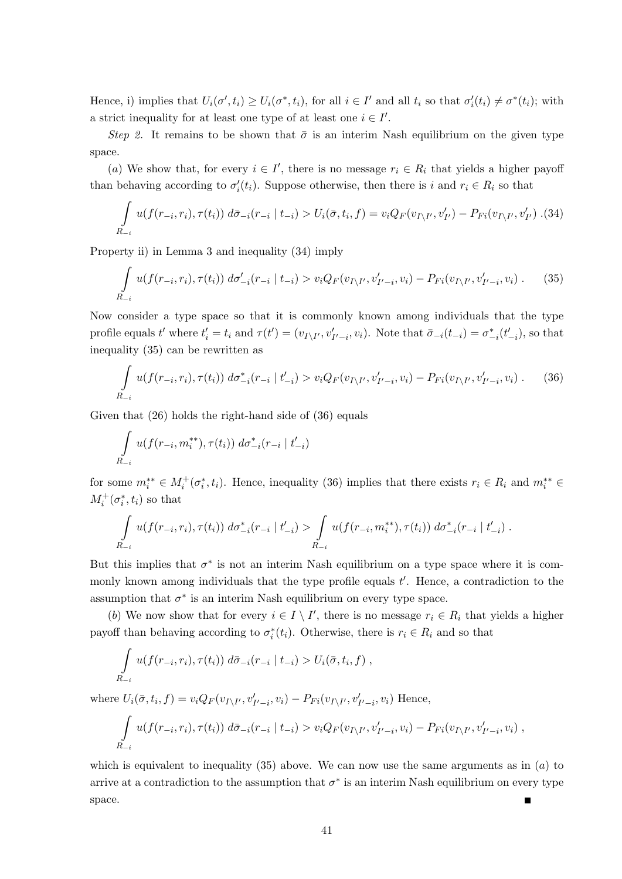Hence, i) implies that $U_i(\sigma', t_i) \geq U_i(\sigma^*, t_i)$, for all $i \in I'$ and all $t_i$ so that $\sigma'_i(t_i) \neq \sigma^*(t_i)$; with a strict inequality for at least one type of at least one $i \in I'$.

*Step 2.* It remains to be shown that $\bar{\sigma}$ is an interim Nash equilibrium on the given type space.

(*a*) We show that, for every $i \in I'$, there is no message $r_i \in R_i$ that yields a higher payoff than behaving according to $\sigma'_i(t_i)$. Suppose otherwise, then there is $i$ and $r_i \in R_i$ so that

$$\int\limits_{R_{-i}} u(f(r_{-i}, r_i), \tau(t_i))\, d\bar{\sigma}_{-i}(r_{-i} \mid t_{-i}) > U_i(\bar{\sigma}, t_i, f) = v_i Q_F(v_{I\setminus I'}, v'_{I'}) - P_{Fi}(v_{I\setminus I'}, v'_{I'}) \; .(34)$$

Property ii) in Lemma 3 and inequality (34) imply

$$\int\limits_{R_{-i}} u(f(r_{-i}, r_i), \tau(t_i))\, d\sigma'_{-i}(r_{-i} \mid t_{-i}) > v_i Q_F(v_{I\setminus I'}, v'_{I'-i}, v_i) - P_{Fi}(v_{I\setminus I'}, v'_{I'-i}, v_i) \; . \quad (35)$$

Now consider a type space so that it is commonly known among individuals that the type profile equals $t'$ where $t'_i = t_i$ and $\tau(t') = (v_{I\setminus I'}, v'_{I'-i}, v_i)$. Note that $\bar{\sigma}_{-i}(t_{-i}) = \sigma^*_{-i}(t'_{-i})$, so that inequality (35) can be rewritten as

$$\int\limits_{R_{-i}} u(f(r_{-i}, r_i), \tau(t_i))\, d\sigma^*_{-i}(r_{-i} \mid t'_{-i}) > v_i Q_F(v_{I\setminus I'}, v'_{I'-i}, v_i) - P_{Fi}(v_{I\setminus I'}, v'_{I'-i}, v_i) \; . \quad (36)$$

Given that (26) holds the right-hand side of (36) equals

$$\int\limits_{R_{-i}} u(f(r_{-i}, m_i^{**}), \tau(t_i))\, d\sigma^*_{-i}(r_{-i} \mid t'_{-i})$$

for some $m_i^{**} \in M_i^+(\sigma^*_i, t_i)$. Hence, inequality (36) implies that there exists $r_i \in R_i$ and $m_i^{**} \in M_i^+(\sigma^*_i, t_i)$ so that

$$\int\limits_{R_{-i}} u(f(r_{-i}, r_i), \tau(t_i))\, d\sigma^*_{-i}(r_{-i} \mid t'_{-i}) > \int\limits_{R_{-i}} u(f(r_{-i}, m_i^{**}), \tau(t_i))\, d\sigma^*_{-i}(r_{-i} \mid t'_{-i}) \; .$$

But this implies that $\sigma^*$ is not an interim Nash equilibrium on a type space where it is commonly known among individuals that the type profile equals $t'$. Hence, a contradiction to the assumption that $\sigma^*$ is an interim Nash equilibrium on every type space.

(*b*) We now show that for every $i \in I \setminus I'$, there is no message $r_i \in R_i$ that yields a higher payoff than behaving according to $\sigma^*_i(t_i)$. Otherwise, there is $r_i \in R_i$ and so that

$$\int\limits_{R_{-i}} u(f(r_{-i}, r_i), \tau(t_i))\, d\bar{\sigma}_{-i}(r_{-i} \mid t_{-i}) > U_i(\bar{\sigma}, t_i, f) \; ,$$

where $U_i(\bar{\sigma}, t_i, f) = v_i Q_F(v_{I\setminus I'}, v'_{I'-i}, v_i) - P_{Fi}(v_{I\setminus I'}, v'_{I'-i}, v_i)$ Hence,

$$\int\limits_{R_{-i}} u(f(r_{-i}, r_i), \tau(t_i))\, d\bar{\sigma}_{-i}(r_{-i} \mid t_{-i}) > v_i Q_F(v_{I\setminus I'}, v'_{I'-i}, v_i) - P_{Fi}(v_{I\setminus I'}, v'_{I'-i}, v_i) \; ,$$

which is equivalent to inequality (35) above. We can now use the same arguments as in (*a*) to arrive at a contradiction to the assumption that $\sigma^*$ is an interim Nash equilibrium on every type space. ∎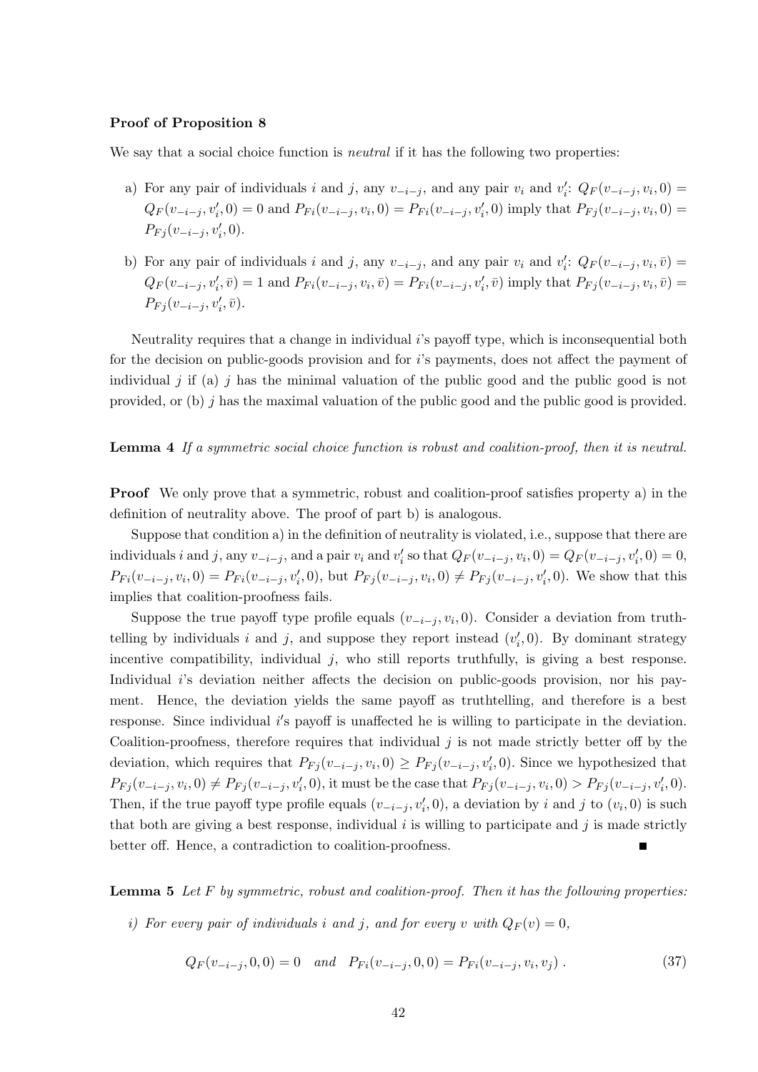**Proof of Proposition 8**

We say that a social choice function is *neutral* if it has the following two properties:

a) For any pair of individuals $i$ and $j$, any $v_{-i-j}$, and any pair $v_i$ and $v_i'$: $Q_F(v_{-i-j}, v_i, 0) = Q_F(v_{-i-j}, v_i', 0) = 0$ and $P_{Fi}(v_{-i-j}, v_i, 0) = P_{Fi}(v_{-i-j}, v_i', 0)$ imply that $P_{Fj}(v_{-i-j}, v_i, 0) = P_{Fj}(v_{-i-j}, v_i', 0)$.

b) For any pair of individuals $i$ and $j$, any $v_{-i-j}$, and any pair $v_i$ and $v_i'$: $Q_F(v_{-i-j}, v_i, \bar{v}) = Q_F(v_{-i-j}, v_i', \bar{v}) = 1$ and $P_{Fi}(v_{-i-j}, v_i, \bar{v}) = P_{Fi}(v_{-i-j}, v_i', \bar{v})$ imply that $P_{Fj}(v_{-i-j}, v_i, \bar{v}) = P_{Fj}(v_{-i-j}, v_i', \bar{v})$.

Neutrality requires that a change in individual $i$'s payoff type, which is inconsequential both for the decision on public-goods provision and for $i$'s payments, does not affect the payment of individual $j$ if (a) $j$ has the minimal valuation of the public good and the public good is not provided, or (b) $j$ has the maximal valuation of the public good and the public good is provided.

**Lemma 4** *If a symmetric social choice function is robust and coalition-proof, then it is neutral.*

**Proof** We only prove that a symmetric, robust and coalition-proof satisfies property a) in the definition of neutrality above. The proof of part b) is analogous.

Suppose that condition a) in the definition of neutrality is violated, i.e., suppose that there are individuals $i$ and $j$, any $v_{-i-j}$, and a pair $v_i$ and $v_i'$ so that $Q_F(v_{-i-j}, v_i, 0) = Q_F(v_{-i-j}, v_i', 0) = 0$, $P_{Fi}(v_{-i-j}, v_i, 0) = P_{Fi}(v_{-i-j}, v_i', 0)$, but $P_{Fj}(v_{-i-j}, v_i, 0) \neq P_{Fj}(v_{-i-j}, v_i', 0)$. We show that this implies that coalition-proofness fails.

Suppose the true payoff type profile equals $(v_{-i-j}, v_i, 0)$. Consider a deviation from truthtelling by individuals $i$ and $j$, and suppose they report instead $(v_i', 0)$. By dominant strategy incentive compatibility, individual $j$, who still reports truthfully, is giving a best response. Individual $i$'s deviation neither affects the decision on public-goods provision, nor his payment. Hence, the deviation yields the same payoff as truthtelling, and therefore is a best response. Since individual $i'$s payoff is unaffected he is willing to participate in the deviation. Coalition-proofness, therefore requires that individual $j$ is not made strictly better off by the deviation, which requires that $P_{Fj}(v_{-i-j}, v_i, 0) \geq P_{Fj}(v_{-i-j}, v_i', 0)$. Since we hypothesized that $P_{Fj}(v_{-i-j}, v_i, 0) \neq P_{Fj}(v_{-i-j}, v_i', 0)$, it must be the case that $P_{Fj}(v_{-i-j}, v_i, 0) > P_{Fj}(v_{-i-j}, v_i', 0)$. Then, if the true payoff type profile equals $(v_{-i-j}, v_i', 0)$, a deviation by $i$ and $j$ to $(v_i, 0)$ is such that both are giving a best response, individual $i$ is willing to participate and $j$ is made strictly better off. Hence, a contradiction to coalition-proofness. ■

**Lemma 5** *Let $F$ by symmetric, robust and coalition-proof. Then it has the following properties:*

*i) For every pair of individuals $i$ and $j$, and for every $v$ with $Q_F(v) = 0$,*

$$Q_F(v_{-i-j}, 0, 0) = 0 \quad \textit{and} \quad P_{Fi}(v_{-i-j}, 0, 0) = P_{Fi}(v_{-i-j}, v_i, v_j) \, . \tag{37}$$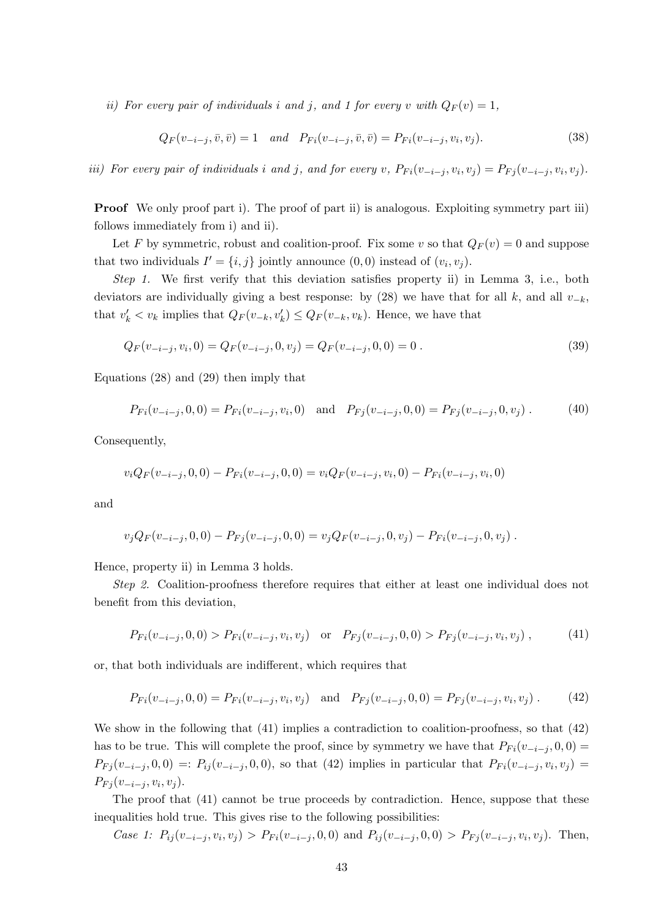*ii) For every pair of individuals $i$ and $j$, and 1 for every $v$ with $Q_F(v) = 1$,*

$$Q_F(v_{-i-j}, \bar{v}, \bar{v}) = 1 \quad \textit{and} \quad P_{Fi}(v_{-i-j}, \bar{v}, \bar{v}) = P_{Fi}(v_{-i-j}, v_i, v_j). \tag{38}$$

*iii) For every pair of individuals $i$ and $j$, and for every $v$, $P_{Fi}(v_{-i-j}, v_i, v_j) = P_{Fj}(v_{-i-j}, v_i, v_j)$.*

**Proof** We only proof part i). The proof of part ii) is analogous. Exploiting symmetry part iii) follows immediately from i) and ii).

Let $F$ by symmetric, robust and coalition-proof. Fix some $v$ so that $Q_F(v) = 0$ and suppose that two individuals $I' = \{i, j\}$ jointly announce $(0, 0)$ instead of $(v_i, v_j)$.

*Step 1.* We first verify that this deviation satisfies property ii) in Lemma 3, i.e., both deviators are individually giving a best response: by (28) we have that for all $k$, and all $v_{-k}$, that $v'_k < v_k$ implies that $Q_F(v_{-k}, v'_k) \leq Q_F(v_{-k}, v_k)$. Hence, we have that

$$Q_F(v_{-i-j}, v_i, 0) = Q_F(v_{-i-j}, 0, v_j) = Q_F(v_{-i-j}, 0, 0) = 0\ . \tag{39}$$

Equations (28) and (29) then imply that

$$P_{Fi}(v_{-i-j}, 0, 0) = P_{Fi}(v_{-i-j}, v_i, 0) \quad \text{and} \quad P_{Fj}(v_{-i-j}, 0, 0) = P_{Fj}(v_{-i-j}, 0, v_j)\ . \tag{40}$$

Consequently,

$$v_i Q_F(v_{-i-j}, 0, 0) - P_{Fi}(v_{-i-j}, 0, 0) = v_i Q_F(v_{-i-j}, v_i, 0) - P_{Fi}(v_{-i-j}, v_i, 0)$$

and

$$v_j Q_F(v_{-i-j}, 0, 0) - P_{Fj}(v_{-i-j}, 0, 0) = v_j Q_F(v_{-i-j}, 0, v_j) - P_{Fi}(v_{-i-j}, 0, v_j)\ .$$

Hence, property ii) in Lemma 3 holds.

*Step 2.* Coalition-proofness therefore requires that either at least one individual does not benefit from this deviation,

$$P_{Fi}(v_{-i-j}, 0, 0) > P_{Fi}(v_{-i-j}, v_i, v_j) \quad \text{or} \quad P_{Fj}(v_{-i-j}, 0, 0) > P_{Fj}(v_{-i-j}, v_i, v_j)\ , \tag{41}$$

or, that both individuals are indifferent, which requires that

$$P_{Fi}(v_{-i-j}, 0, 0) = P_{Fi}(v_{-i-j}, v_i, v_j) \quad \text{and} \quad P_{Fj}(v_{-i-j}, 0, 0) = P_{Fj}(v_{-i-j}, v_i, v_j)\ . \tag{42}$$

We show in the following that (41) implies a contradiction to coalition-proofness, so that (42) has to be true. This will complete the proof, since by symmetry we have that $P_{Fi}(v_{-i-j}, 0, 0) = P_{Fj}(v_{-i-j}, 0, 0) =: P_{ij}(v_{-i-j}, 0, 0)$, so that (42) implies in particular that $P_{Fi}(v_{-i-j}, v_i, v_j) = P_{Fj}(v_{-i-j}, v_i, v_j)$.

The proof that (41) cannot be true proceeds by contradiction. Hence, suppose that these inequalities hold true. This gives rise to the following possibilities:

*Case 1:* $P_{ij}(v_{-i-j}, v_i, v_j) > P_{Fi}(v_{-i-j}, 0, 0)$ and $P_{ij}(v_{-i-j}, 0, 0) > P_{Fj}(v_{-i-j}, v_i, v_j)$. Then,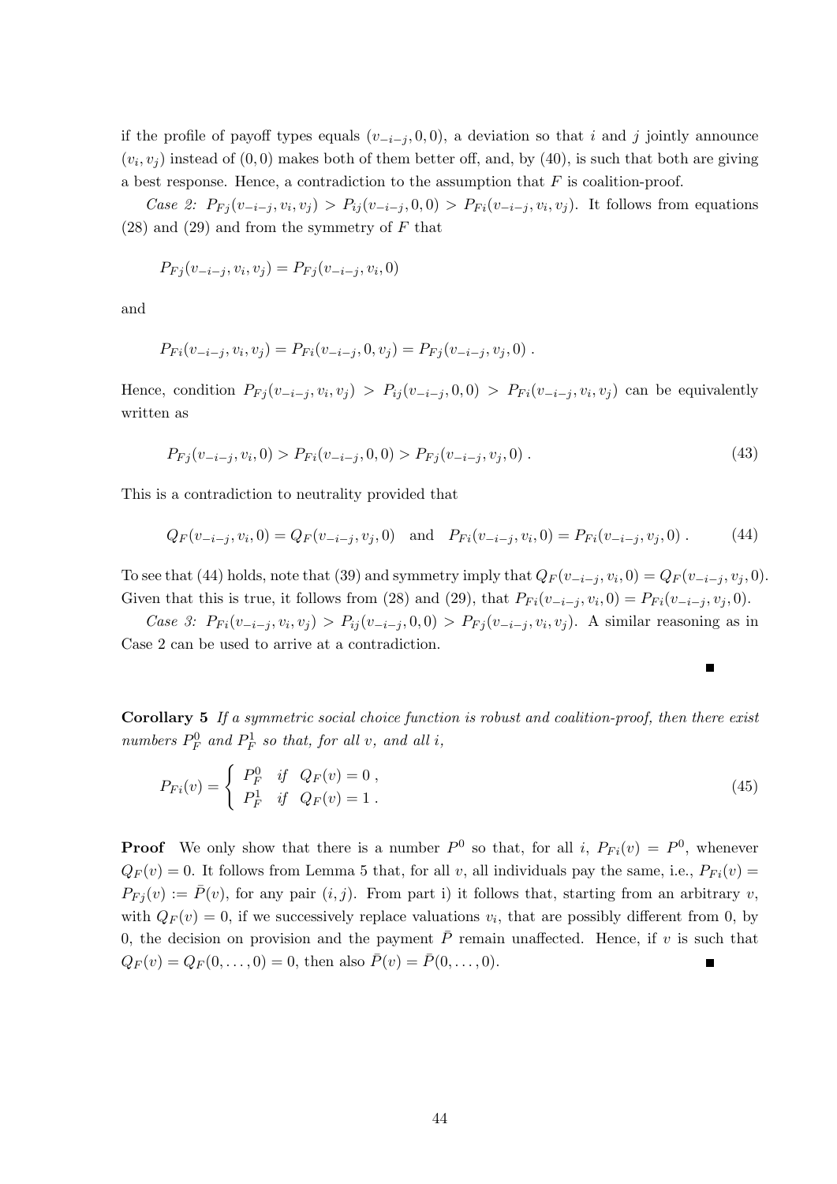if the profile of payoff types equals $(v_{-i-j}, 0, 0)$, a deviation so that $i$ and $j$ jointly announce $(v_i, v_j)$ instead of $(0, 0)$ makes both of them better off, and, by (40), is such that both are giving a best response. Hence, a contradiction to the assumption that $F$ is coalition-proof.

*Case 2:* $P_{Fj}(v_{-i-j}, v_i, v_j) > P_{ij}(v_{-i-j}, 0, 0) > P_{Fi}(v_{-i-j}, v_i, v_j)$. It follows from equations (28) and (29) and from the symmetry of $F$ that

$$P_{Fj}(v_{-i-j}, v_i, v_j) = P_{Fj}(v_{-i-j}, v_i, 0)$$

and

$$P_{Fi}(v_{-i-j}, v_i, v_j) = P_{Fi}(v_{-i-j}, 0, v_j) = P_{Fj}(v_{-i-j}, v_j, 0)\ .$$

Hence, condition $P_{Fj}(v_{-i-j}, v_i, v_j) > P_{ij}(v_{-i-j}, 0, 0) > P_{Fi}(v_{-i-j}, v_i, v_j)$ can be equivalently written as

$$P_{Fj}(v_{-i-j}, v_i, 0) > P_{Fi}(v_{-i-j}, 0, 0) > P_{Fj}(v_{-i-j}, v_j, 0)\ . \tag{43}$$

This is a contradiction to neutrality provided that

$$Q_F(v_{-i-j}, v_i, 0) = Q_F(v_{-i-j}, v_j, 0) \quad \text{and} \quad P_{Fi}(v_{-i-j}, v_i, 0) = P_{Fi}(v_{-i-j}, v_j, 0)\ . \tag{44}$$

To see that (44) holds, note that (39) and symmetry imply that $Q_F(v_{-i-j}, v_i, 0) = Q_F(v_{-i-j}, v_j, 0)$. Given that this is true, it follows from (28) and (29), that $P_{Fi}(v_{-i-j}, v_i, 0) = P_{Fi}(v_{-i-j}, v_j, 0)$.

*Case 3:* $P_{Fi}(v_{-i-j}, v_i, v_j) > P_{ij}(v_{-i-j}, 0, 0) > P_{Fj}(v_{-i-j}, v_i, v_j)$. A similar reasoning as in Case 2 can be used to arrive at a contradiction.

■

**Corollary 5** *If a symmetric social choice function is robust and coalition-proof, then there exist numbers $P_F^0$ and $P_F^1$ so that, for all $v$, and all $i$,*

$$P_{Fi}(v) = \begin{cases} P_F^0 & \text{if} \quad Q_F(v) = 0\ , \\ P_F^1 & \text{if} \quad Q_F(v) = 1\ . \end{cases} \tag{45}$$

**Proof** We only show that there is a number $P^0$ so that, for all $i$, $P_{Fi}(v) = P^0$, whenever $Q_F(v) = 0$. It follows from Lemma 5 that, for all $v$, all individuals pay the same, i.e., $P_{Fi}(v) = P_{Fj}(v) := \bar{P}(v)$, for any pair $(i, j)$. From part i) it follows that, starting from an arbitrary $v$, with $Q_F(v) = 0$, if we successively replace valuations $v_i$, that are possibly different from 0, by 0, the decision on provision and the payment $\bar{P}$ remain unaffected. Hence, if $v$ is such that $Q_F(v) = Q_F(0, \ldots, 0) = 0$, then also $\bar{P}(v) = \bar{P}(0, \ldots, 0)$. ■